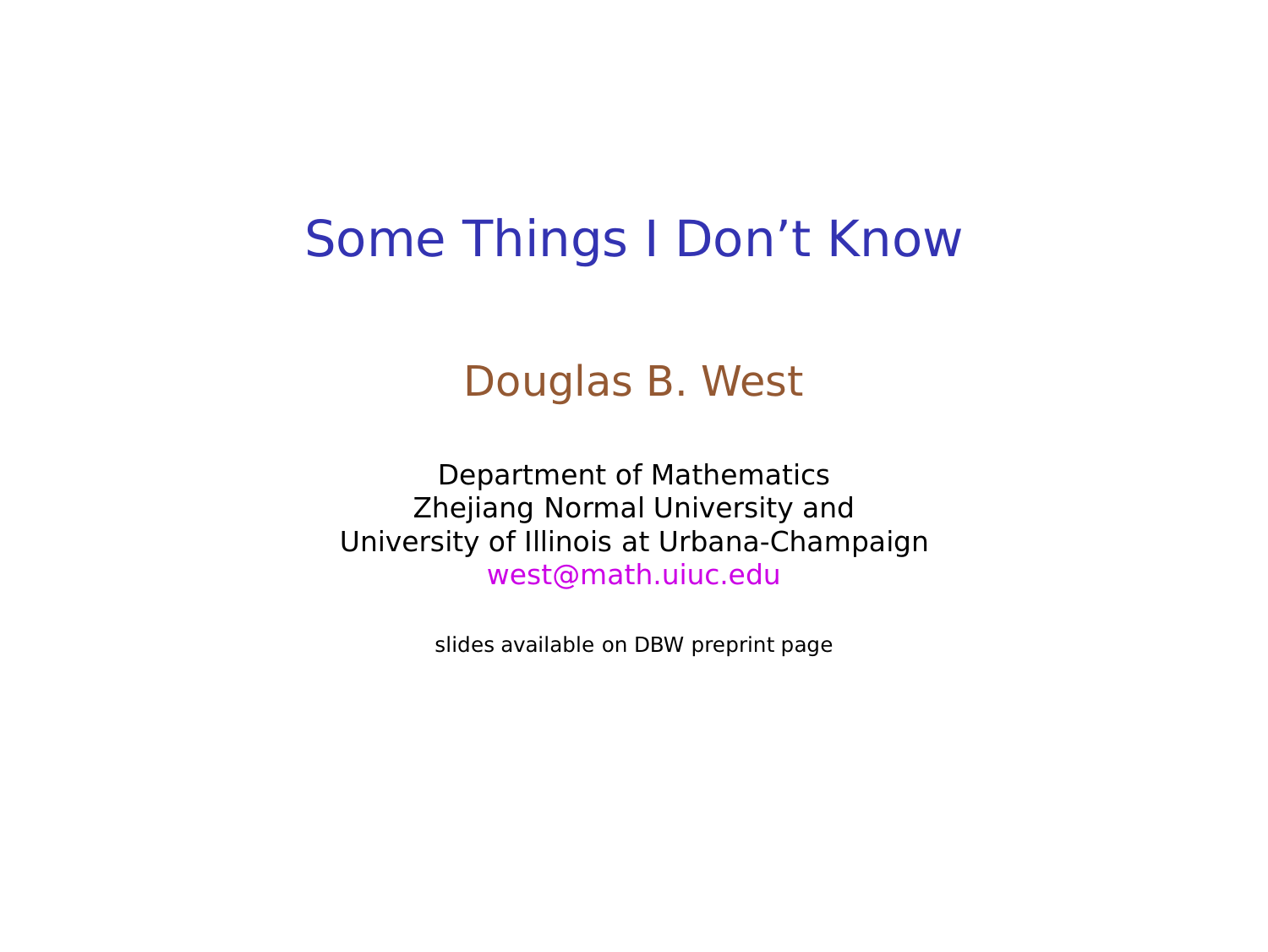# Some Things I Don't Know

## Douglas B. West

Department of Mathematics
Zhejiang Normal University and
University of Illinois at Urbana-Champaign
west@math.uiuc.edu

slides available on DBW preprint page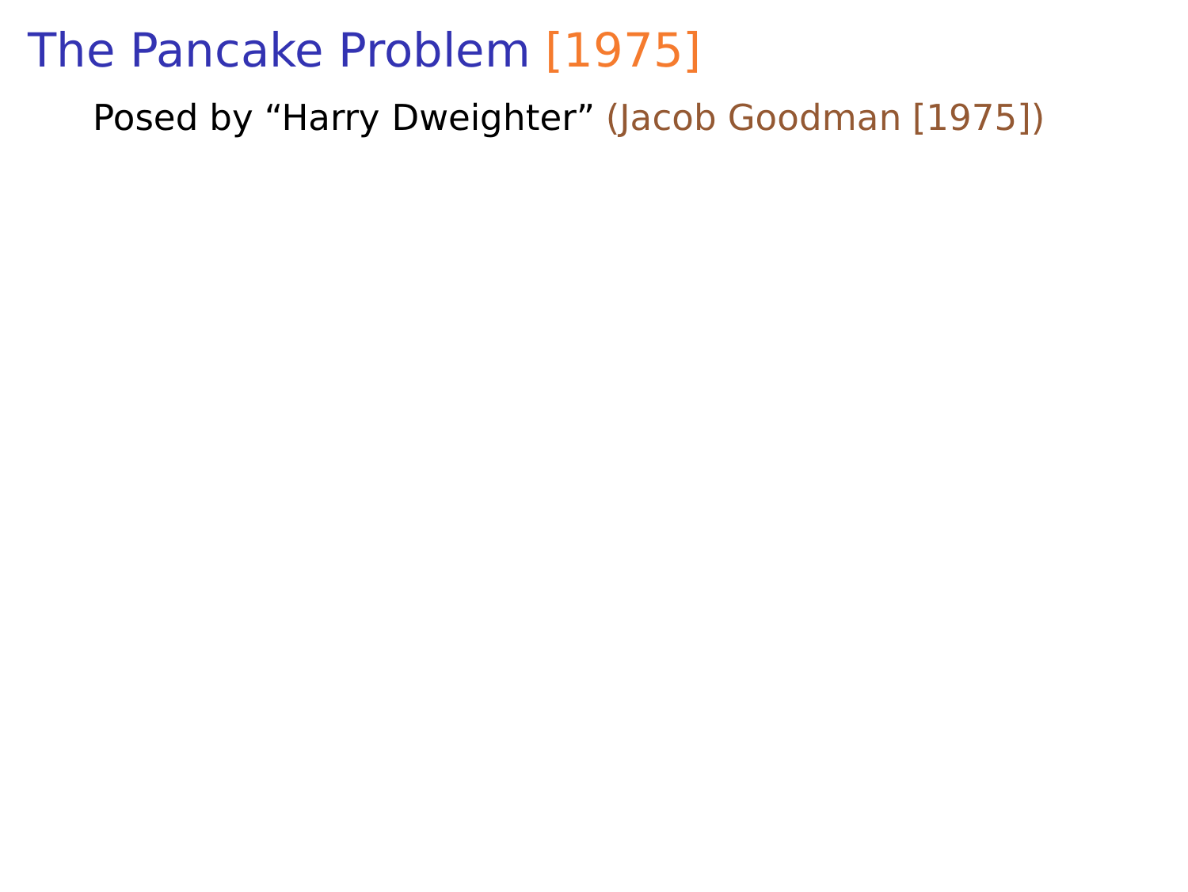# The Pancake Problem [1975]

Posed by “Harry Dweighter” (Jacob Goodman [1975])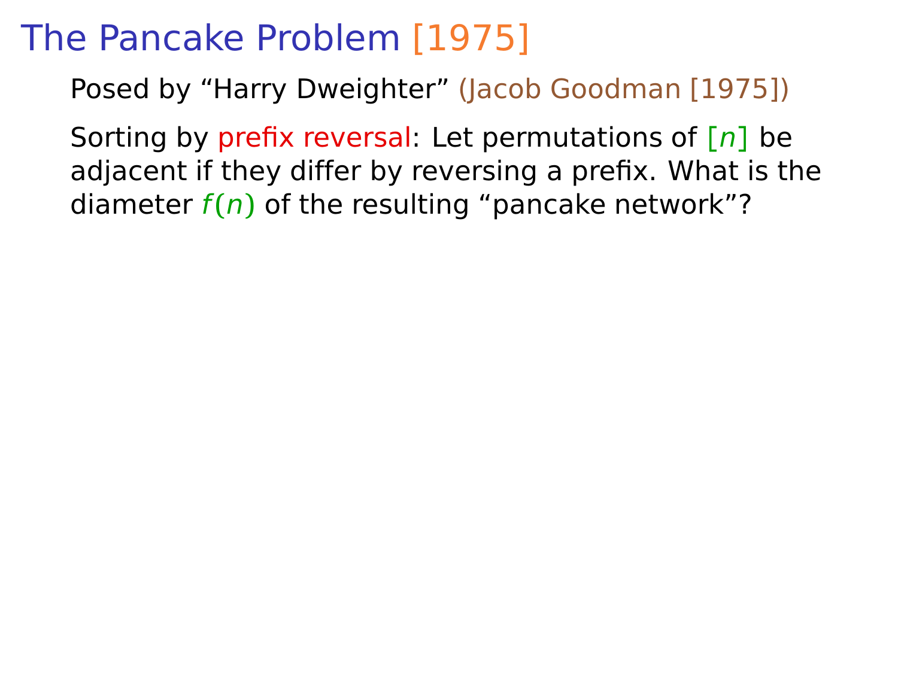# The Pancake Problem [1975]

Posed by “Harry Dweighter” (Jacob Goodman [1975])

Sorting by prefix reversal: Let permutations of $[n]$ be adjacent if they differ by reversing a prefix. What is the diameter $f(n)$ of the resulting “pancake network”?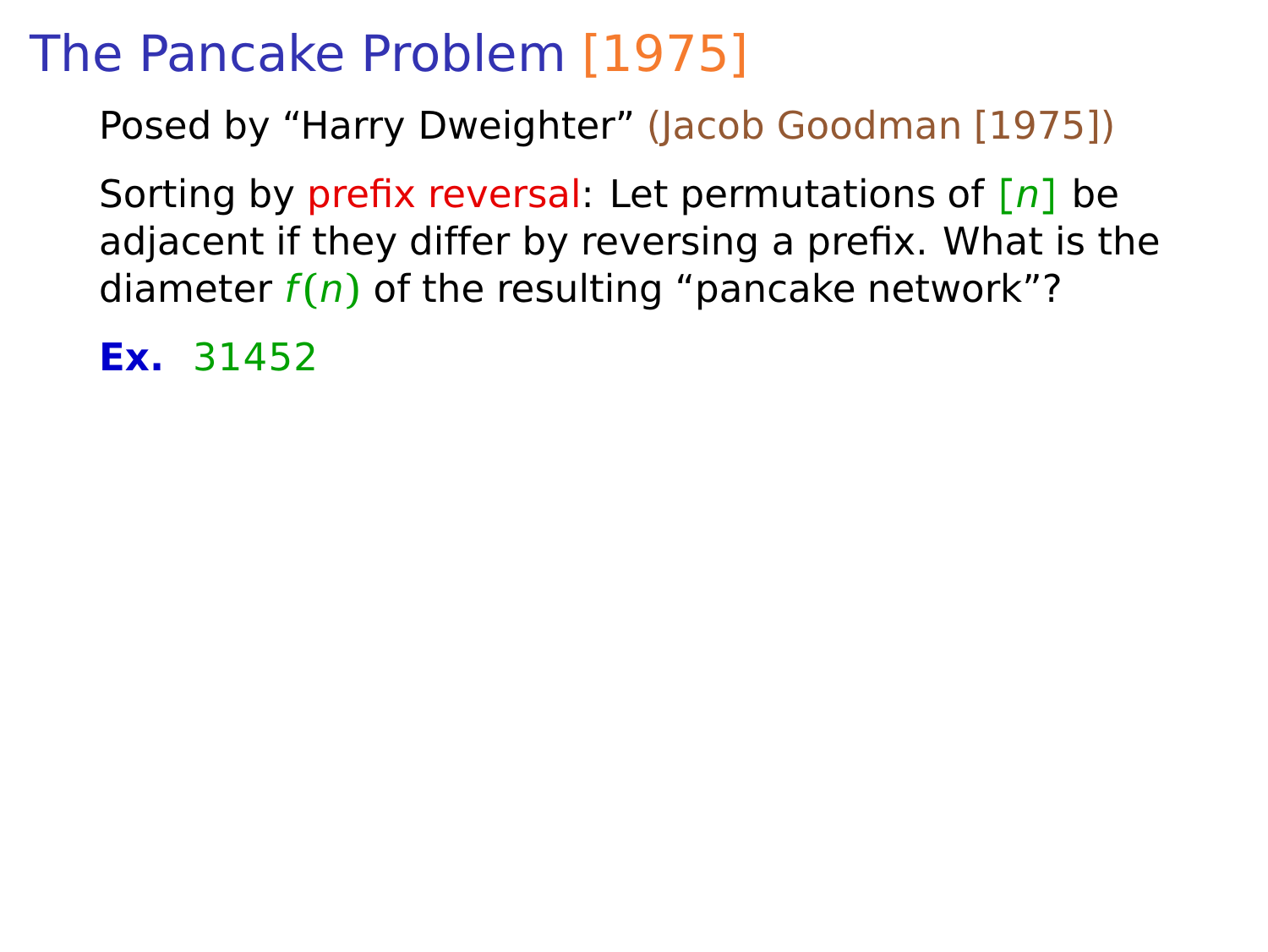# The Pancake Problem [1975]

Posed by “Harry Dweighter” (Jacob Goodman [1975])

Sorting by prefix reversal: Let permutations of $[n]$ be adjacent if they differ by reversing a prefix. What is the diameter $f(n)$ of the resulting “pancake network”?

**Ex.** 31452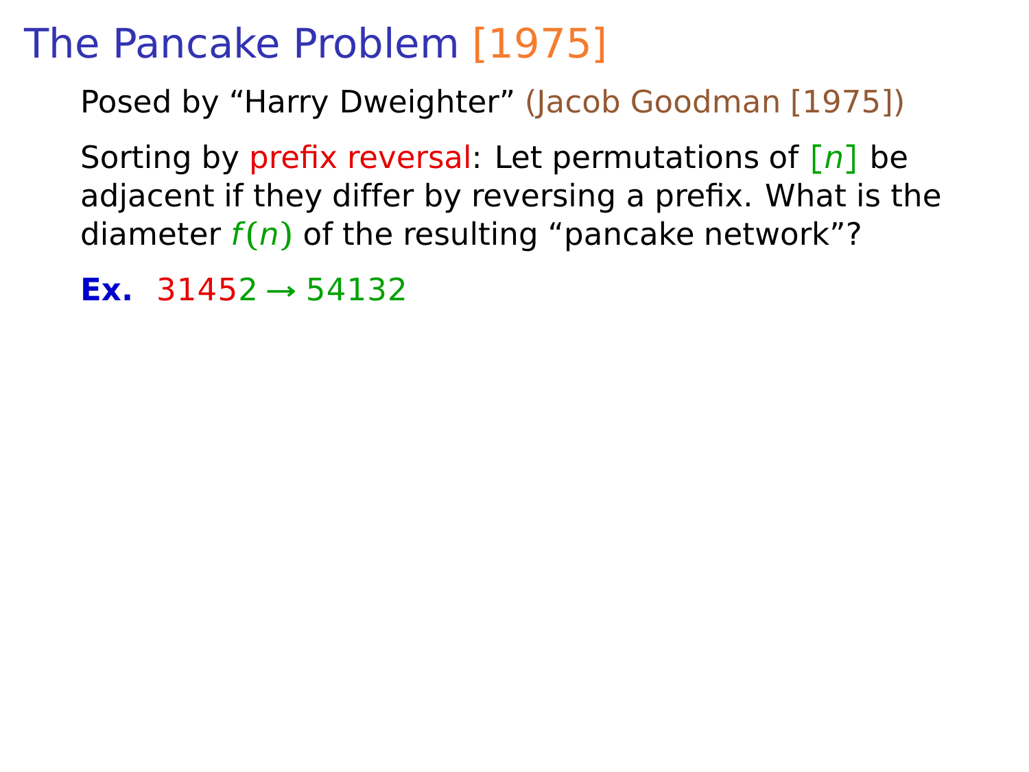# The Pancake Problem [1975]

Posed by “Harry Dweighter” (Jacob Goodman [1975])

Sorting by prefix reversal: Let permutations of $[n]$ be adjacent if they differ by reversing a prefix. What is the diameter $f(n)$ of the resulting “pancake network”?

**Ex.** 31452 → 54132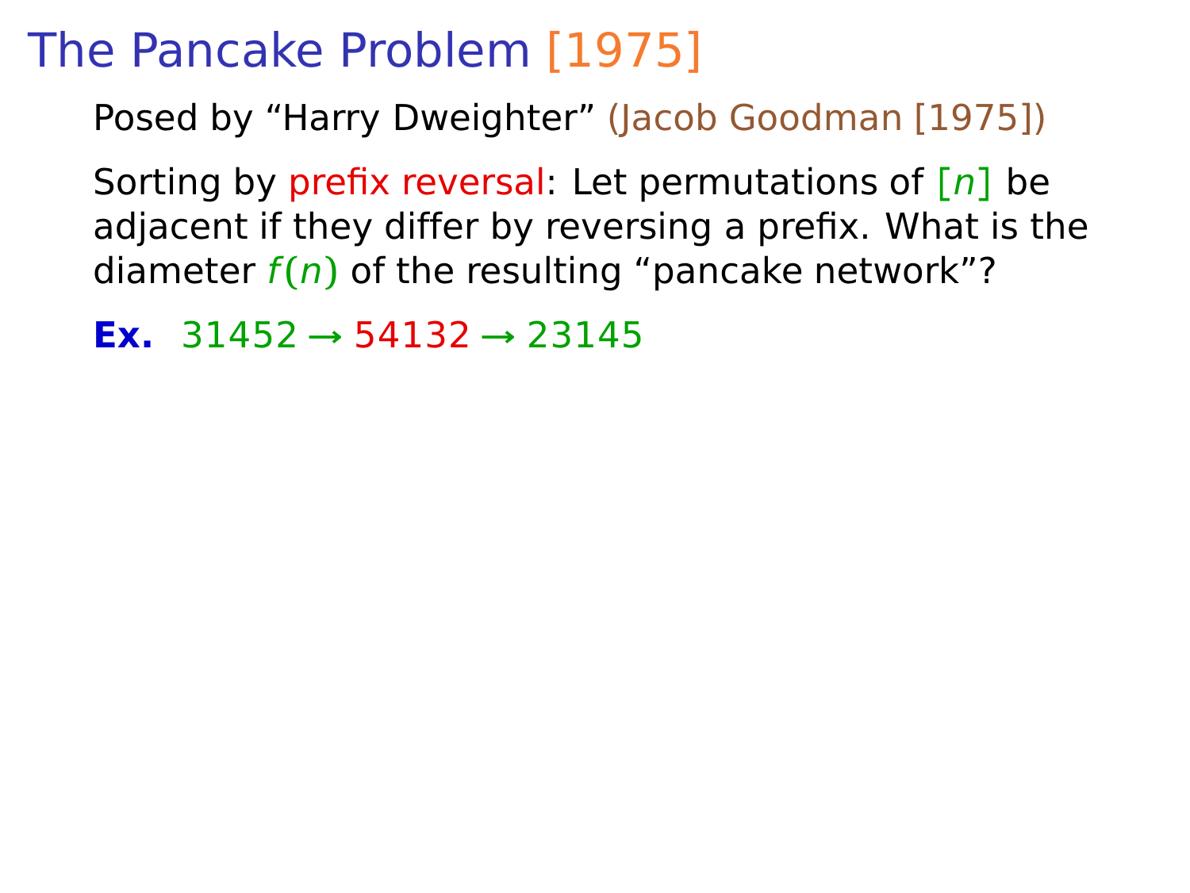# The Pancake Problem [1975]

Posed by "Harry Dweighter" (Jacob Goodman [1975])

Sorting by prefix reversal: Let permutations of $[n]$ be adjacent if they differ by reversing a prefix. What is the diameter $f(n)$ of the resulting "pancake network"?

**Ex.** $31452 \rightarrow 54132 \rightarrow 23145$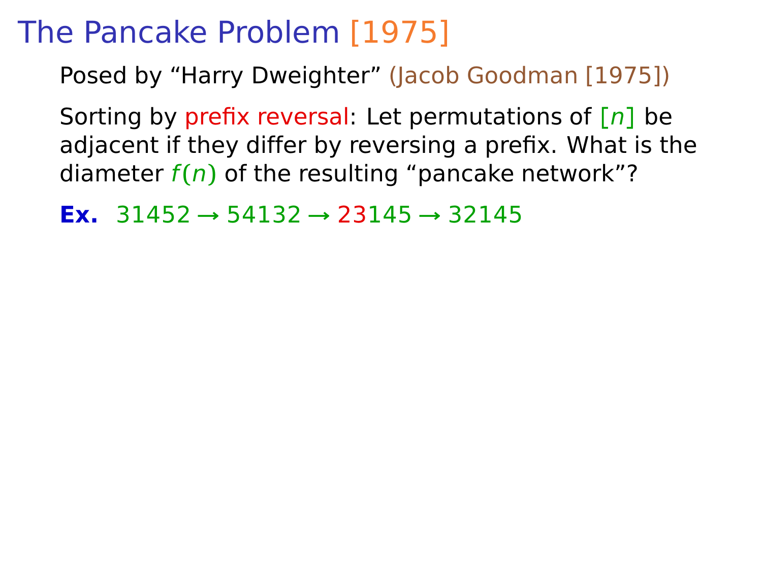# The Pancake Problem [1975]

Posed by "Harry Dweighter" (Jacob Goodman [1975])

Sorting by prefix reversal: Let permutations of $[n]$ be adjacent if they differ by reversing a prefix. What is the diameter $f(n)$ of the resulting "pancake network"?

**Ex.** 31452 → 54132 → 23145 → 32145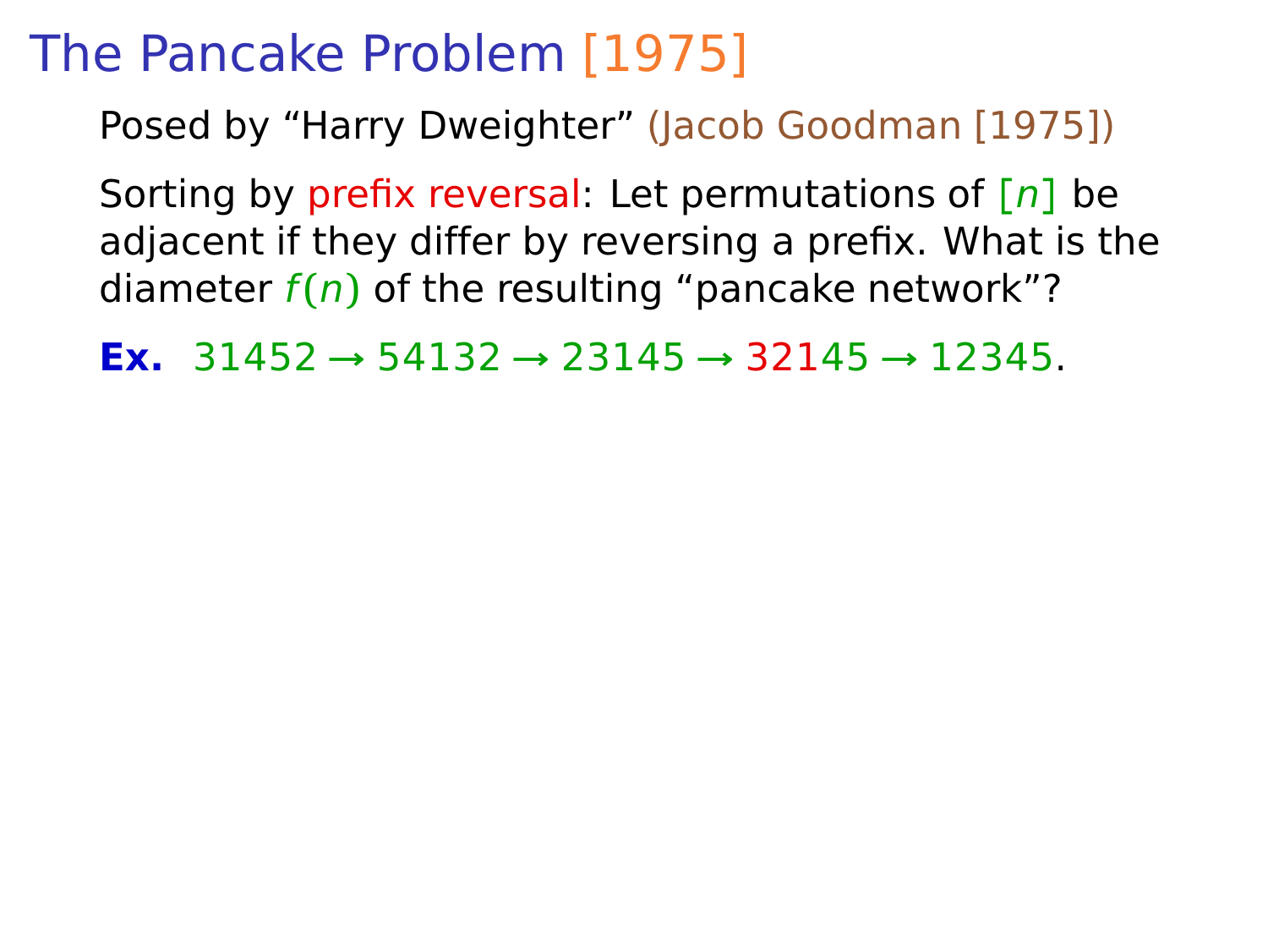# The Pancake Problem [1975]

Posed by "Harry Dweighter" (Jacob Goodman [1975])

Sorting by prefix reversal: Let permutations of $[n]$ be adjacent if they differ by reversing a prefix. What is the diameter $f(n)$ of the resulting "pancake network"?

**Ex.** 31452 → 54132 → 23145 → 32145 → 12345.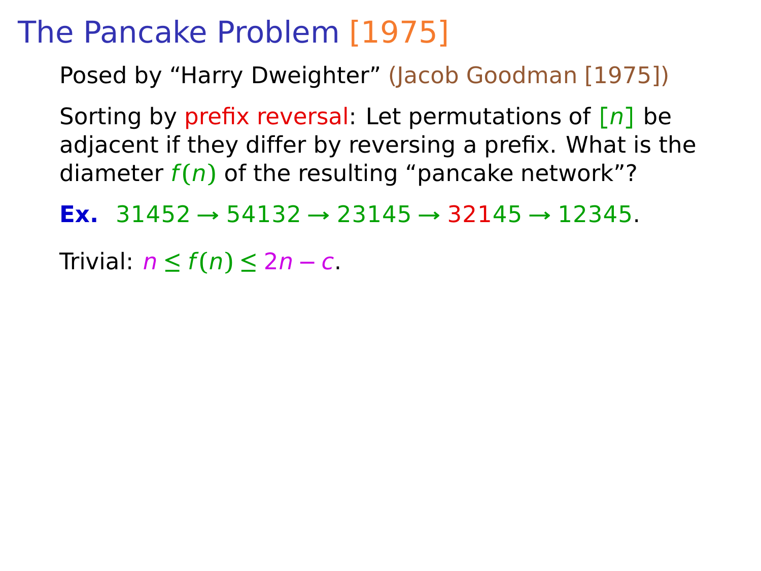# The Pancake Problem [1975]

Posed by “Harry Dweighter” (Jacob Goodman [1975])

Sorting by prefix reversal: Let permutations of $[n]$ be adjacent if they differ by reversing a prefix. What is the diameter $f(n)$ of the resulting “pancake network”?

**Ex.** $31452 \to 54132 \to 23145 \to 32145 \to 12345$.

Trivial: $n \le f(n) \le 2n - c$.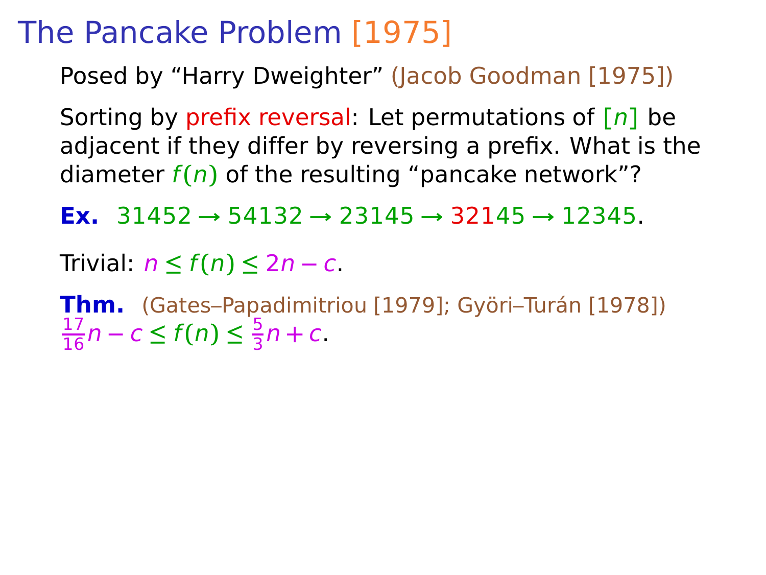# The Pancake Problem [1975]

Posed by "Harry Dweighter" (Jacob Goodman [1975])

Sorting by prefix reversal: Let permutations of $[n]$ be adjacent if they differ by reversing a prefix. What is the diameter $f(n)$ of the resulting "pancake network"?

**Ex.** 31452 → 54132 → 23145 → 32145 → 12345.

Trivial: $n \le f(n) \le 2n - c$.

**Thm.** (Gates–Papadimitriou [1979]; Györi–Turán [1978])
$\frac{17}{16}n - c \le f(n) \le \frac{5}{3}n + c$.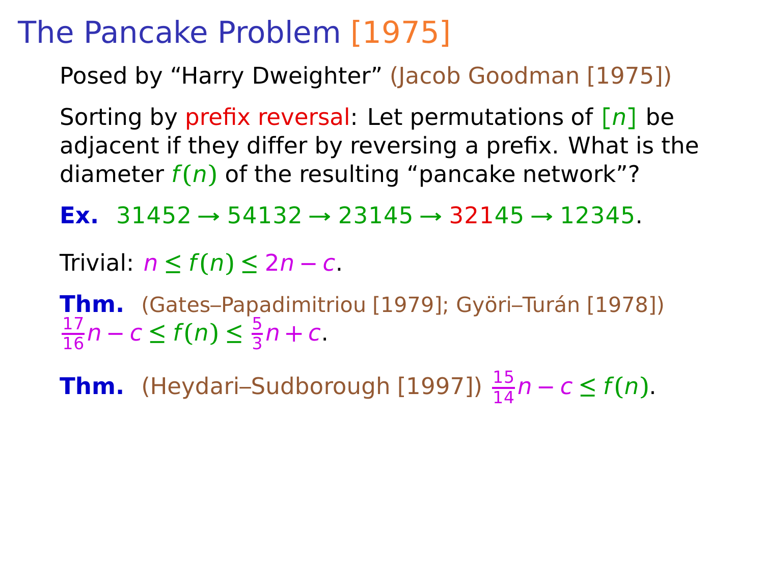# The Pancake Problem [1975]

Posed by “Harry Dweighter” (Jacob Goodman [1975])

Sorting by prefix reversal: Let permutations of $[n]$ be adjacent if they differ by reversing a prefix. What is the diameter $f(n)$ of the resulting “pancake network”?

**Ex.** $31452 \to 54132 \to 23145 \to 32145 \to 12345$.

Trivial: $n \le f(n) \le 2n - c$.

**Thm.** (Gates–Papadimitriou [1979]; Györi–Turán [1978]) $\frac{17}{16}n - c \le f(n) \le \frac{5}{3}n + c$.

**Thm.** (Heydari–Sudborough [1997]) $\frac{15}{14}n - c \le f(n)$.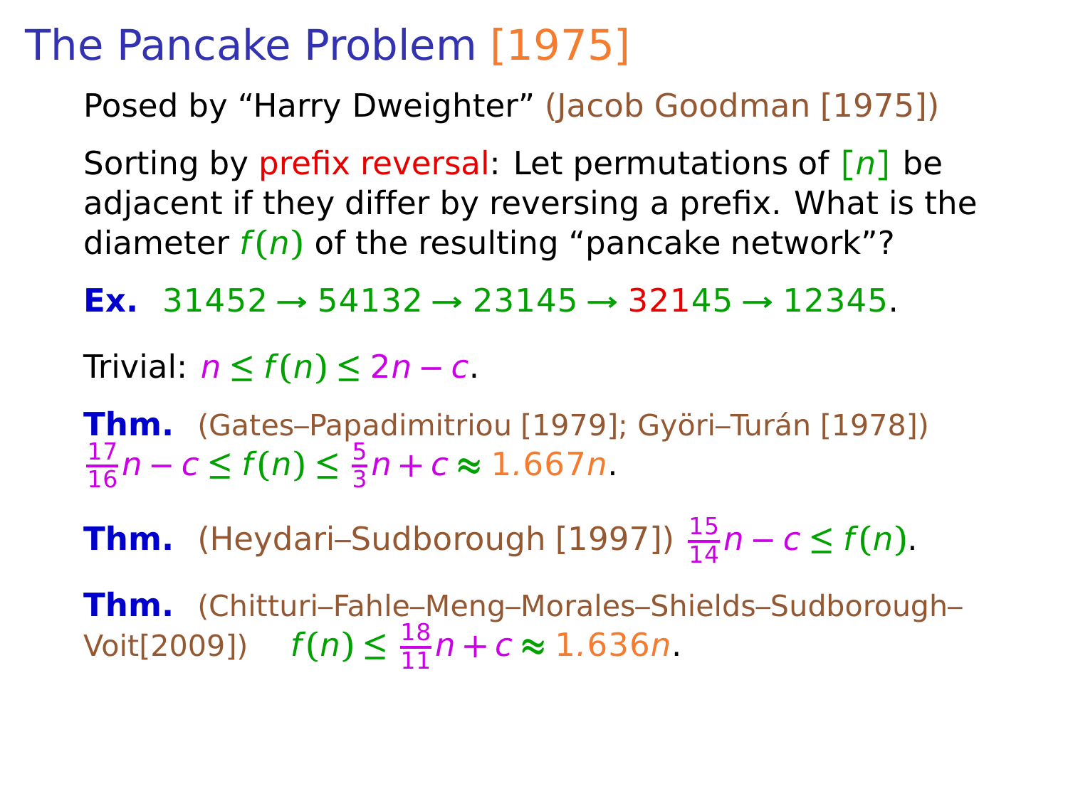# The Pancake Problem [1975]

Posed by “Harry Dweighter” (Jacob Goodman [1975])

Sorting by prefix reversal: Let permutations of $[n]$ be adjacent if they differ by reversing a prefix. What is the diameter $f(n)$ of the resulting “pancake network”?

**Ex.** $31452 \to 54132 \to 23145 \to 32145 \to 12345$.

Trivial: $n \le f(n) \le 2n - c$.

**Thm.** (Gates–Papadimitriou [1979]; Györi–Turán [1978]) $\frac{17}{16}n - c \le f(n) \le \frac{5}{3}n + c \approx 1.667n$.

**Thm.** (Heydari–Sudborough [1997]) $\frac{15}{14}n - c \le f(n)$.

**Thm.** (Chitturi–Fahle–Meng–Morales–Shields–Sudborough–Voit[2009]) $f(n) \le \frac{18}{11}n + c \approx 1.636n$.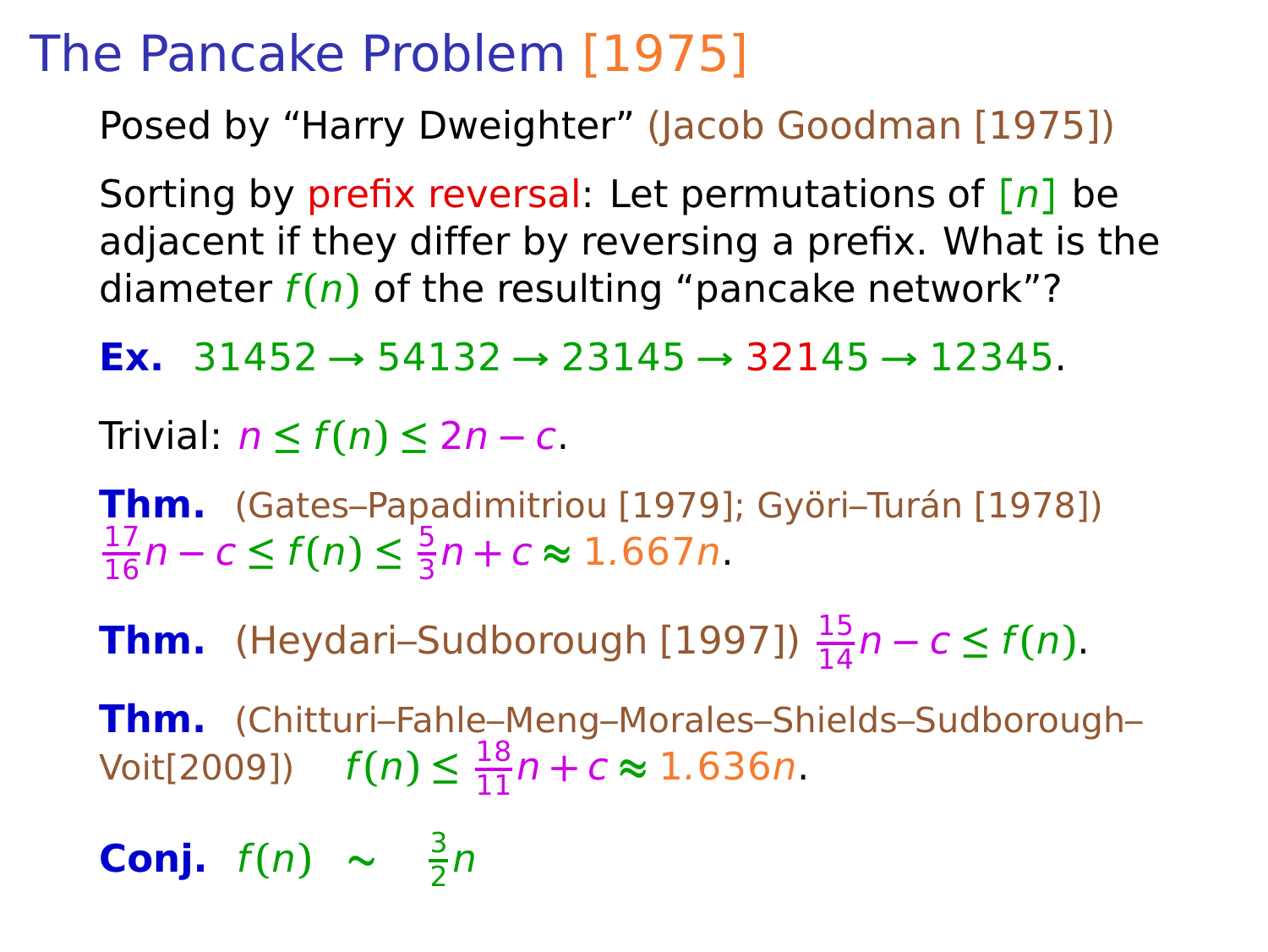# The Pancake Problem [1975]

Posed by "Harry Dweighter" (Jacob Goodman [1975])

Sorting by prefix reversal: Let permutations of $[n]$ be adjacent if they differ by reversing a prefix. What is the diameter $f(n)$ of the resulting "pancake network"?

**Ex.** 31452 → 54132 → 23145 → 32145 → 12345.

Trivial: $n \le f(n) \le 2n - c$.

**Thm.** (Gates–Papadimitriou [1979]; Györi–Turán [1978])
$\frac{17}{16}n - c \le f(n) \le \frac{5}{3}n + c \approx 1.667n$.

**Thm.** (Heydari–Sudborough [1997]) $\frac{15}{14}n - c \le f(n)$.

**Thm.** (Chitturi–Fahle–Meng–Morales–Shields–Sudborough–Voit[2009]) $f(n) \le \frac{18}{11}n + c \approx 1.636n$.

**Conj.** $f(n) \sim \frac{3}{2}n$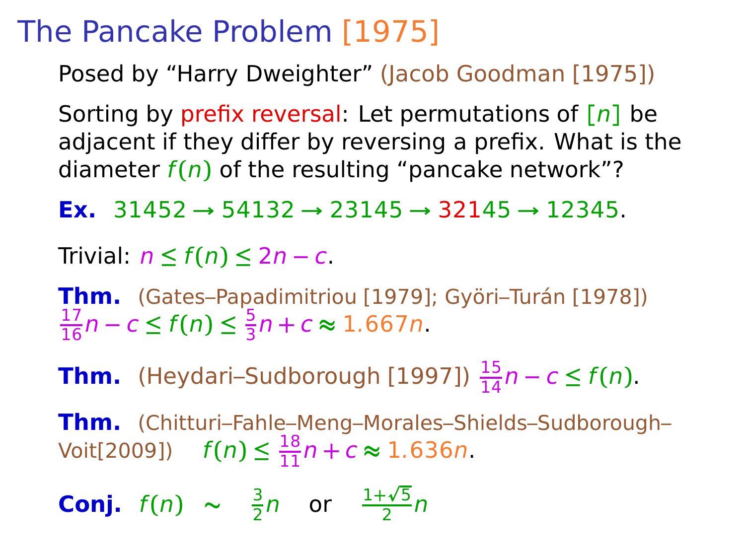# The Pancake Problem [1975]

Posed by "Harry Dweighter" (Jacob Goodman [1975])

Sorting by prefix reversal: Let permutations of $[n]$ be adjacent if they differ by reversing a prefix. What is the diameter $f(n)$ of the resulting "pancake network"?

**Ex.** $31452 \to 54132 \to 23145 \to 32145 \to 12345$.

Trivial: $n \le f(n) \le 2n - c$.

**Thm.** (Gates–Papadimitriou [1979]; Györi–Turán [1978])
$\frac{17}{16}n - c \le f(n) \le \frac{5}{3}n + c \approx 1.667n$.

**Thm.** (Heydari–Sudborough [1997]) $\frac{15}{14}n - c \le f(n)$.

**Thm.** (Chitturi–Fahle–Meng–Morales–Shields–Sudborough–Voit[2009]) $f(n) \le \frac{18}{11}n + c \approx 1.636n$.

**Conj.** $f(n) \sim \frac{3}{2}n$ or $\frac{1+\sqrt{5}}{2}n$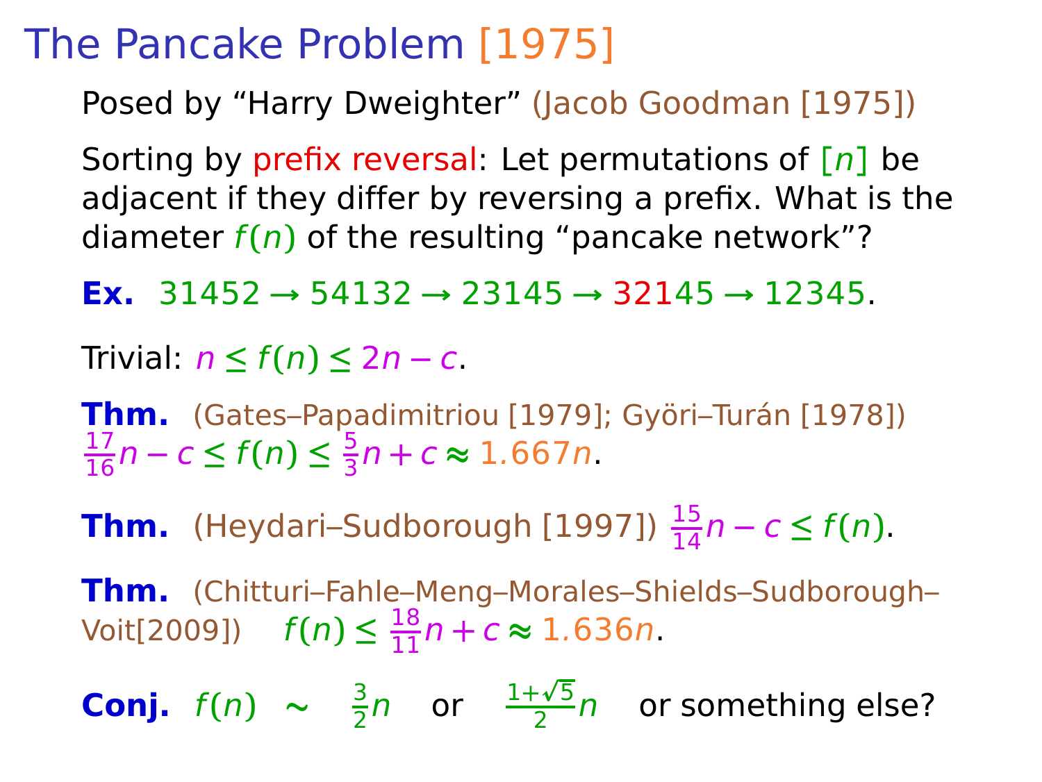# The Pancake Problem [1975]

Posed by “Harry Dweighter” (Jacob Goodman [1975])

Sorting by prefix reversal: Let permutations of $[n]$ be adjacent if they differ by reversing a prefix. What is the diameter $f(n)$ of the resulting “pancake network”?

**Ex.** 31452 → 54132 → 23145 → 32145 → 12345.

Trivial: $n \le f(n) \le 2n - c$.

**Thm.** (Gates–Papadimitriou [1979]; Györi–Turán [1978])
$\frac{17}{16}n - c \le f(n) \le \frac{5}{3}n + c \approx 1.667n$.

**Thm.** (Heydari–Sudborough [1997]) $\frac{15}{14}n - c \le f(n)$.

**Thm.** (Chitturi–Fahle–Meng–Morales–Shields–Sudborough–Voit[2009]) $f(n) \le \frac{18}{11}n + c \approx 1.636n$.

**Conj.** $f(n) \sim \frac{3}{2}n$ or $\frac{1+\sqrt{5}}{2}n$ or something else?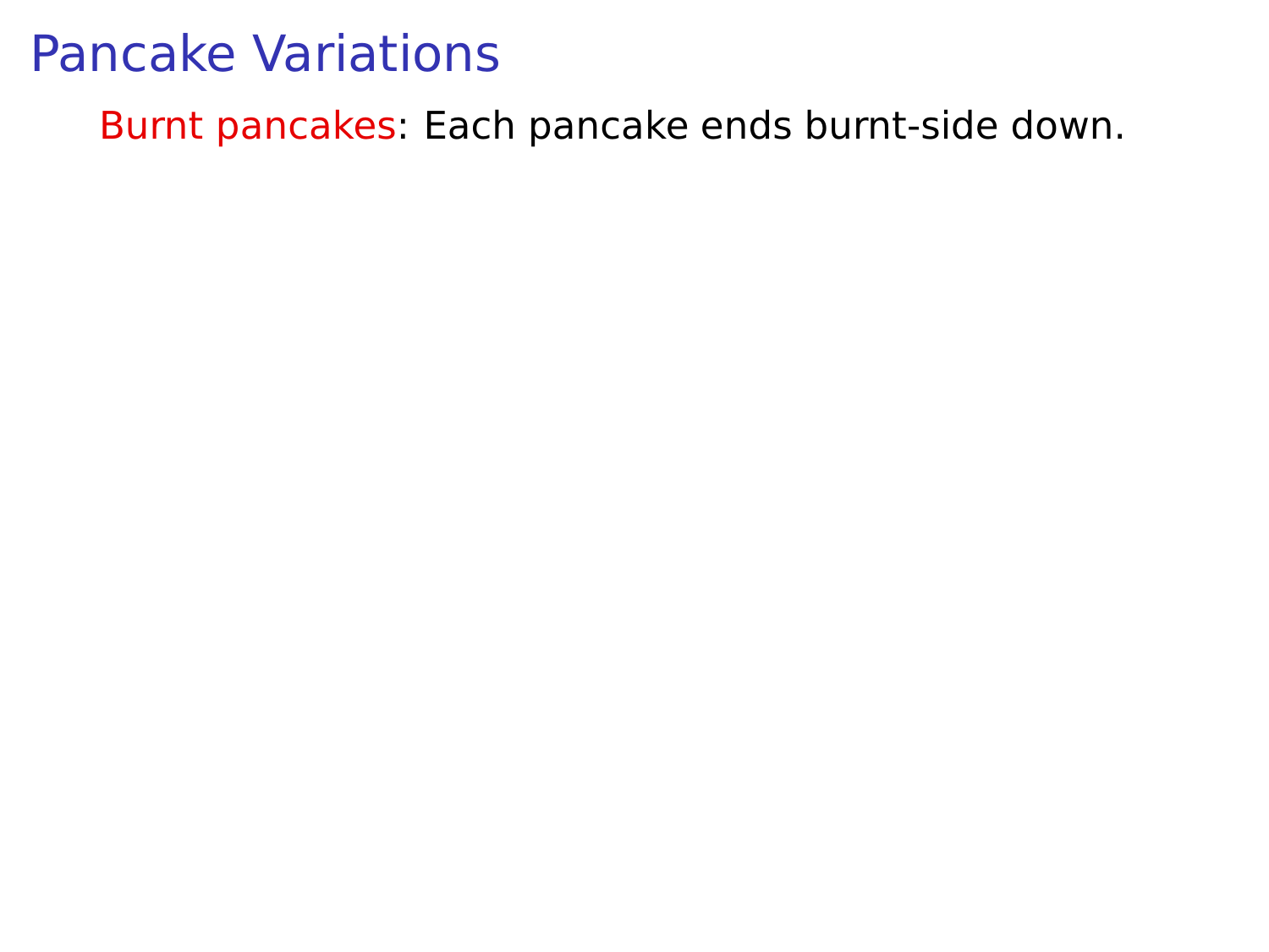# Pancake Variations

**Burnt pancakes**: Each pancake ends burnt-side down.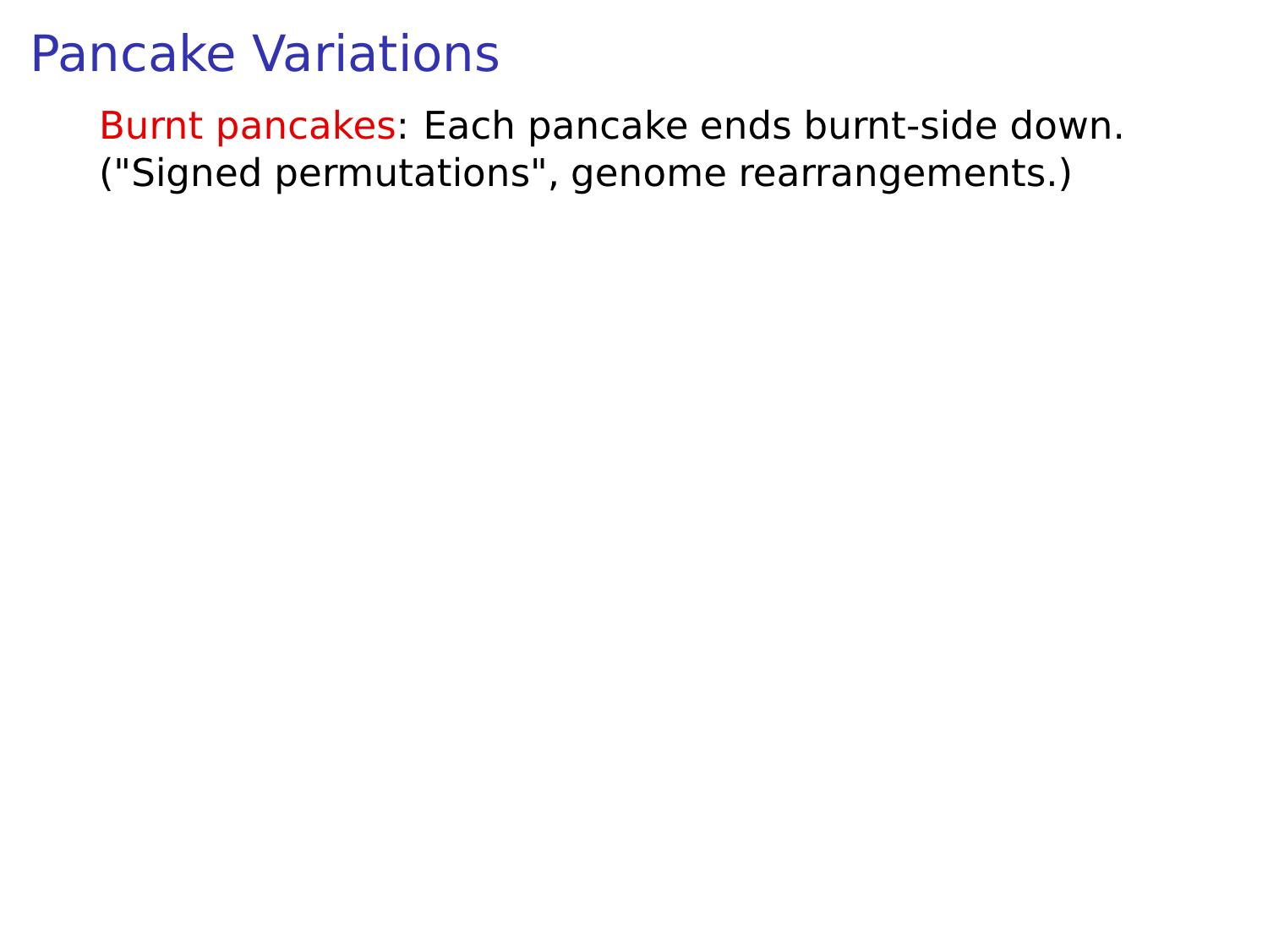# Pancake Variations

Burnt pancakes: Each pancake ends burnt-side down. ("Signed permutations", genome rearrangements.)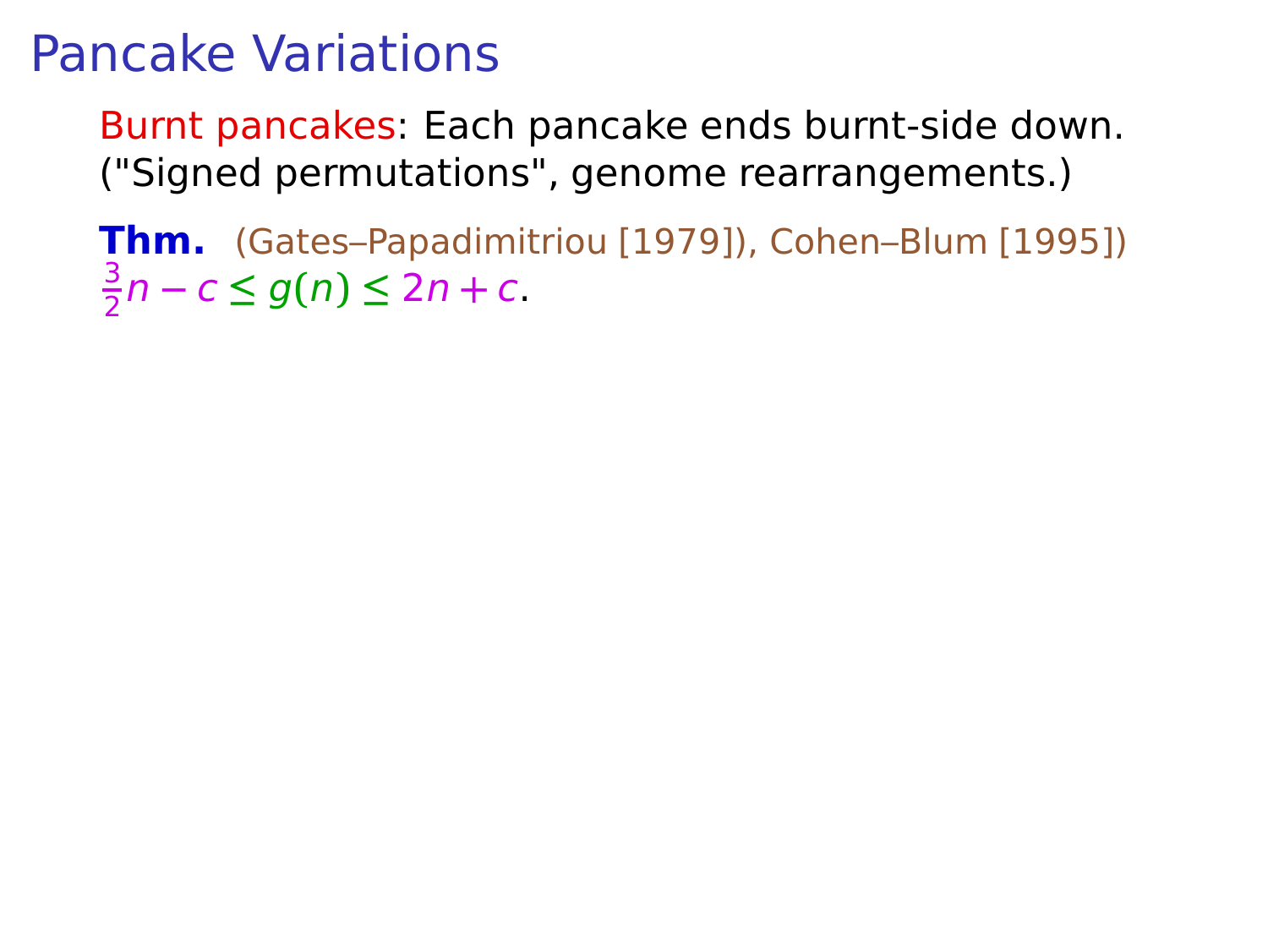# Pancake Variations

Burnt pancakes: Each pancake ends burnt-side down. ("Signed permutations", genome rearrangements.)

**Thm.** (Gates–Papadimitriou [1979]), Cohen–Blum [1995])
$\frac{3}{2}n - c \leq g(n) \leq 2n + c$.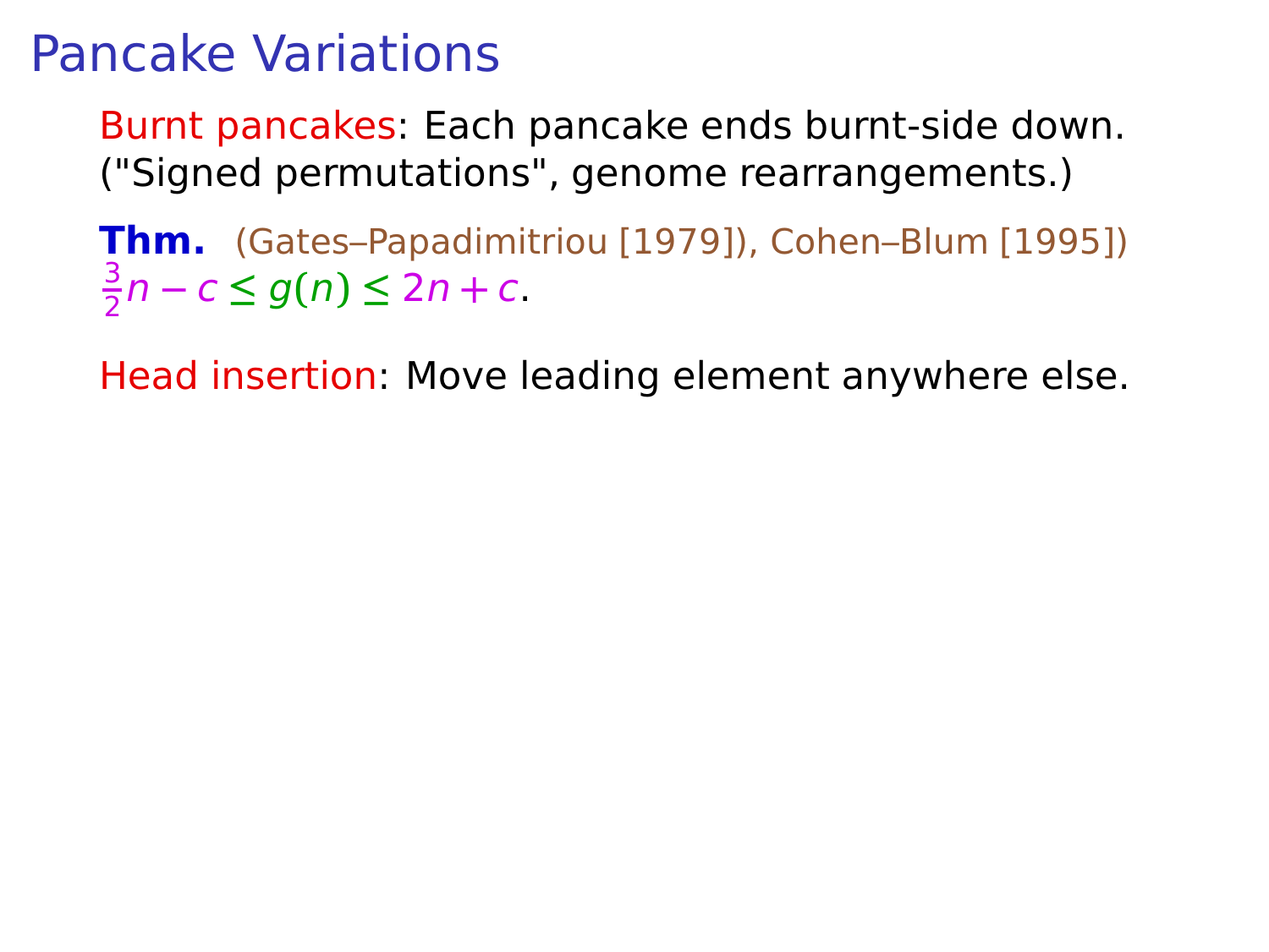# Pancake Variations

Burnt pancakes: Each pancake ends burnt-side down.
("Signed permutations", genome rearrangements.)

**Thm.** (Gates–Papadimitriou [1979]), Cohen–Blum [1995])
$\frac{3}{2}n - c \leq g(n) \leq 2n + c$.

Head insertion: Move leading element anywhere else.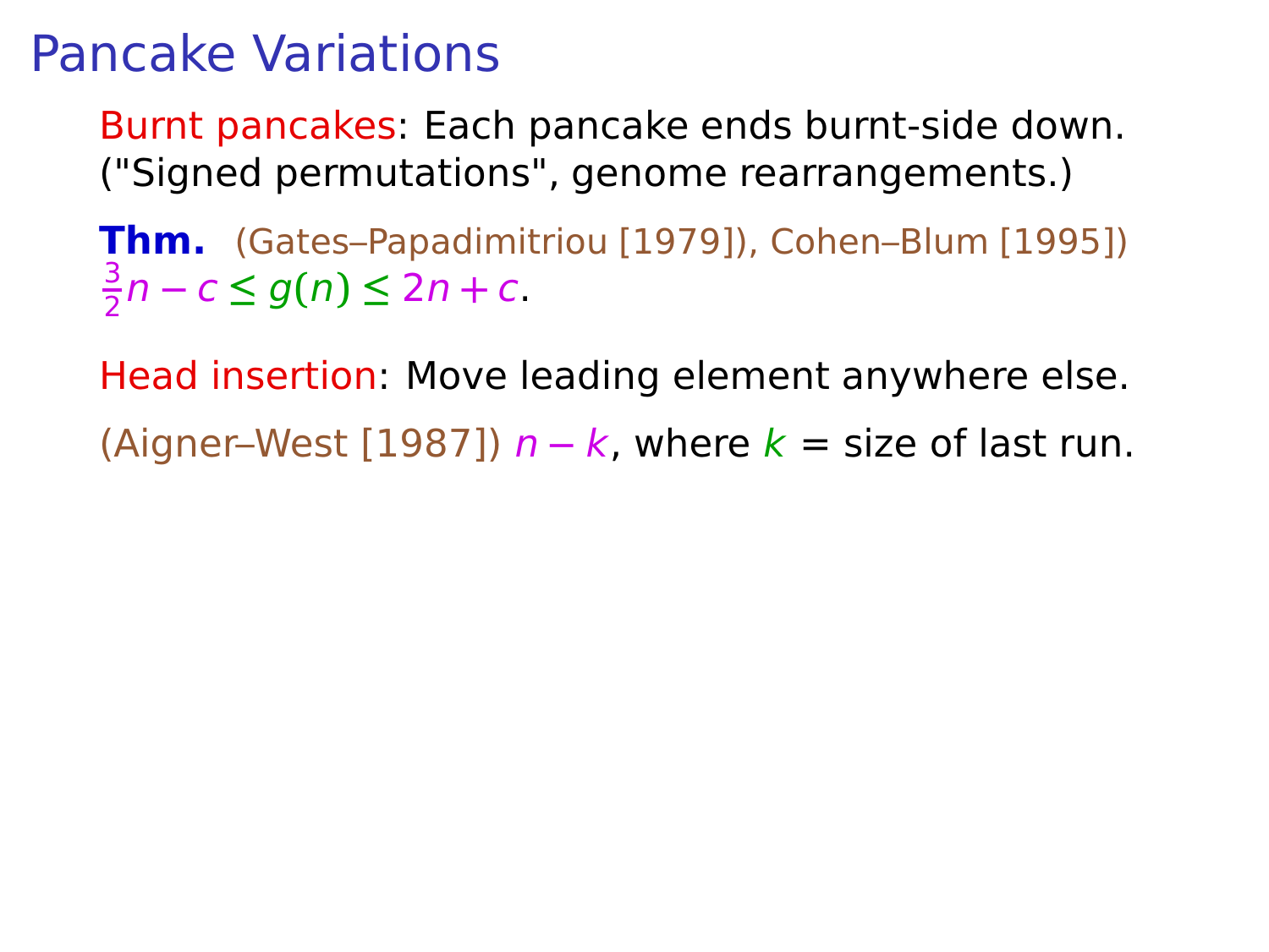# Pancake Variations

Burnt pancakes: Each pancake ends burnt-side down. ("Signed permutations", genome rearrangements.)

**Thm.** (Gates–Papadimitriou [1979]), Cohen–Blum [1995]) $\frac{3}{2}n - c \leq g(n) \leq 2n + c$.

Head insertion: Move leading element anywhere else.

(Aigner–West [1987]) $n - k$, where $k$ = size of last run.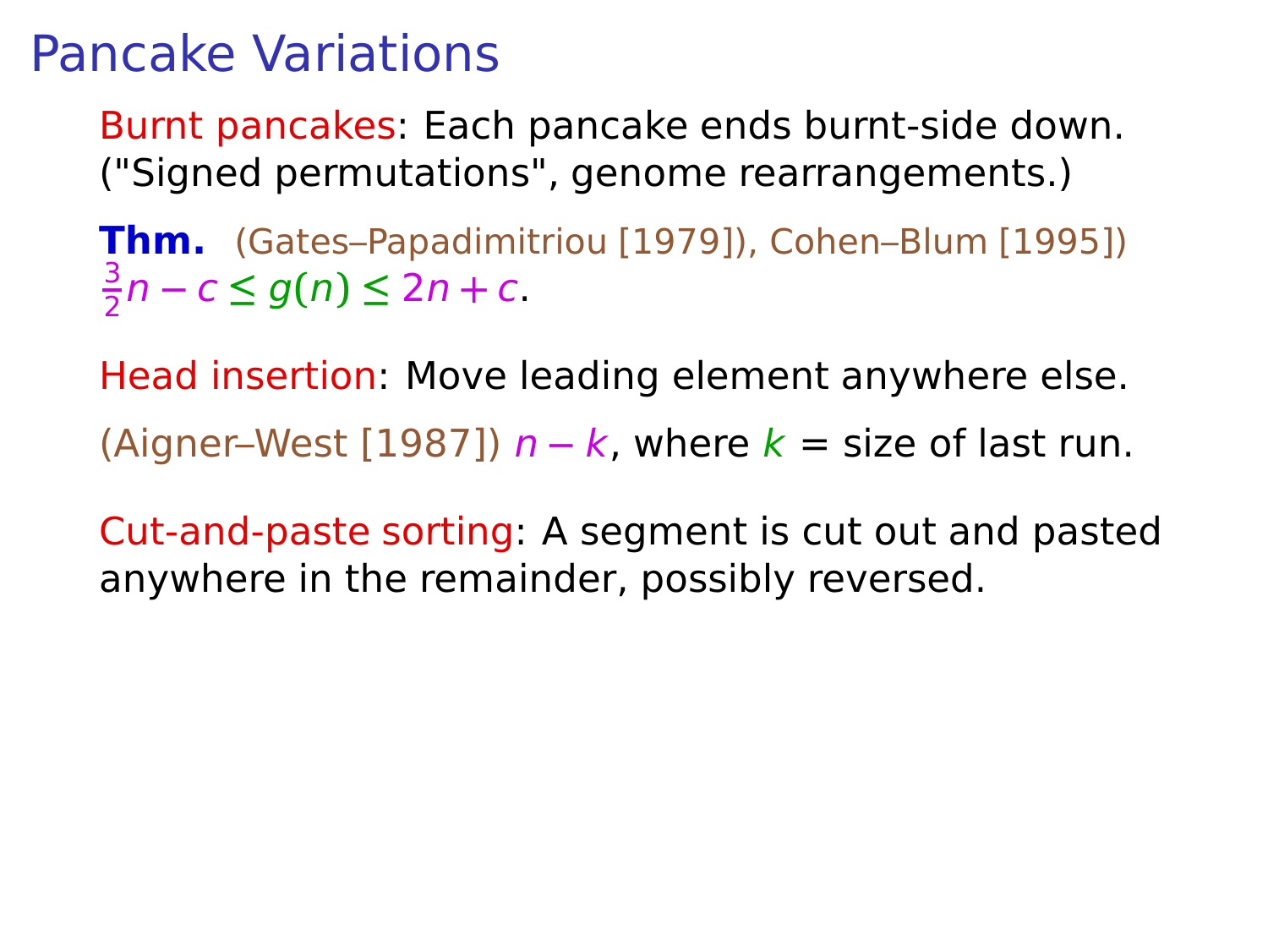# Pancake Variations

Burnt pancakes: Each pancake ends burnt-side down. ("Signed permutations", genome rearrangements.)

**Thm.** (Gates–Papadimitriou [1979]), Cohen–Blum [1995])
$\frac{3}{2}n - c \leq g(n) \leq 2n + c$.

Head insertion: Move leading element anywhere else.

(Aigner–West [1987]) $n - k$, where $k$ = size of last run.

Cut-and-paste sorting: A segment is cut out and pasted anywhere in the remainder, possibly reversed.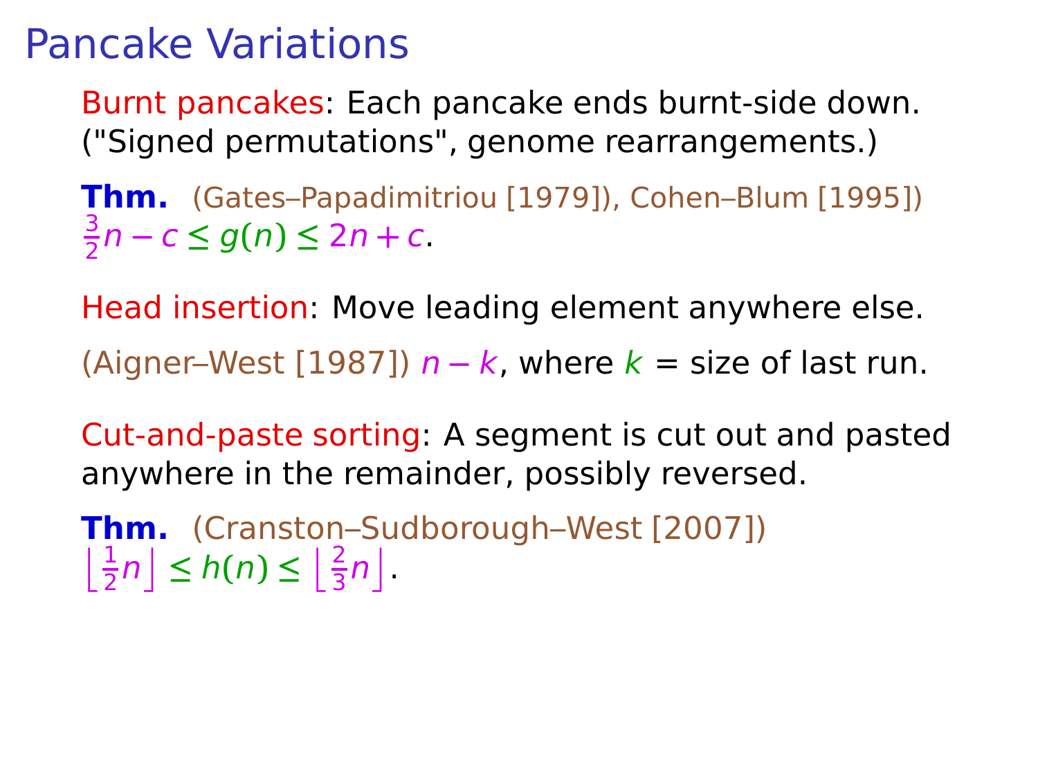# Pancake Variations

Burnt pancakes: Each pancake ends burnt-side down. ("Signed permutations", genome rearrangements.)

**Thm.** (Gates–Papadimitriou [1979]), Cohen–Blum [1995])
$\frac{3}{2}n - c \le g(n) \le 2n + c$.

Head insertion: Move leading element anywhere else.

(Aigner–West [1987]) $n - k$, where $k$ = size of last run.

Cut-and-paste sorting: A segment is cut out and pasted anywhere in the remainder, possibly reversed.

**Thm.** (Cranston–Sudborough–West [2007])
$\left\lfloor \frac{1}{2}n \right\rfloor \le h(n) \le \left\lfloor \frac{2}{3}n \right\rfloor$.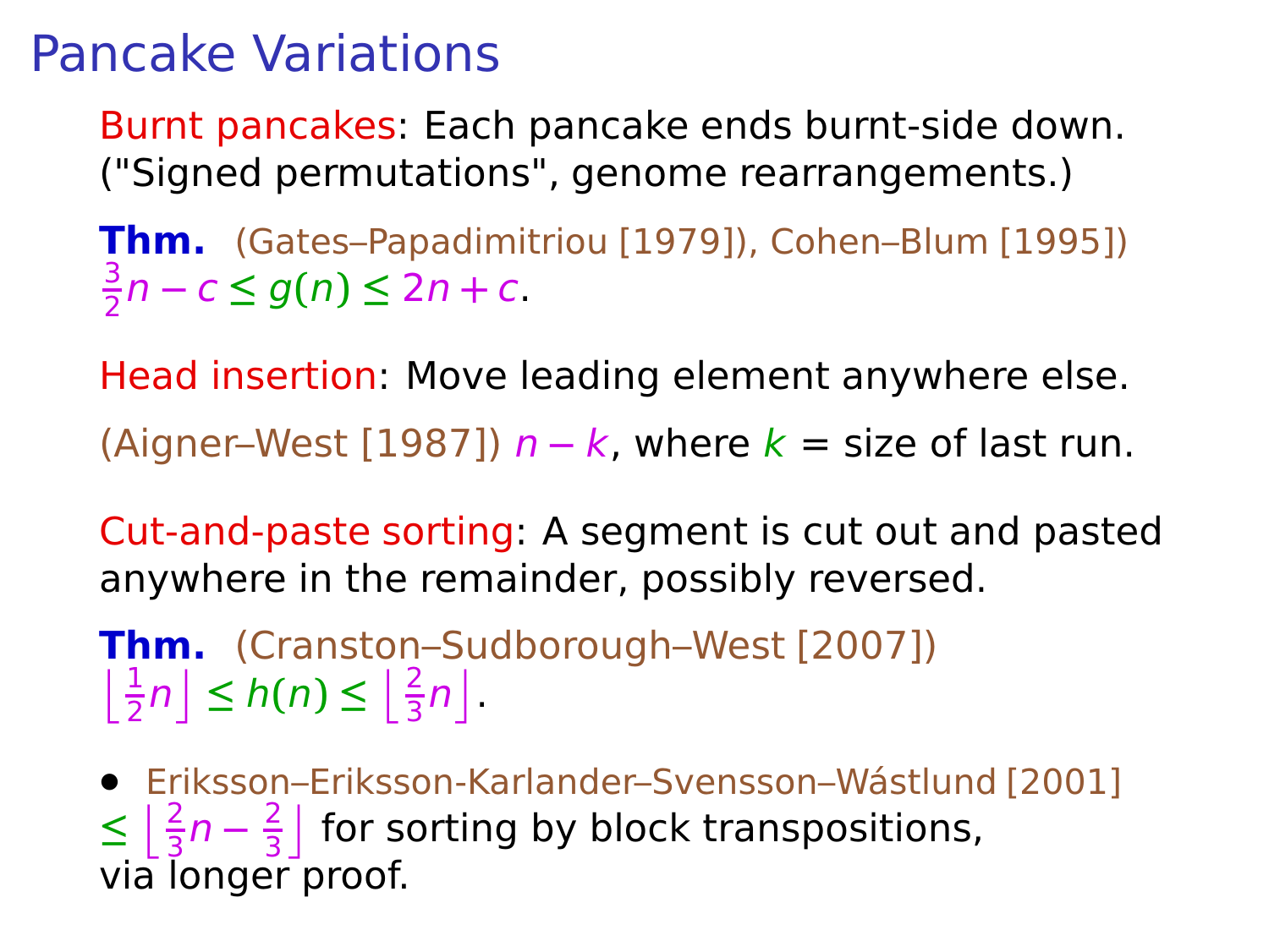# Pancake Variations

Burnt pancakes: Each pancake ends burnt-side down. ("Signed permutations", genome rearrangements.)

**Thm.** (Gates–Papadimitriou [1979]), Cohen–Blum [1995])
$\frac{3}{2}n - c \le g(n) \le 2n + c$.

Head insertion: Move leading element anywhere else.

(Aigner–West [1987]) $n - k$, where $k$ = size of last run.

Cut-and-paste sorting: A segment is cut out and pasted anywhere in the remainder, possibly reversed.

**Thm.** (Cranston–Sudborough–West [2007])
$\left\lfloor \frac{1}{2}n \right\rfloor \le h(n) \le \left\lfloor \frac{2}{3}n \right\rfloor$.

- Eriksson–Eriksson-Karlander–Svensson–Wástlund [2001] $\le \left\lfloor \frac{2}{3}n - \frac{2}{3} \right\rfloor$ for sorting by block transpositions, via longer proof.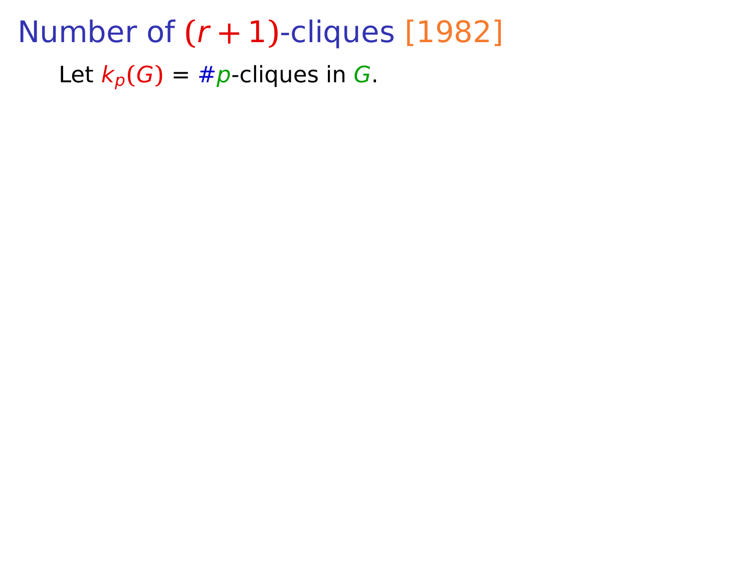# Number of $(r+1)$-cliques [1982]

Let $k_p(G)$ = #$p$-cliques in $G$.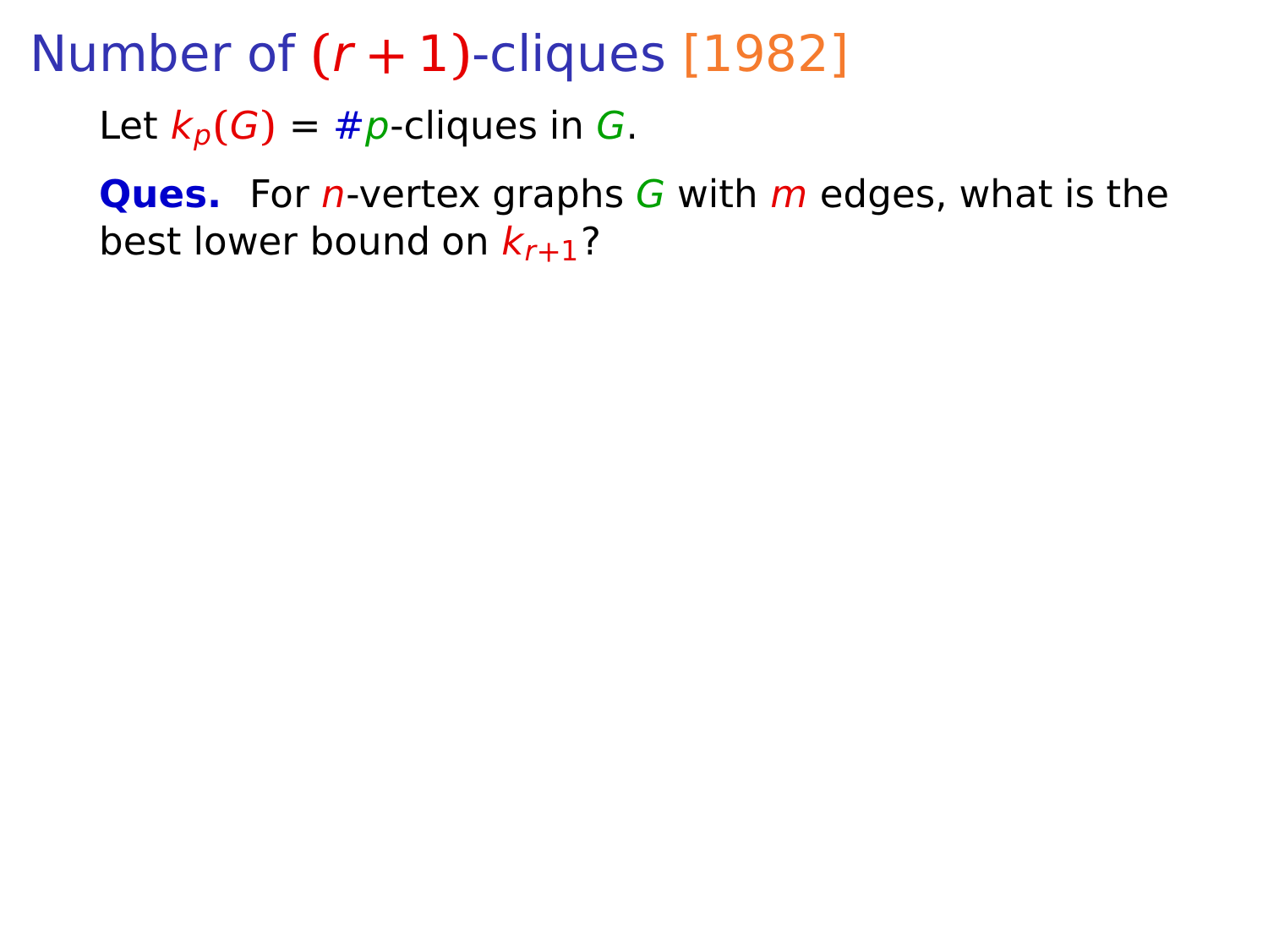# Number of $(r+1)$-cliques [1982]

Let $k_p(G)$ = #$p$-cliques in $G$.

**Ques.** For $n$-vertex graphs $G$ with $m$ edges, what is the best lower bound on $k_{r+1}$?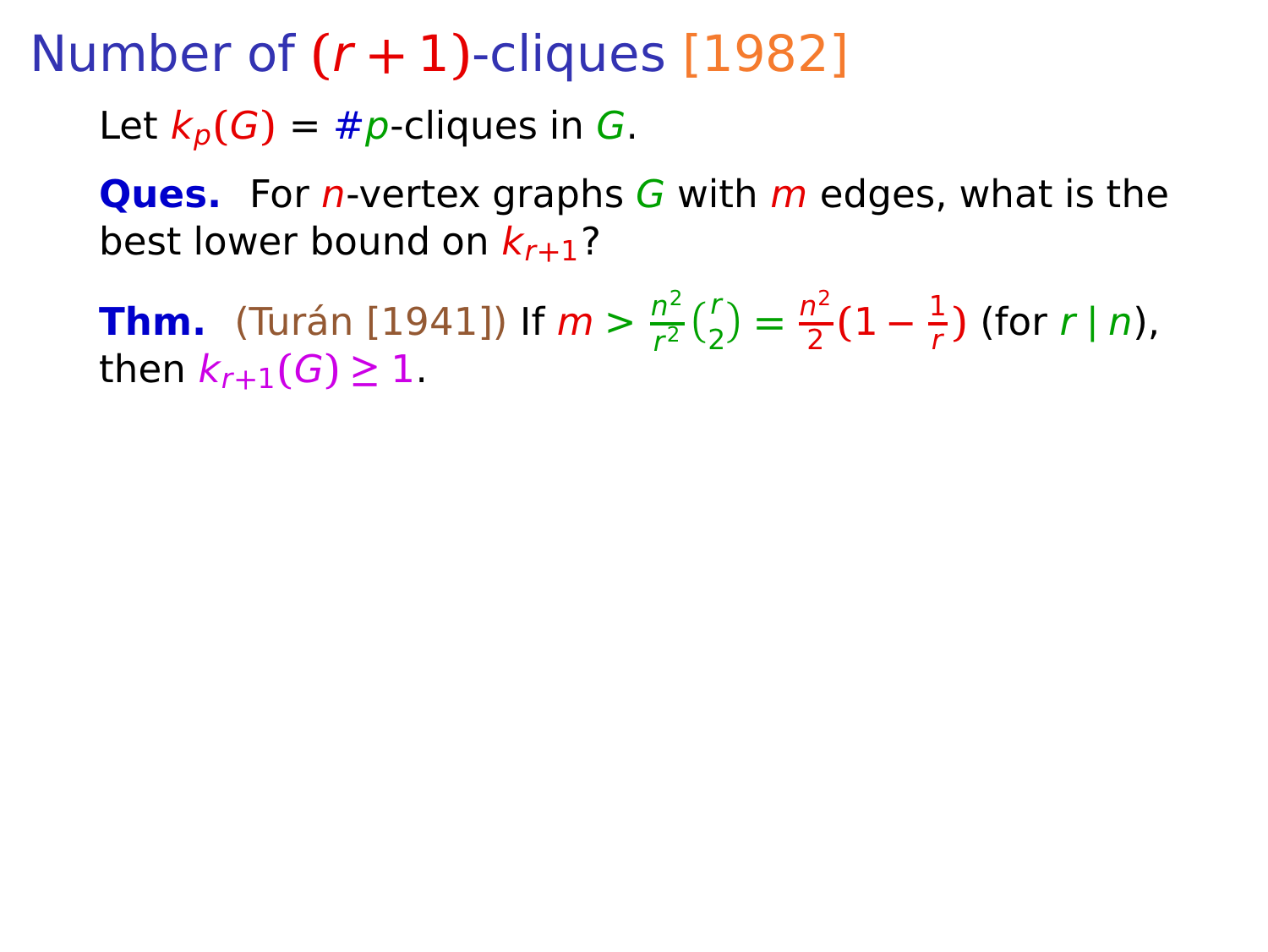# Number of $(r+1)$-cliques [1982]

Let $k_p(G)$ = #$p$-cliques in $G$.

**Ques.** For $n$-vertex graphs $G$ with $m$ edges, what is the best lower bound on $k_{r+1}$?

**Thm.** (Turán [1941]) If $m > \frac{n^2}{r^2}\binom{r}{2} = \frac{n^2}{2}(1 - \frac{1}{r})$ (for $r \mid n$), then $k_{r+1}(G) \geq 1$.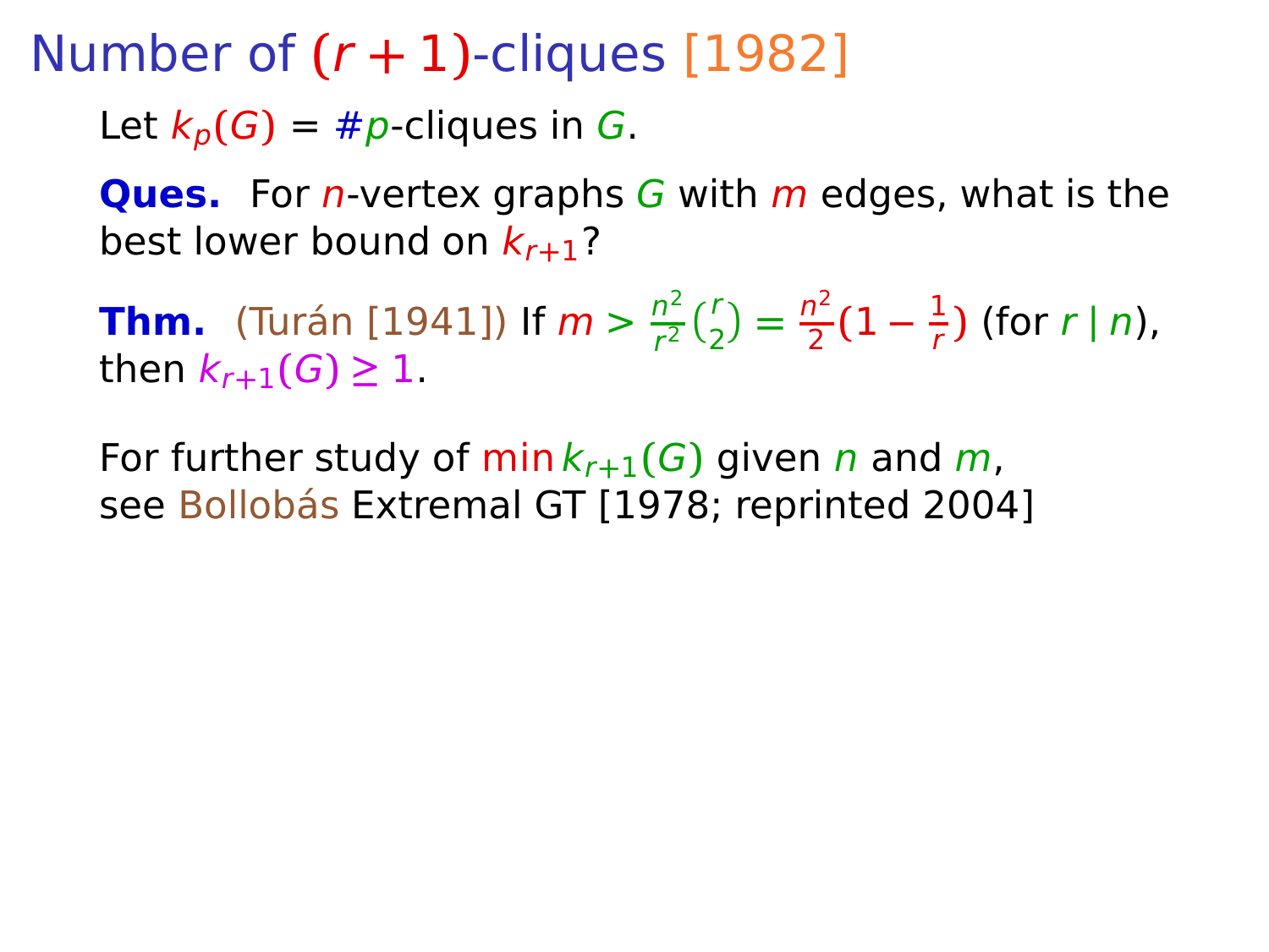# Number of $(r+1)$-cliques [1982]

Let $k_p(G)$ = #$p$-cliques in $G$.

**Ques.** For $n$-vertex graphs $G$ with $m$ edges, what is the best lower bound on $k_{r+1}$?

**Thm.** (Turán [1941]) If $m > \frac{n^2}{r^2}\binom{r}{2} = \frac{n^2}{2}(1 - \frac{1}{r})$ (for $r \mid n$), then $k_{r+1}(G) \geq 1$.

For further study of $\min k_{r+1}(G)$ given $n$ and $m$, see Bollobás Extremal GT [1978; reprinted 2004]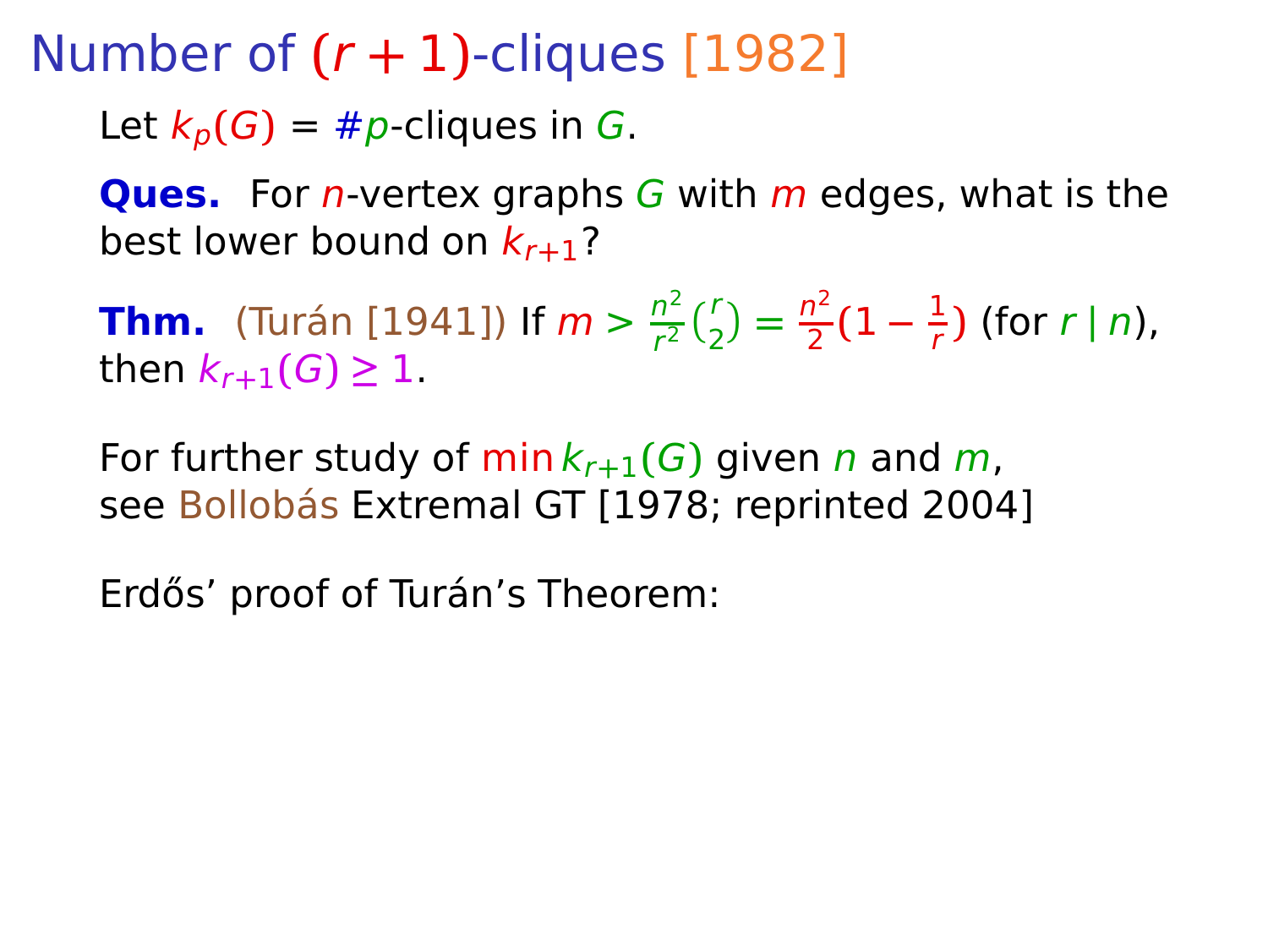# Number of $(r+1)$-cliques [1982]

Let $k_p(G)$ = #$p$-cliques in $G$.

**Ques.** For $n$-vertex graphs $G$ with $m$ edges, what is the best lower bound on $k_{r+1}$?

**Thm.** (Turán [1941]) If $m > \frac{n^2}{r^2}\binom{r}{2} = \frac{n^2}{2}(1 - \frac{1}{r})$ (for $r \mid n$), then $k_{r+1}(G) \geq 1$.

For further study of $\min k_{r+1}(G)$ given $n$ and $m$, see Bollobás Extremal GT [1978; reprinted 2004]

Erdős' proof of Turán's Theorem: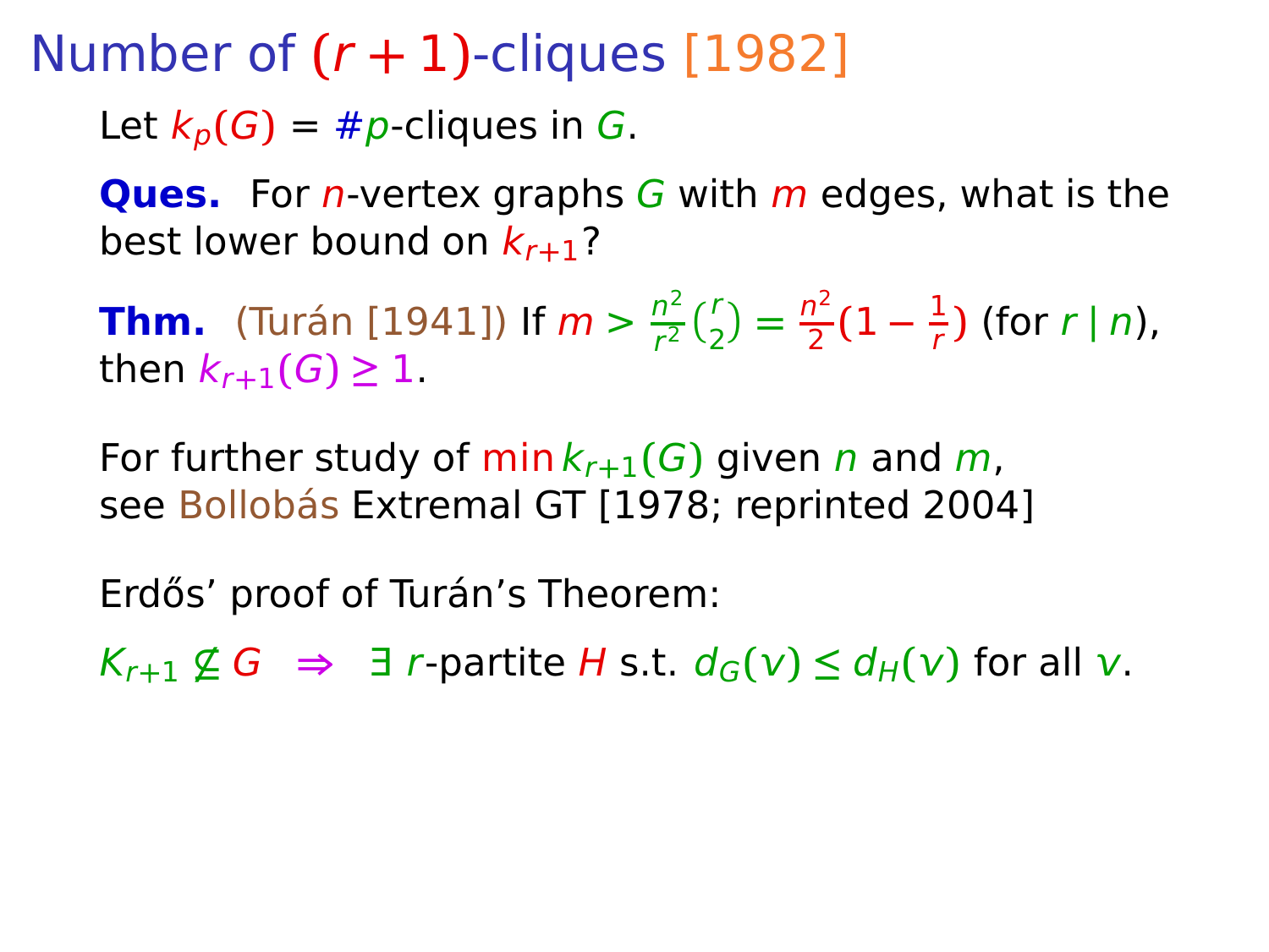# Number of $(r+1)$-cliques [1982]

Let $k_p(G)$ = #$p$-cliques in $G$.

**Ques.** For $n$-vertex graphs $G$ with $m$ edges, what is the best lower bound on $k_{r+1}$?

**Thm.** (Turán [1941]) If $m > \frac{n^2}{r^2}\binom{r}{2} = \frac{n^2}{2}(1 - \frac{1}{r})$ (for $r \mid n$), then $k_{r+1}(G) \geq 1$.

For further study of $\min k_{r+1}(G)$ given $n$ and $m$, see Bollobás Extremal GT [1978; reprinted 2004]

Erdős' proof of Turán's Theorem:

$K_{r+1} \not\subseteq G \;\; \Rightarrow \;\; \exists$ $r$-partite $H$ s.t. $d_G(v) \leq d_H(v)$ for all $v$.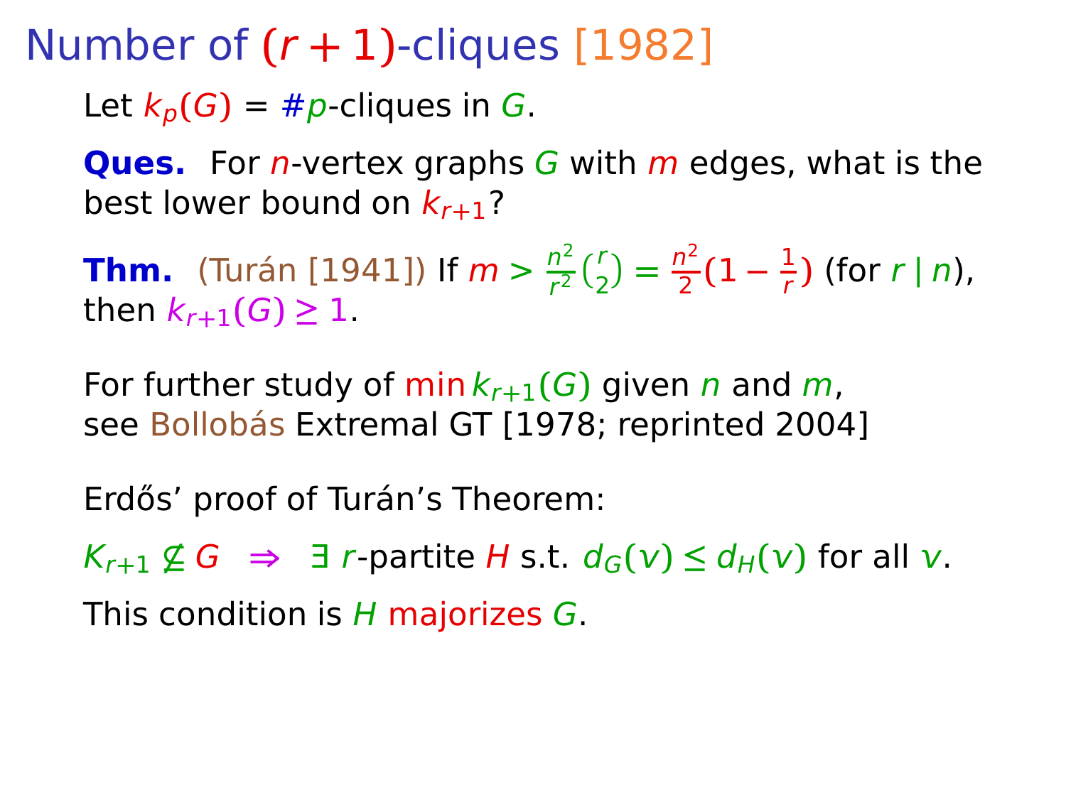# Number of $(r+1)$-cliques [1982]

Let $k_p(G)$ = #$p$-cliques in $G$.

**Ques.** For $n$-vertex graphs $G$ with $m$ edges, what is the best lower bound on $k_{r+1}$?

**Thm.** (Turán [1941]) If $m > \frac{n^2}{r^2}\binom{r}{2} = \frac{n^2}{2}(1 - \frac{1}{r})$ (for $r \mid n$), then $k_{r+1}(G) \geq 1$.

For further study of $\min k_{r+1}(G)$ given $n$ and $m$, see Bollobás Extremal GT [1978; reprinted 2004]

Erdős' proof of Turán's Theorem:

$K_{r+1} \not\subseteq G \Rightarrow \exists$ $r$-partite $H$ s.t. $d_G(v) \leq d_H(v)$ for all $v$.

This condition is $H$ majorizes $G$.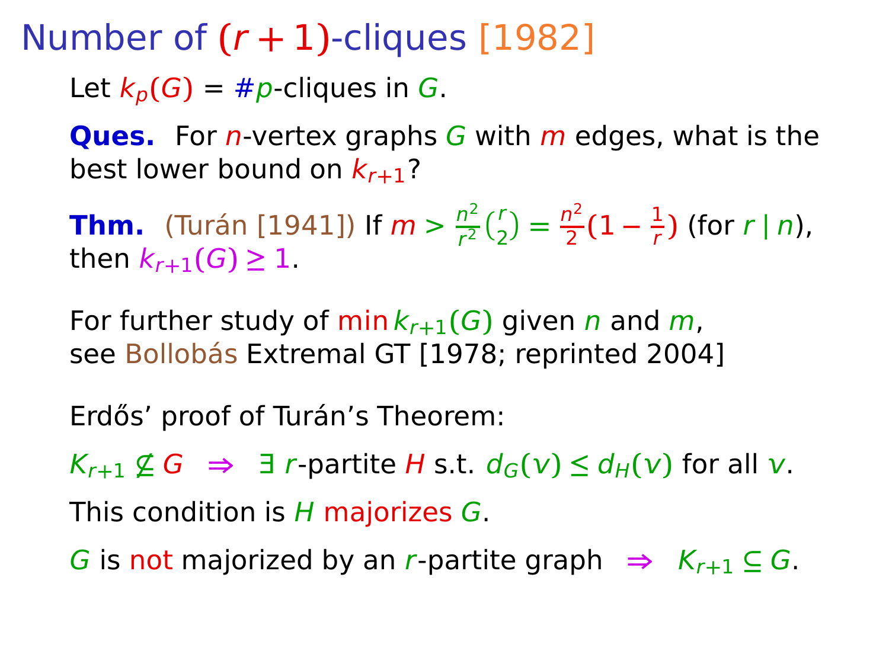# Number of $(r+1)$-cliques [1982]

Let $k_p(G)$ = #$p$-cliques in $G$.

**Ques.** For $n$-vertex graphs $G$ with $m$ edges, what is the best lower bound on $k_{r+1}$?

**Thm.** (Turán [1941]) If $m > \frac{n^2}{r^2}\binom{r}{2} = \frac{n^2}{2}(1 - \frac{1}{r})$ (for $r \mid n$), then $k_{r+1}(G) \geq 1$.

For further study of $\min k_{r+1}(G)$ given $n$ and $m$, see Bollobás Extremal GT [1978; reprinted 2004]

Erdős' proof of Turán's Theorem:

$K_{r+1} \not\subseteq G \;\Rightarrow\; \exists$ $r$-partite $H$ s.t. $d_G(v) \leq d_H(v)$ for all $v$.

This condition is $H$ majorizes $G$.

$G$ is not majorized by an $r$-partite graph $\;\Rightarrow\; K_{r+1} \subseteq G$.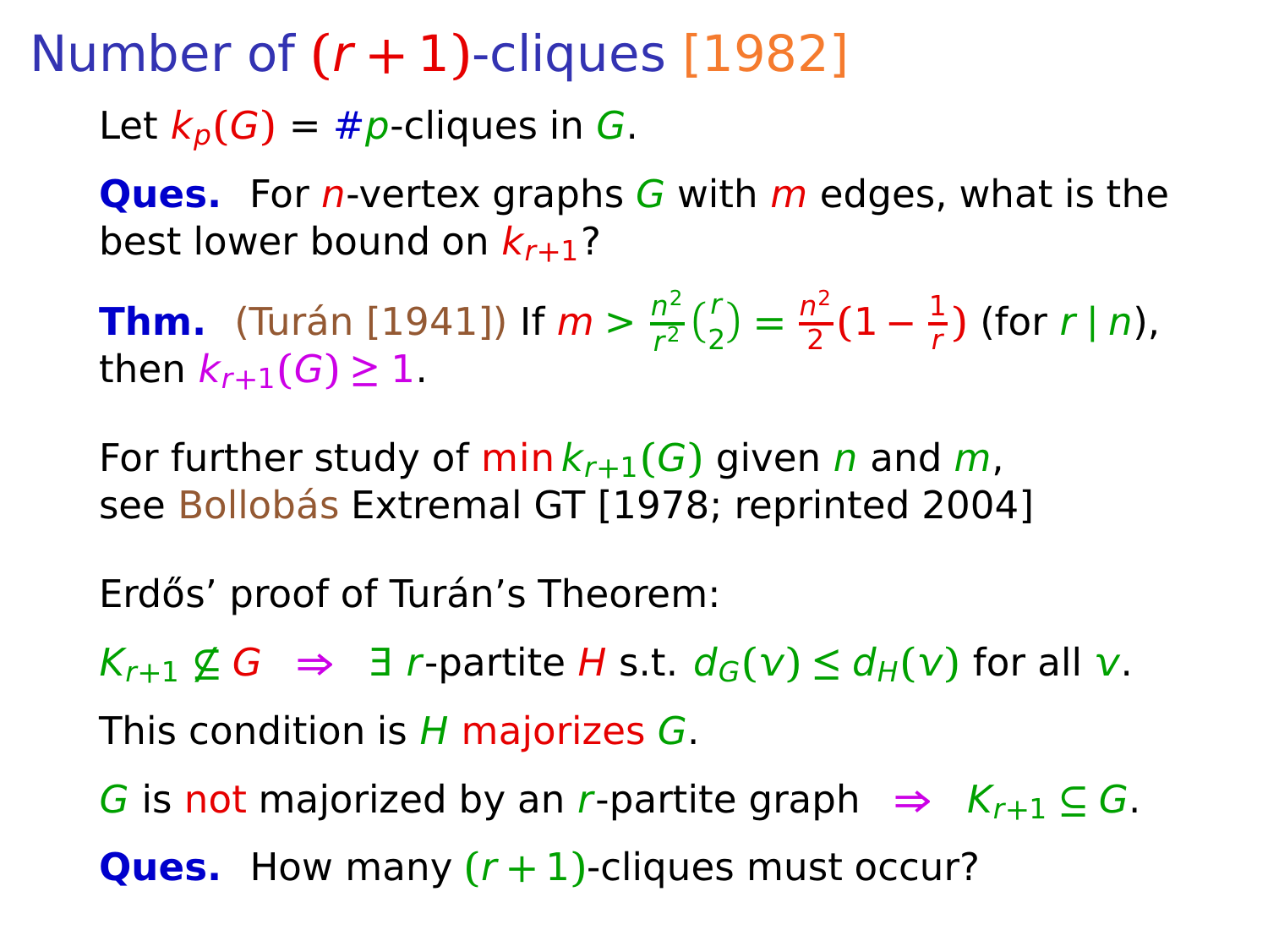# Number of $(r+1)$-cliques [1982]

Let $k_p(G)$ = #$p$-cliques in $G$.

**Ques.** For $n$-vertex graphs $G$ with $m$ edges, what is the best lower bound on $k_{r+1}$?

**Thm.** (Turán [1941]) If $m > \frac{n^2}{r^2}\binom{r}{2} = \frac{n^2}{2}(1 - \frac{1}{r})$ (for $r \mid n$), then $k_{r+1}(G) \geq 1$.

For further study of $\min k_{r+1}(G)$ given $n$ and $m$, see Bollobás Extremal GT [1978; reprinted 2004]

Erdős' proof of Turán's Theorem:

$K_{r+1} \not\subseteq G \;\Rightarrow\; \exists\, r$-partite $H$ s.t. $d_G(v) \leq d_H(v)$ for all $v$.

This condition is $H$ majorizes $G$.

$G$ is not majorized by an $r$-partite graph $\;\Rightarrow\; K_{r+1} \subseteq G$.

**Ques.** How many $(r+1)$-cliques must occur?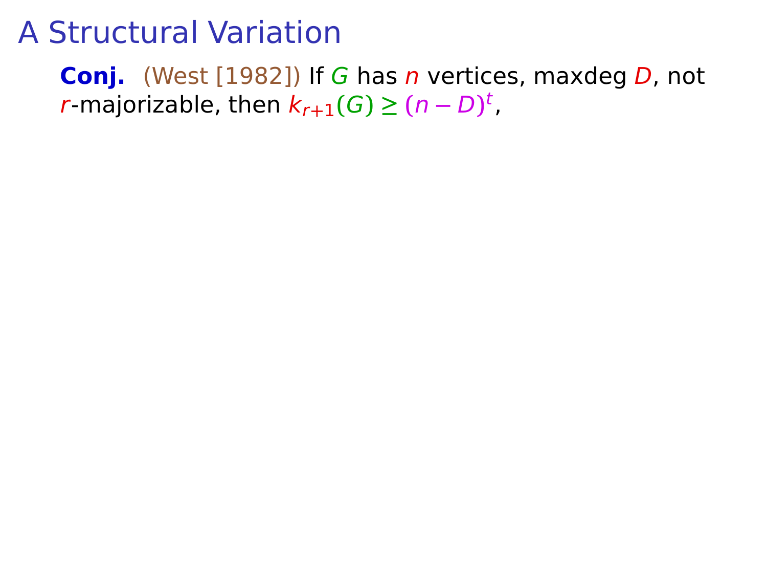# A Structural Variation

**Conj.** (West [1982]) If $G$ has $n$ vertices, maxdeg $D$, not $r$-majorizable, then $k_{r+1}(G) \geq (n-D)^t$,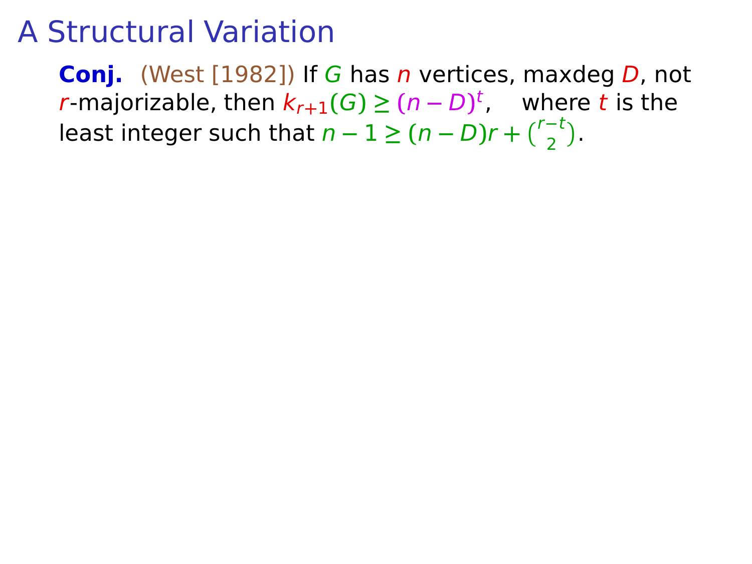# A Structural Variation

**Conj.** (West [1982]) If $G$ has $n$ vertices, maxdeg $D$, not $r$-majorizable, then $k_{r+1}(G) \geq (n-D)^t$, where $t$ is the least integer such that $n-1 \geq (n-D)r + \binom{r-t}{2}$.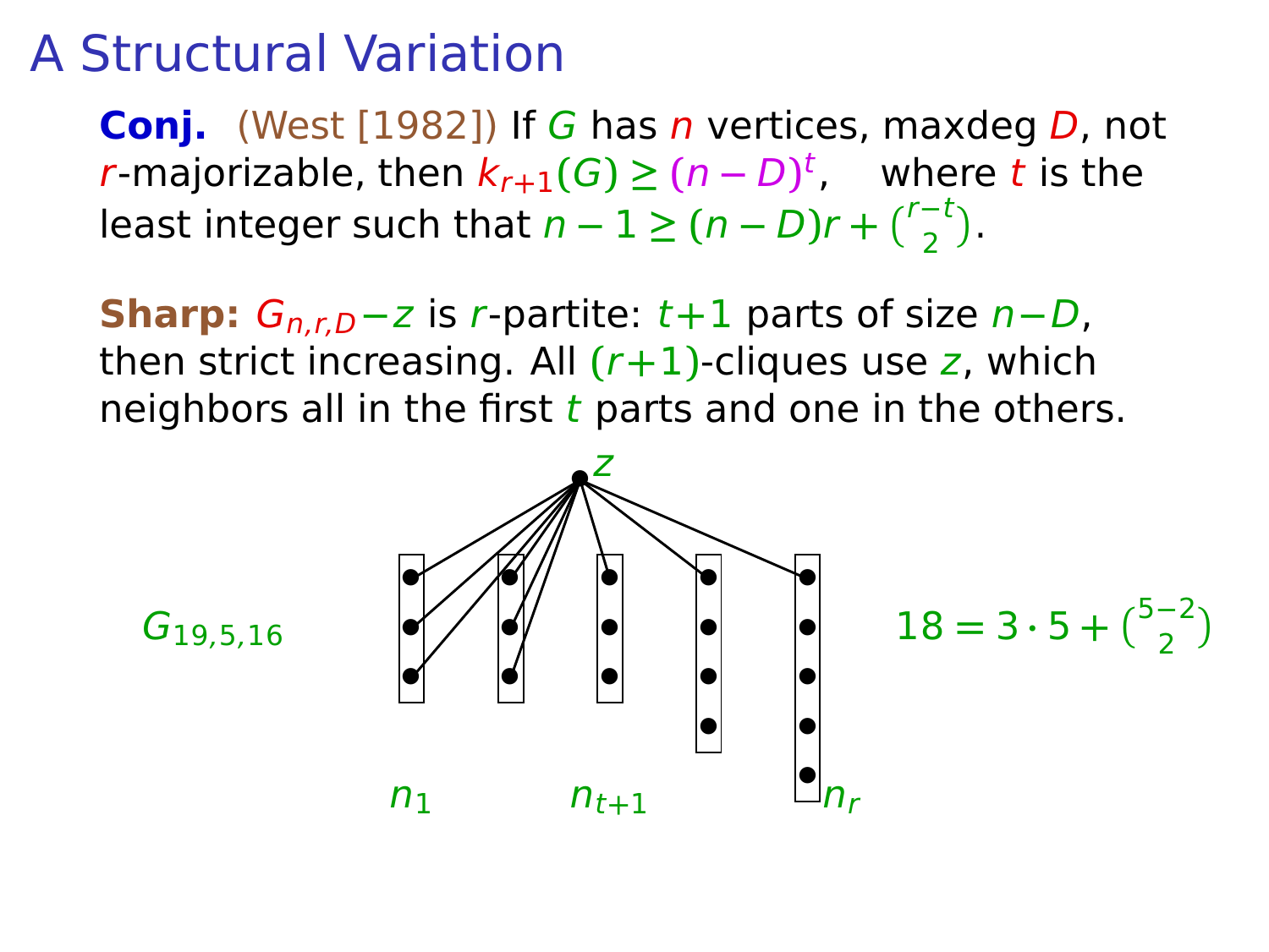# A Structural Variation

**Conj.** (West [1982]) If $G$ has $n$ vertices, maxdeg $D$, not $r$-majorizable, then $k_{r+1}(G) \geq (n-D)^t$, where $t$ is the least integer such that $n-1 \geq (n-D)r + \binom{r-t}{2}$.

**Sharp:** $G_{n,r,D} - z$ is $r$-partite: $t+1$ parts of size $n-D$, then strict increasing. All $(r+1)$-cliques use $z$, which neighbors all in the first $t$ parts and one in the others.

$G_{19,5,16}$

$z$

$n_1$ $n_{t+1}$ $n_r$

$18 = 3 \cdot 5 + \binom{5-2}{2}$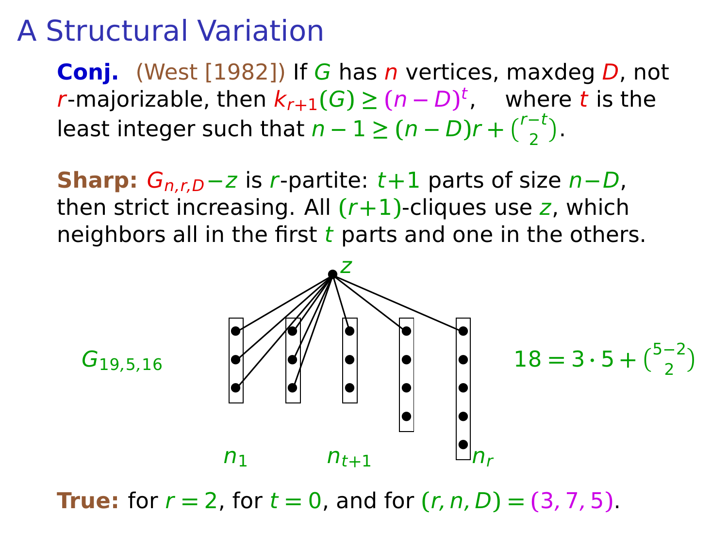# A Structural Variation

**Conj.** (West [1982]) If $G$ has $n$ vertices, maxdeg $D$, not $r$-majorizable, then $k_{r+1}(G) \geq (n-D)^t$, where $t$ is the least integer such that $n-1 \geq (n-D)r + \binom{r-t}{2}$.

**Sharp:** $G_{n,r,D} - z$ is $r$-partite: $t+1$ parts of size $n-D$, then strict increasing. All $(r+1)$-cliques use $z$, which neighbors all in the first $t$ parts and one in the others.

$G_{19,5,16}$ $\quad z \quad n_1 \quad n_{t+1} \quad n_r$ $\quad 18 = 3 \cdot 5 + \binom{5-2}{2}$

**True:** for $r=2$, for $t=0$, and for $(r,n,D) = (3,7,5)$.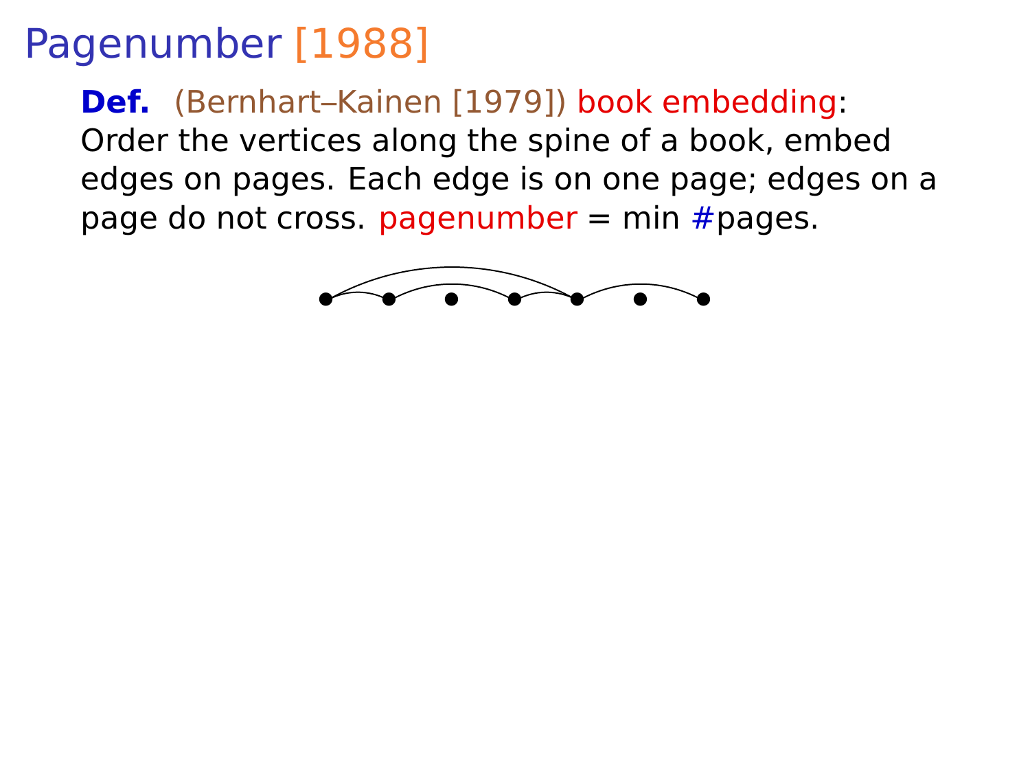# Pagenumber [1988]

**Def.** (Bernhart–Kainen [1979]) book embedding: Order the vertices along the spine of a book, embed edges on pages. Each edge is on one page; edges on a page do not cross. pagenumber = min #pages.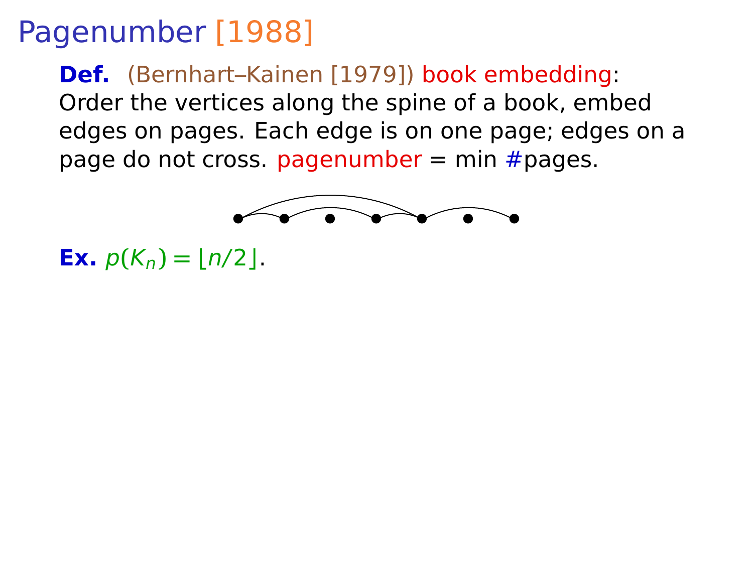# Pagenumber [1988]

**Def.** (Bernhart–Kainen [1979]) book embedding:
Order the vertices along the spine of a book, embed edges on pages. Each edge is on one page; edges on a page do not cross. pagenumber = min #pages.

**Ex.** $p(K_n) = \lfloor n/2 \rfloor$.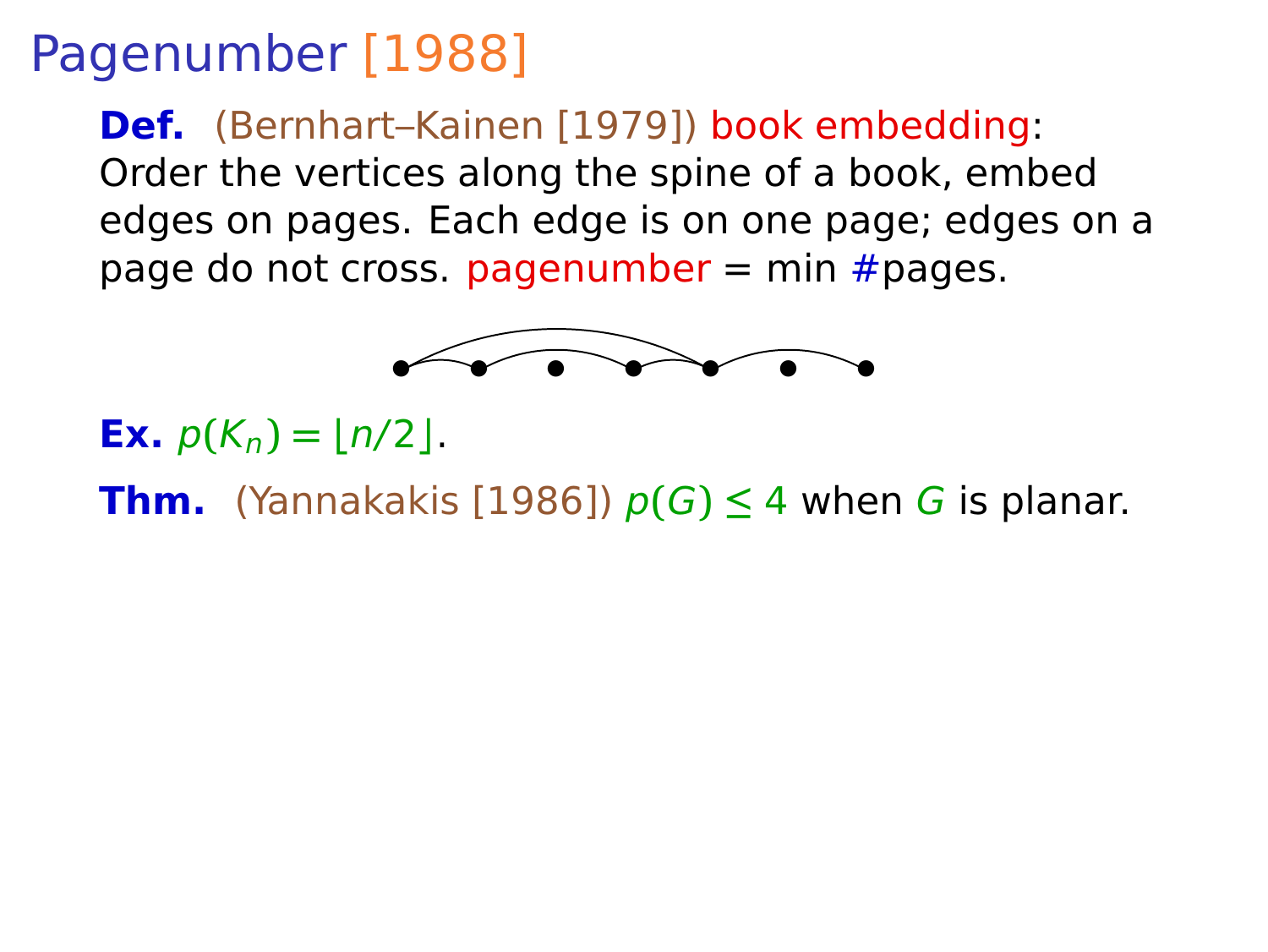# Pagenumber [1988]

**Def.** (Bernhart–Kainen [1979]) book embedding: Order the vertices along the spine of a book, embed edges on pages. Each edge is on one page; edges on a page do not cross. pagenumber = min #pages.

**Ex.** $p(K_n) = \lfloor n/2 \rfloor$.

**Thm.** (Yannakakis [1986]) $p(G) \leq 4$ when $G$ is planar.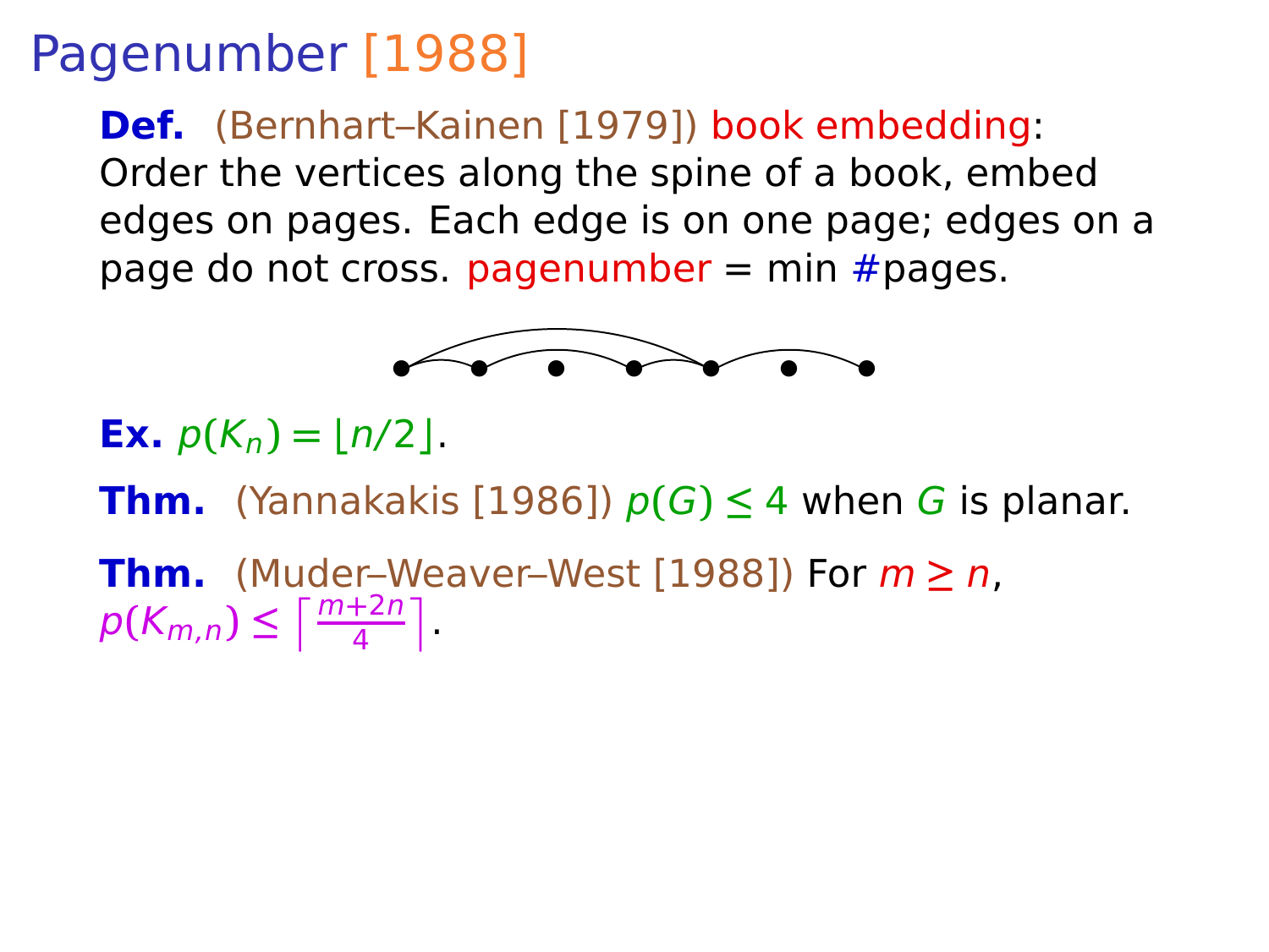# Pagenumber [1988]

**Def.** (Bernhart–Kainen [1979]) book embedding:
Order the vertices along the spine of a book, embed edges on pages. Each edge is on one page; edges on a page do not cross. pagenumber = min #pages.

**Ex.** $p(K_n) = \lfloor n/2 \rfloor$.

**Thm.** (Yannakakis [1986]) $p(G) \leq 4$ when $G$ is planar.

**Thm.** (Muder–Weaver–West [1988]) For $m \geq n$, $p(K_{m,n}) \leq \left\lceil \frac{m+2n}{4} \right\rceil$.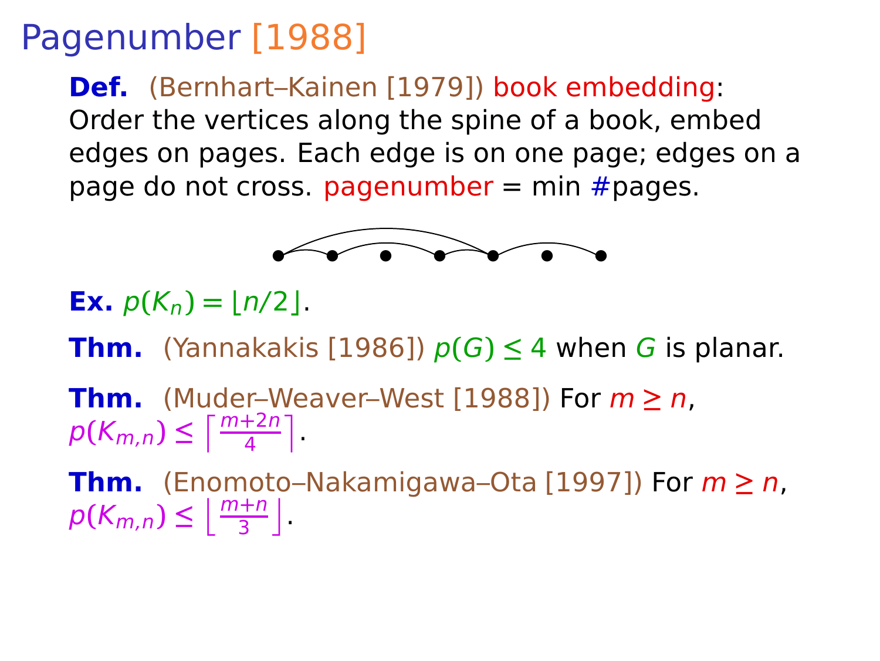# Pagenumber [1988]

**Def.** (Bernhart–Kainen [1979]) book embedding:
Order the vertices along the spine of a book, embed edges on pages. Each edge is on one page; edges on a page do not cross. pagenumber = min #pages.

**Ex.** $p(K_n) = \lfloor n/2 \rfloor$.

**Thm.** (Yannakakis [1986]) $p(G) \le 4$ when $G$ is planar.

**Thm.** (Muder–Weaver–West [1988]) For $m \ge n$, $p(K_{m,n}) \le \left\lceil \frac{m+2n}{4} \right\rceil$.

**Thm.** (Enomoto–Nakamigawa–Ota [1997]) For $m \ge n$, $p(K_{m,n}) \le \left\lfloor \frac{m+n}{3} \right\rfloor$.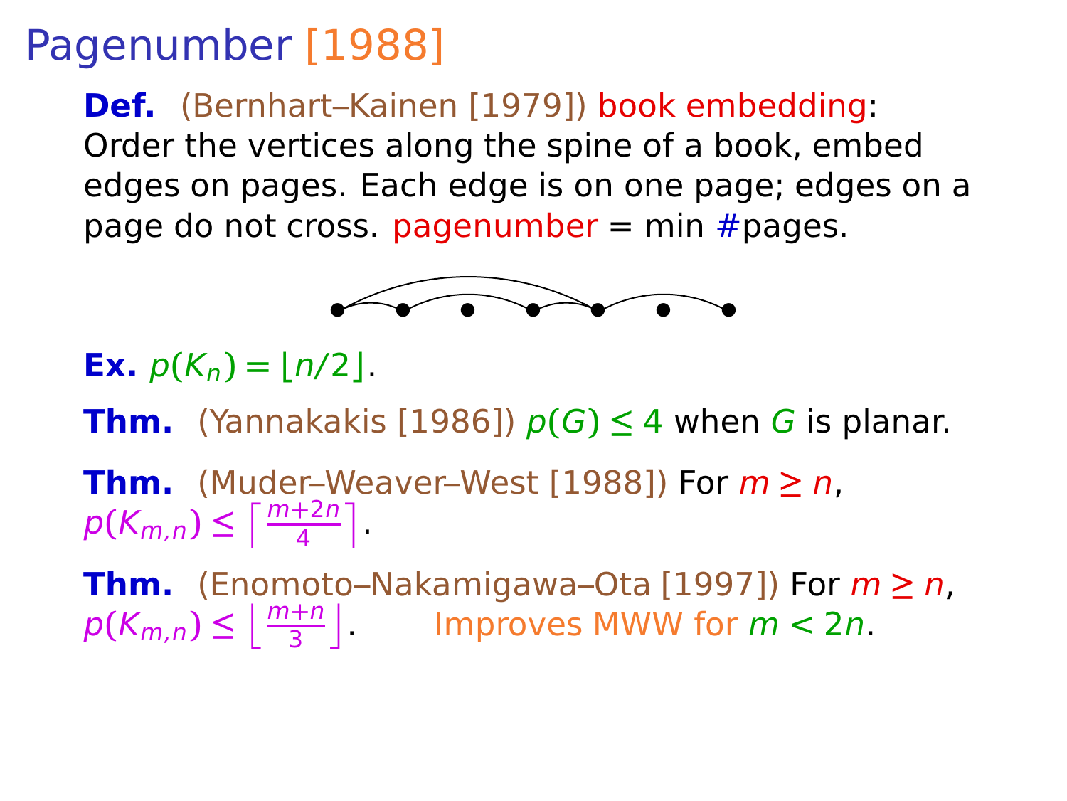# Pagenumber [1988]

**Def.** (Bernhart–Kainen [1979]) book embedding:
Order the vertices along the spine of a book, embed edges on pages. Each edge is on one page; edges on a page do not cross. pagenumber = min #pages.

**Ex.** $p(K_n) = \lfloor n/2 \rfloor$.

**Thm.** (Yannakakis [1986]) $p(G) \le 4$ when $G$ is planar.

**Thm.** (Muder–Weaver–West [1988]) For $m \ge n$, $p(K_{m,n}) \le \left\lceil \frac{m+2n}{4} \right\rceil$.

**Thm.** (Enomoto–Nakamigawa–Ota [1997]) For $m \ge n$, $p(K_{m,n}) \le \left\lfloor \frac{m+n}{3} \right\rfloor$. Improves MWW for $m < 2n$.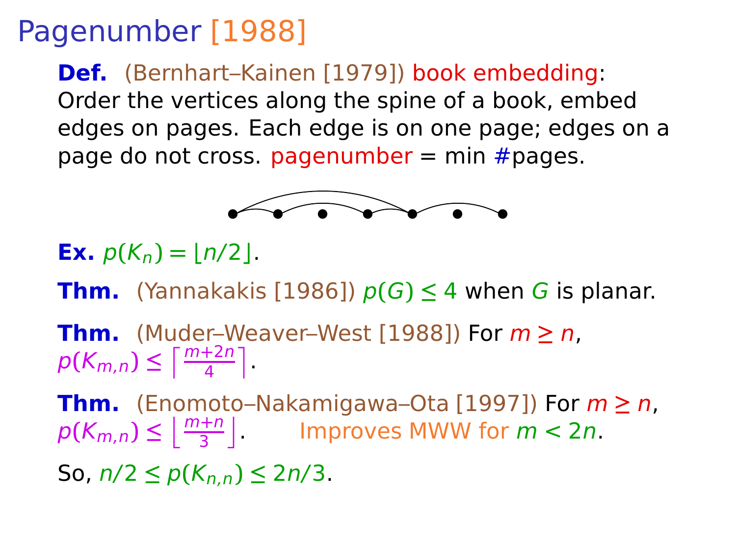# Pagenumber [1988]

**Def.** (Bernhart–Kainen [1979]) book embedding: Order the vertices along the spine of a book, embed edges on pages. Each edge is on one page; edges on a page do not cross. pagenumber = min #pages.

**Ex.** $p(K_n) = \lfloor n/2 \rfloor$.

**Thm.** (Yannakakis [1986]) $p(G) \le 4$ when $G$ is planar.

**Thm.** (Muder–Weaver–West [1988]) For $m \ge n$, $p(K_{m,n}) \le \left\lceil \frac{m+2n}{4} \right\rceil$.

**Thm.** (Enomoto–Nakamigawa–Ota [1997]) For $m \ge n$, $p(K_{m,n}) \le \left\lfloor \frac{m+n}{3} \right\rfloor$. Improves MWW for $m < 2n$.

So, $n/2 \le p(K_{n,n}) \le 2n/3$.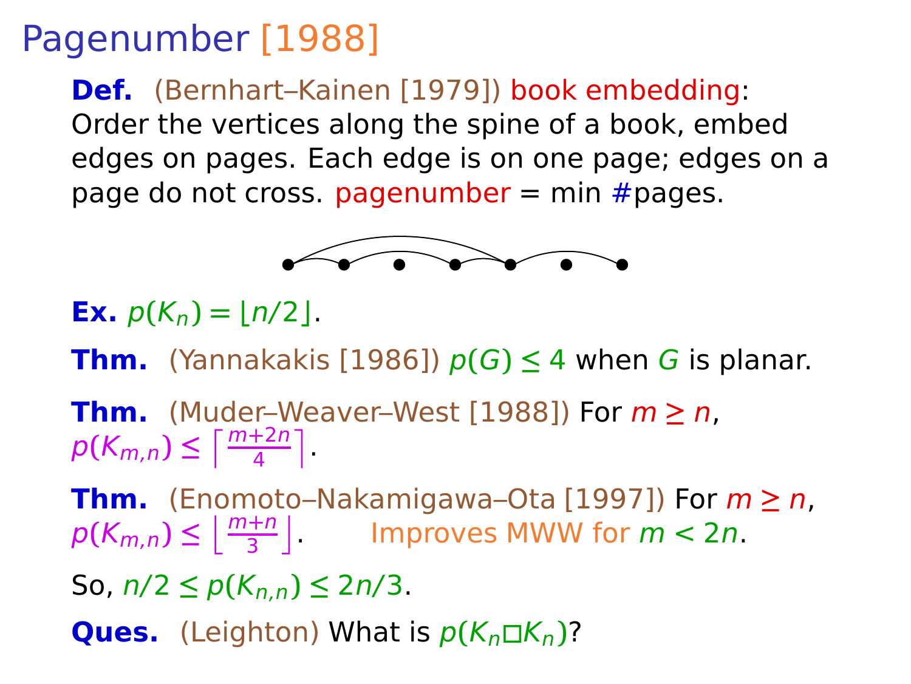# Pagenumber [1988]

**Def.** (Bernhart–Kainen [1979]) book embedding:
Order the vertices along the spine of a book, embed edges on pages. Each edge is on one page; edges on a page do not cross. pagenumber = min #pages.

**Ex.** $p(K_n) = \lfloor n/2 \rfloor$.

**Thm.** (Yannakakis [1986]) $p(G) \le 4$ when $G$ is planar.

**Thm.** (Muder–Weaver–West [1988]) For $m \ge n$, $p(K_{m,n}) \le \left\lceil \frac{m+2n}{4} \right\rceil$.

**Thm.** (Enomoto–Nakamigawa–Ota [1997]) For $m \ge n$, $p(K_{m,n}) \le \left\lfloor \frac{m+n}{3} \right\rfloor$. Improves MWW for $m < 2n$.

So, $n/2 \le p(K_{n,n}) \le 2n/3$.

**Ques.** (Leighton) What is $p(K_n \square K_n)$?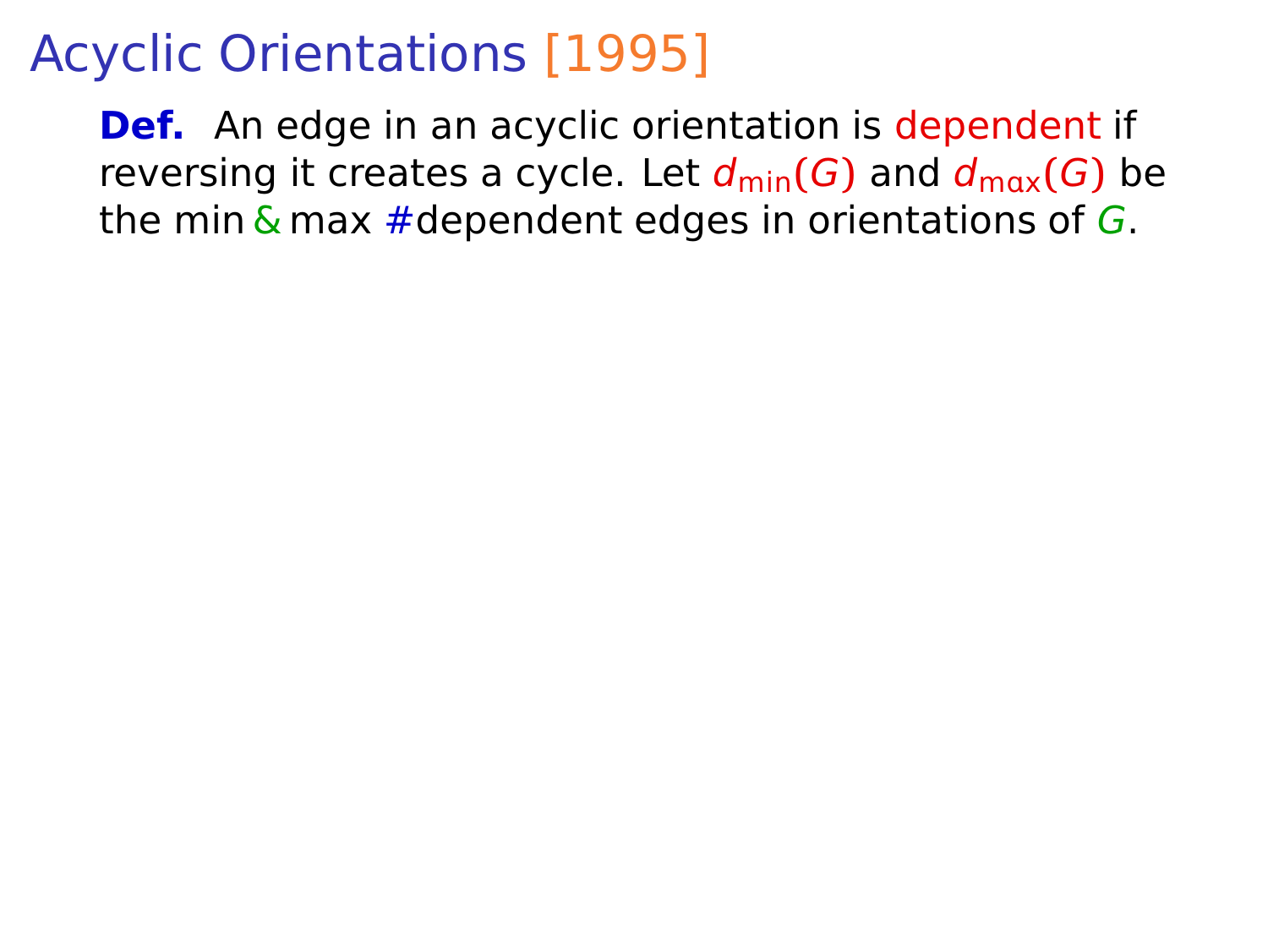# Acyclic Orientations [1995]

**Def.** An edge in an acyclic orientation is dependent if reversing it creates a cycle. Let $d_{\min}(G)$ and $d_{\max}(G)$ be the min & max #dependent edges in orientations of $G$.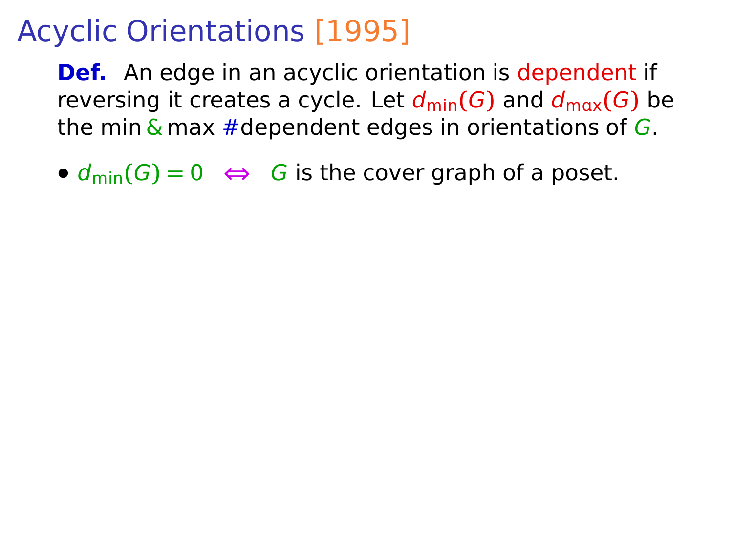# Acyclic Orientations [1995]

**Def.** An edge in an acyclic orientation is dependent if reversing it creates a cycle. Let $d_{\min}(G)$ and $d_{\max}(G)$ be the min & max #dependent edges in orientations of $G$.

- $d_{\min}(G) = 0 \iff G$ is the cover graph of a poset.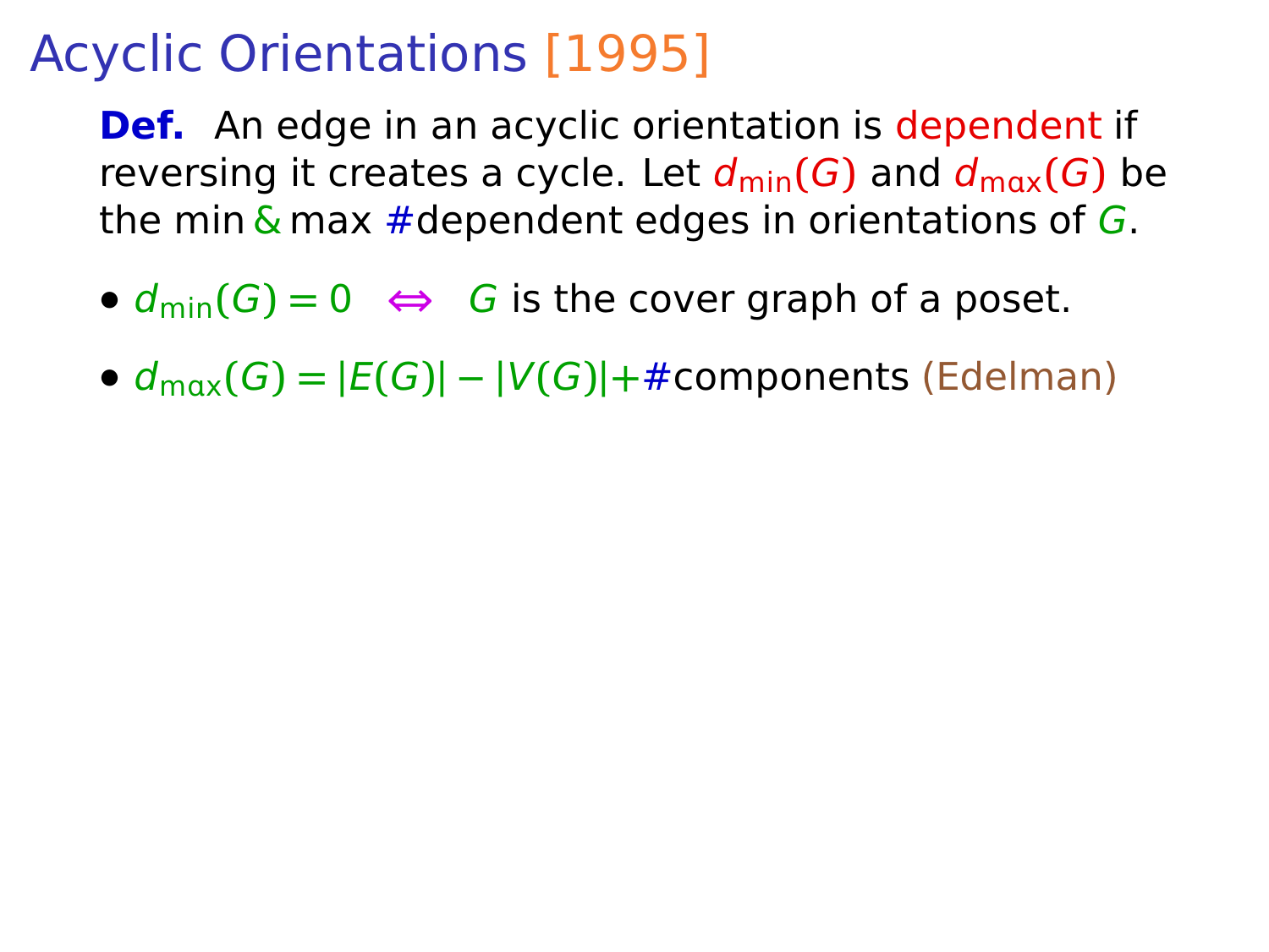# Acyclic Orientations [1995]

**Def.** An edge in an acyclic orientation is dependent if reversing it creates a cycle. Let $d_{\min}(G)$ and $d_{\max}(G)$ be the min & max #dependent edges in orientations of $G$.

- $d_{\min}(G) = 0 \iff G$ is the cover graph of a poset.
- $d_{\max}(G) = |E(G)| - |V(G)| +$ #components (Edelman)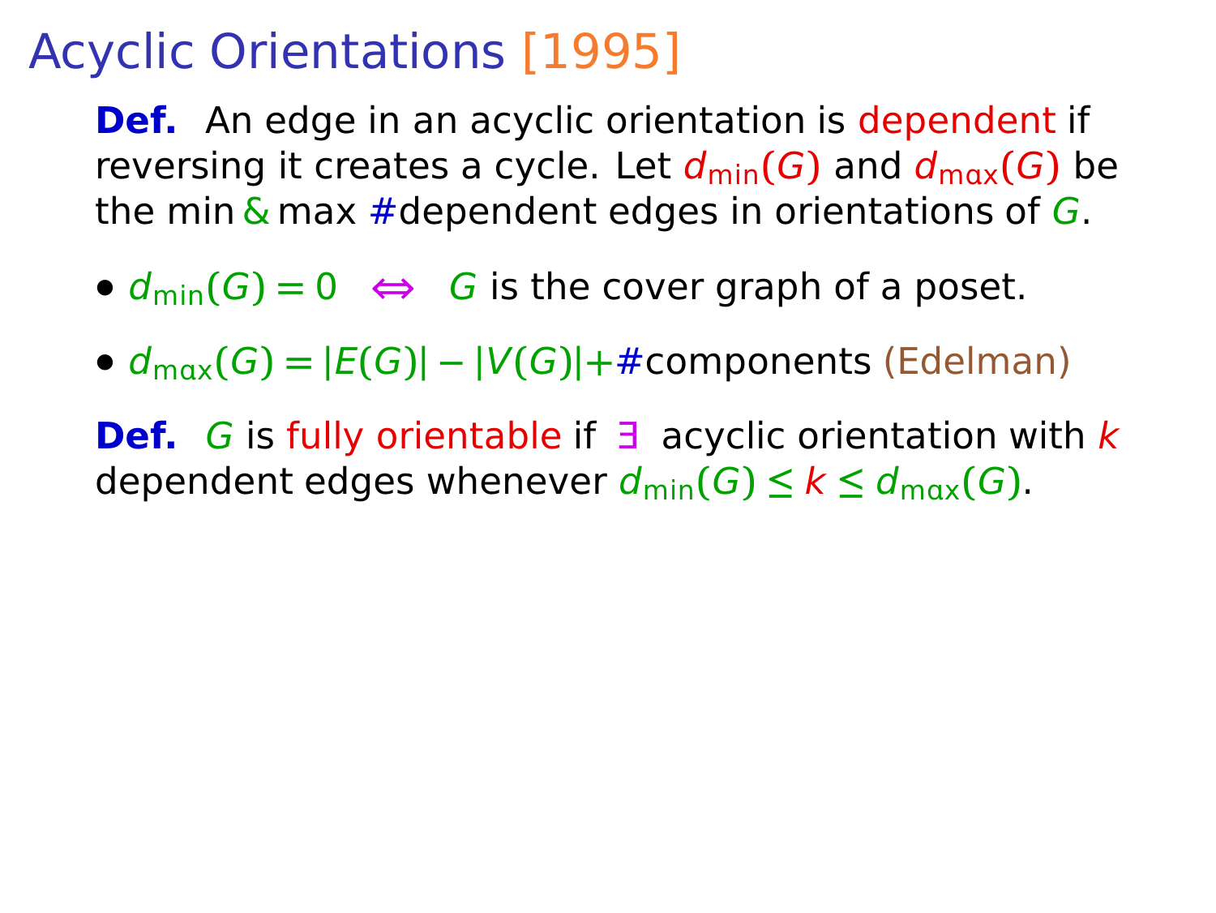# Acyclic Orientations [1995]

**Def.** An edge in an acyclic orientation is dependent if reversing it creates a cycle. Let $d_{\min}(G)$ and $d_{\max}(G)$ be the min & max #dependent edges in orientations of $G$.

- $d_{\min}(G) = 0 \iff G$ is the cover graph of a poset.
- $d_{\max}(G) = |E(G)| - |V(G)| + $#components (Edelman)

**Def.** $G$ is fully orientable if $\exists$ acyclic orientation with $k$ dependent edges whenever $d_{\min}(G) \leq k \leq d_{\max}(G)$.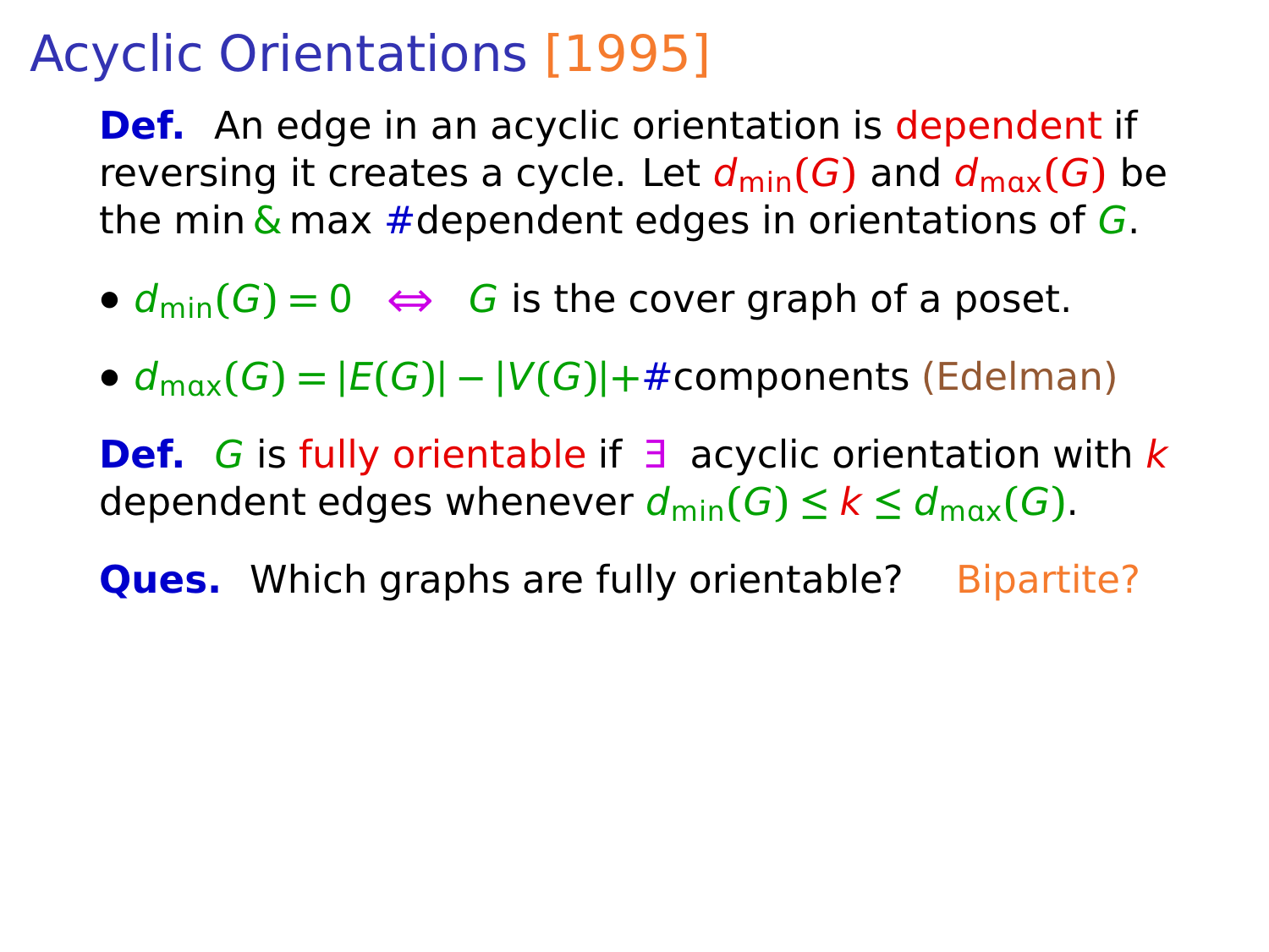# Acyclic Orientations [1995]

**Def.** An edge in an acyclic orientation is dependent if reversing it creates a cycle. Let $d_{\min}(G)$ and $d_{\max}(G)$ be the min & max #dependent edges in orientations of $G$.

- $d_{\min}(G) = 0 \iff G$ is the cover graph of a poset.
- $d_{\max}(G) = |E(G)| - |V(G)| + \#$components (Edelman)

**Def.** $G$ is fully orientable if $\exists$ acyclic orientation with $k$ dependent edges whenever $d_{\min}(G) \le k \le d_{\max}(G)$.

**Ques.** Which graphs are fully orientable? Bipartite?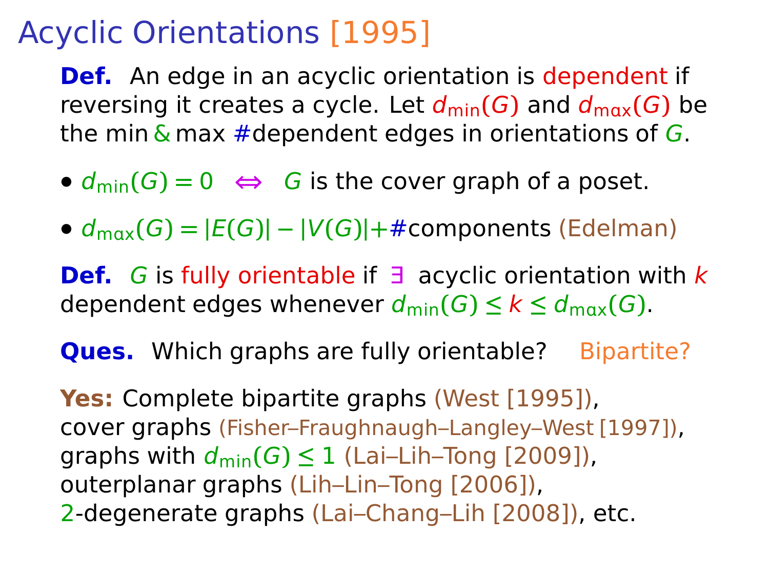# Acyclic Orientations [1995]

**Def.** An edge in an acyclic orientation is dependent if reversing it creates a cycle. Let $d_{\min}(G)$ and $d_{\max}(G)$ be the min & max #dependent edges in orientations of $G$.

- $d_{\min}(G) = 0 \iff G$ is the cover graph of a poset.
- $d_{\max}(G) = |E(G)| - |V(G)| +$ #components (Edelman)

**Def.** $G$ is fully orientable if $\exists$ acyclic orientation with $k$ dependent edges whenever $d_{\min}(G) \le k \le d_{\max}(G)$.

**Ques.** Which graphs are fully orientable? Bipartite?

**Yes:** Complete bipartite graphs (West [1995]), cover graphs (Fisher–Fraughnaugh–Langley–West [1997]), graphs with $d_{\min}(G) \le 1$ (Lai–Lih–Tong [2009]), outerplanar graphs (Lih–Lin–Tong [2006]), 2-degenerate graphs (Lai–Chang–Lih [2008]), etc.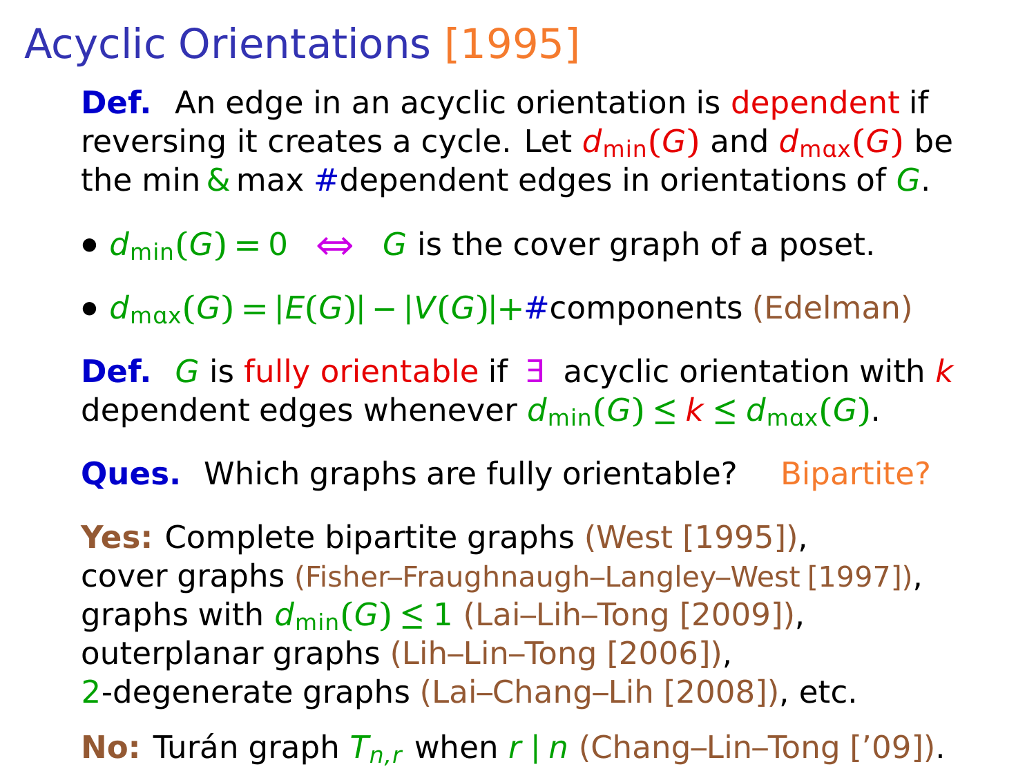# Acyclic Orientations [1995]

**Def.** An edge in an acyclic orientation is dependent if reversing it creates a cycle. Let $d_{\min}(G)$ and $d_{\max}(G)$ be the min & max #dependent edges in orientations of $G$.

- $d_{\min}(G) = 0 \iff G$ is the cover graph of a poset.
- $d_{\max}(G) = |E(G)| - |V(G)| +$ #components (Edelman)

**Def.** $G$ is fully orientable if $\exists$ acyclic orientation with $k$ dependent edges whenever $d_{\min}(G) \le k \le d_{\max}(G)$.

**Ques.** Which graphs are fully orientable? Bipartite?

**Yes:** Complete bipartite graphs (West [1995]),
cover graphs (Fisher–Fraughnaugh–Langley–West [1997]),
graphs with $d_{\min}(G) \le 1$ (Lai–Lih–Tong [2009]),
outerplanar graphs (Lih–Lin–Tong [2006]),
2-degenerate graphs (Lai–Chang–Lih [2008]), etc.

**No:** Turán graph $T_{n,r}$ when $r \mid n$ (Chang–Lin–Tong ['09]).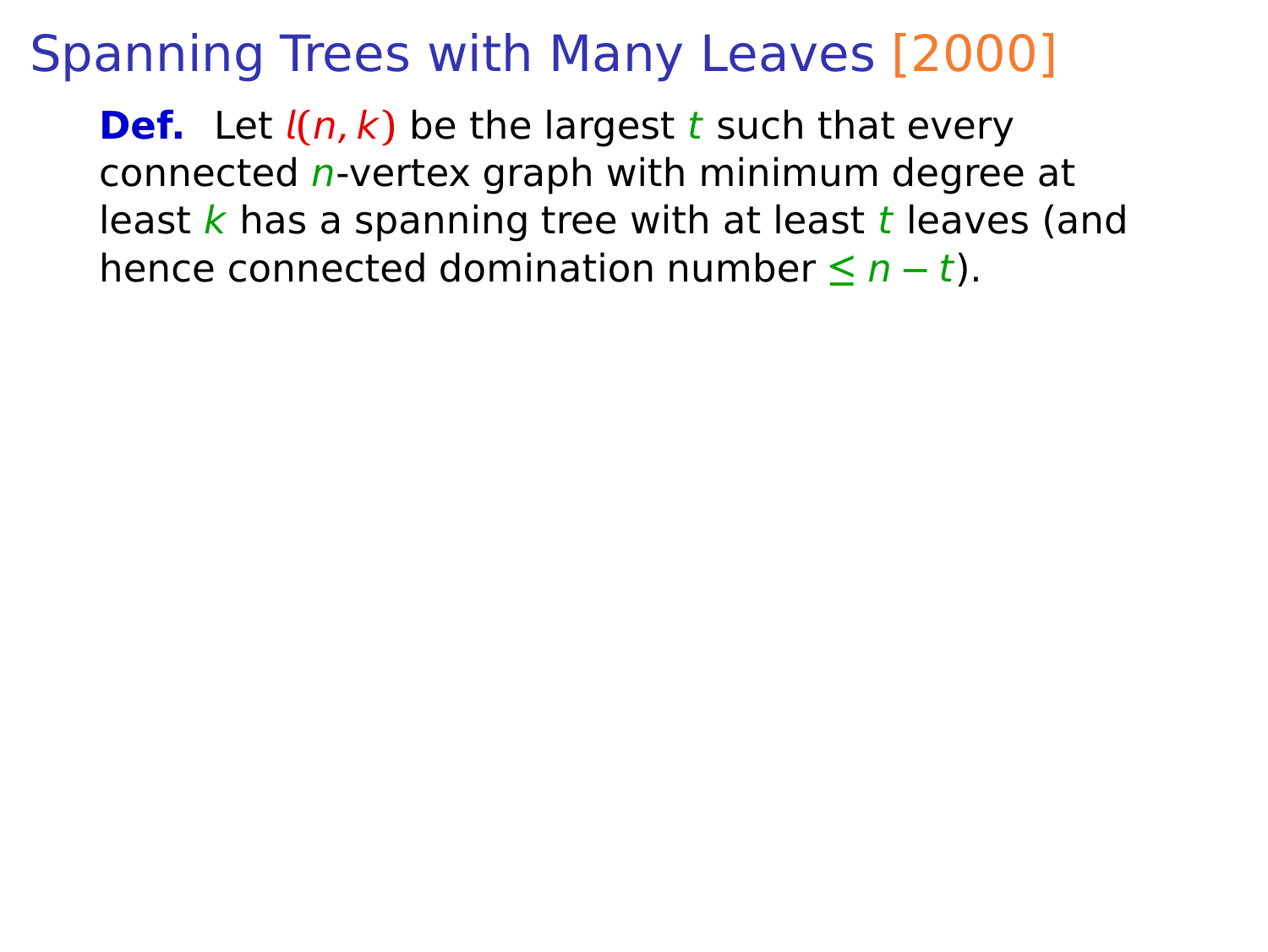# Spanning Trees with Many Leaves [2000]

**Def.** Let $l(n, k)$ be the largest $t$ such that every connected $n$-vertex graph with minimum degree at least $k$ has a spanning tree with at least $t$ leaves (and hence connected domination number $\leq n - t$).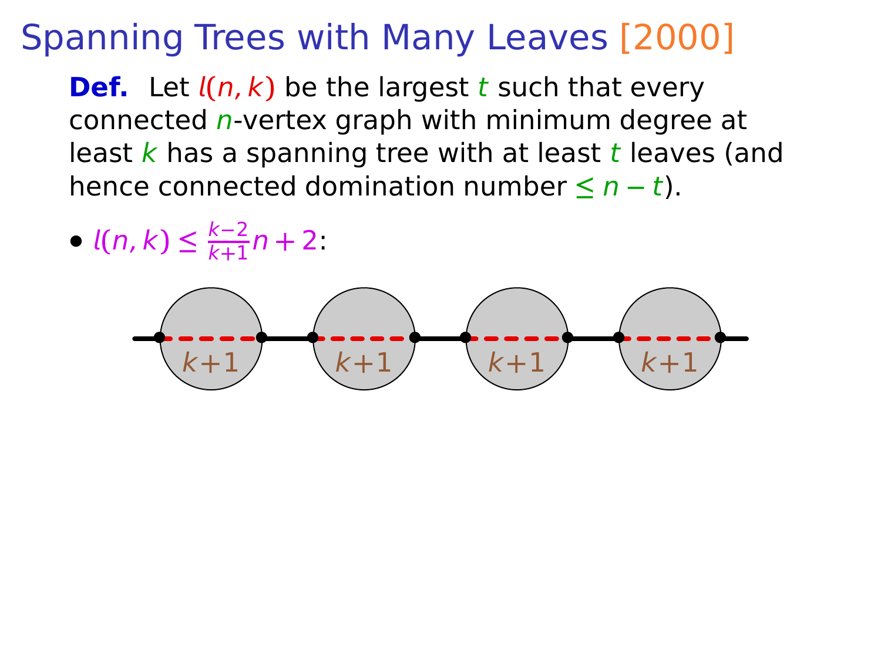# Spanning Trees with Many Leaves [2000]

**Def.** Let $l(n,k)$ be the largest $t$ such that every connected $n$-vertex graph with minimum degree at least $k$ has a spanning tree with at least $t$ leaves (and hence connected domination number $\leq n-t$).

- $l(n,k) \leq \frac{k-2}{k+1}n + 2$:

$k+1$ $k+1$ $k+1$ $k+1$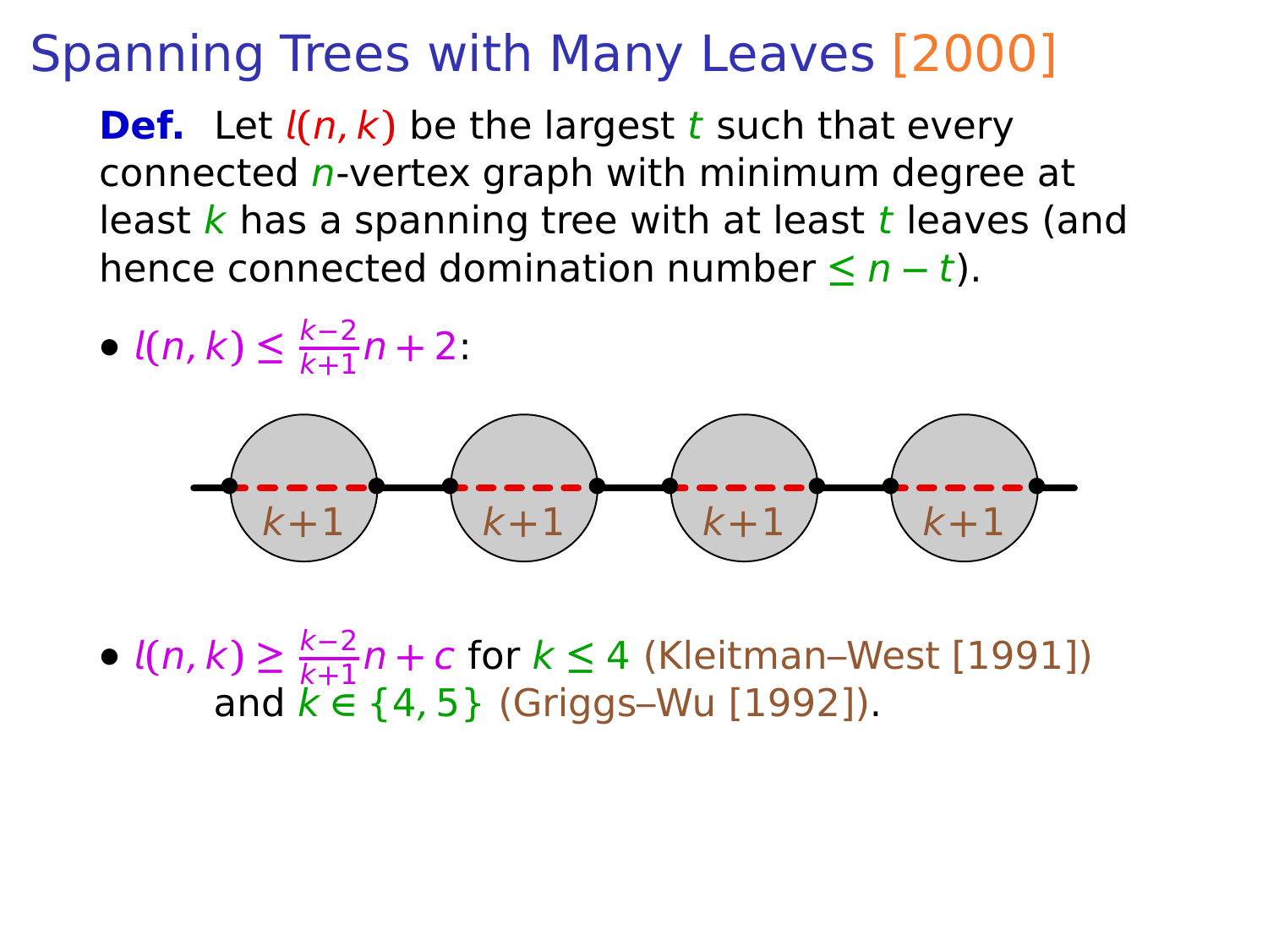# Spanning Trees with Many Leaves [2000]

**Def.** Let $l(n,k)$ be the largest $t$ such that every connected $n$-vertex graph with minimum degree at least $k$ has a spanning tree with at least $t$ leaves (and hence connected domination number $\leq n - t$).

- $l(n,k) \leq \frac{k-2}{k+1}n + 2$:

- $l(n,k) \geq \frac{k-2}{k+1}n + c$ for $k \leq 4$ (Kleitman–West [1991]) and $k \in \{4, 5\}$ (Griggs–Wu [1992]).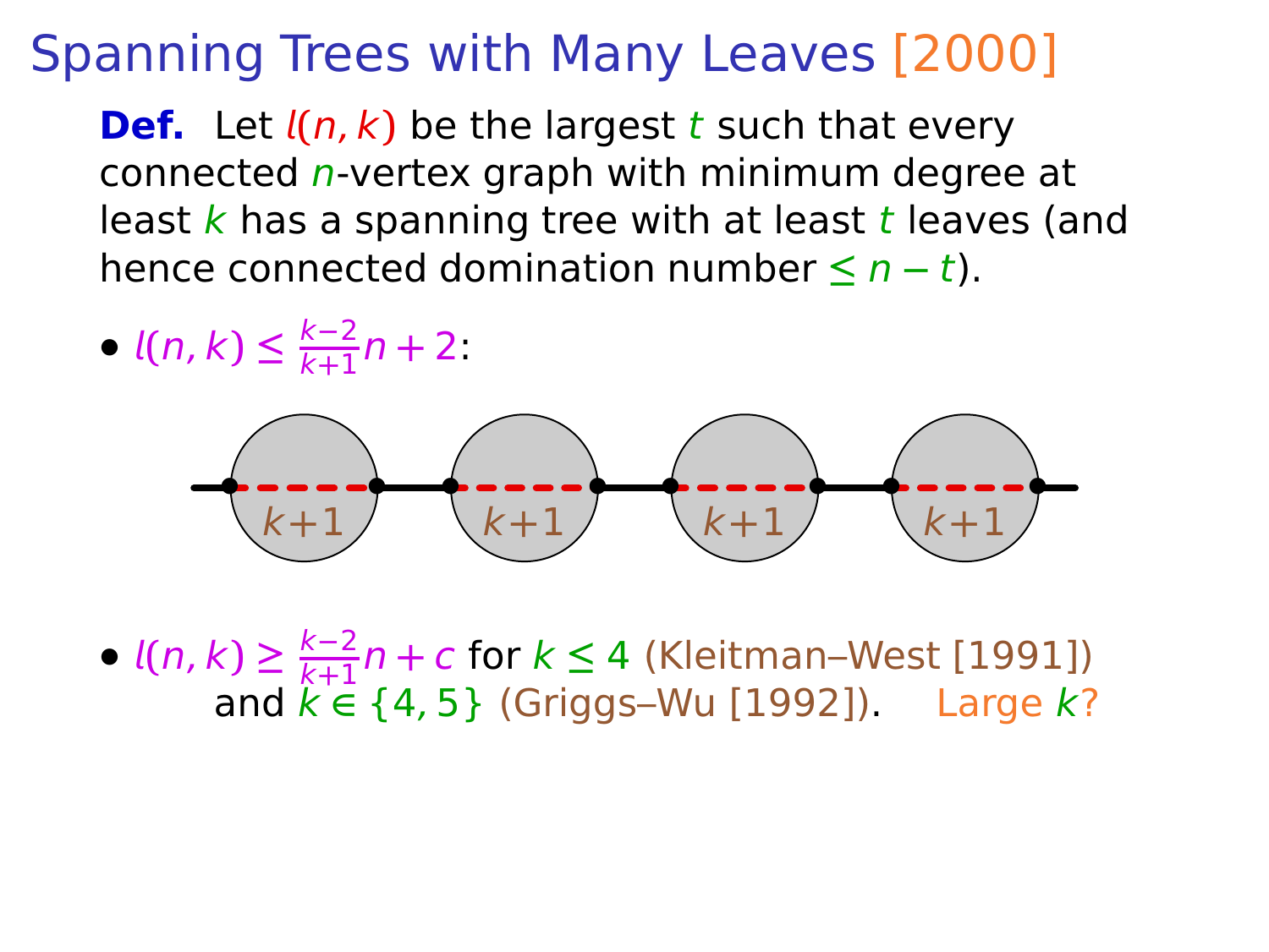# Spanning Trees with Many Leaves [2000]

**Def.** Let $l(n,k)$ be the largest $t$ such that every connected $n$-vertex graph with minimum degree at least $k$ has a spanning tree with at least $t$ leaves (and hence connected domination number $\leq n-t$).

- $l(n,k) \leq \frac{k-2}{k+1}n+2$:

$k+1$ $k+1$ $k+1$ $k+1$

- $l(n,k) \geq \frac{k-2}{k+1}n+c$ for $k \leq 4$ (Kleitman–West [1991]) and $k \in \{4,5\}$ (Griggs–Wu [1992]). Large $k$?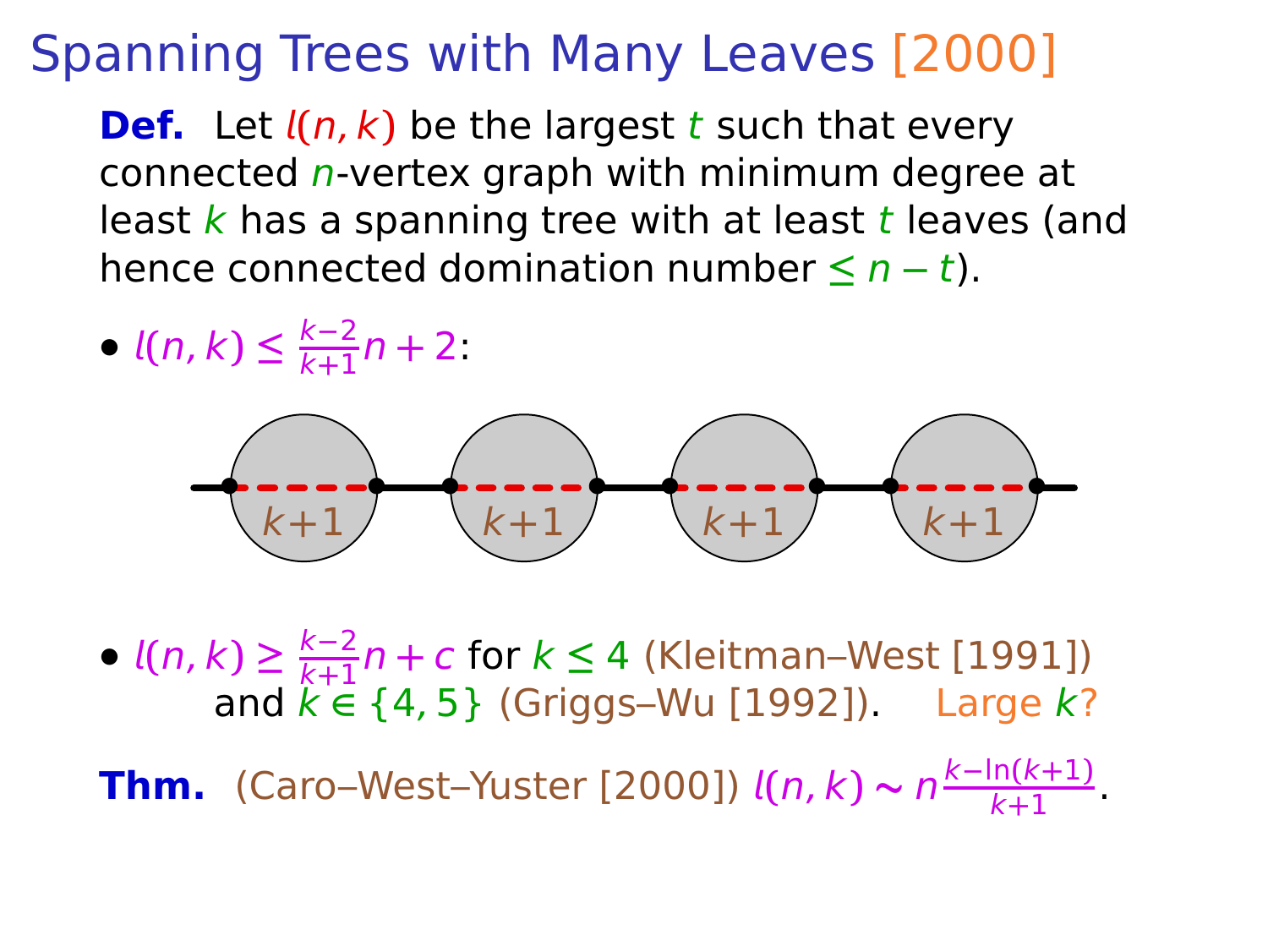# Spanning Trees with Many Leaves [2000]

**Def.** Let $l(n,k)$ be the largest $t$ such that every connected $n$-vertex graph with minimum degree at least $k$ has a spanning tree with at least $t$ leaves (and hence connected domination number $\le n-t$).

- $l(n,k) \le \frac{k-2}{k+1}n + 2$:

$k+1$ $k+1$ $k+1$ $k+1$

- $l(n,k) \ge \frac{k-2}{k+1}n + c$ for $k \le 4$ (Kleitman–West [1991]) and $k \in \{4,5\}$ (Griggs–Wu [1992]). Large $k$?

**Thm.** (Caro–West–Yuster [2000]) $l(n,k) \sim n\frac{k-\ln(k+1)}{k+1}$.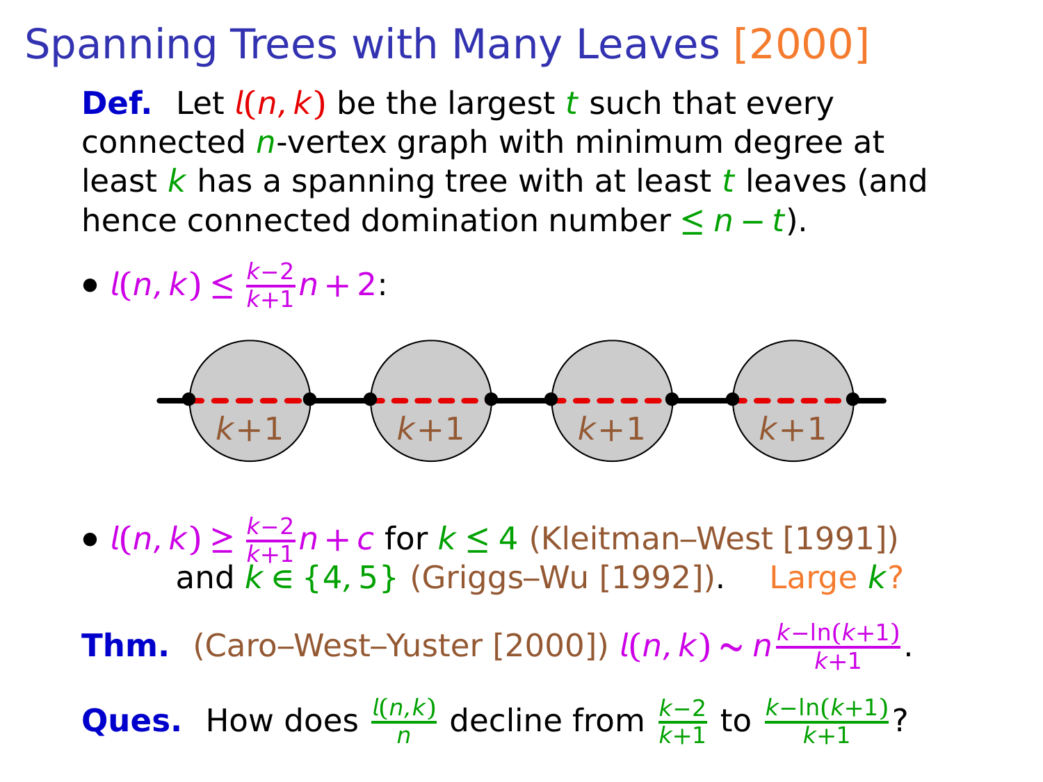# Spanning Trees with Many Leaves [2000]

**Def.** Let $l(n,k)$ be the largest $t$ such that every connected $n$-vertex graph with minimum degree at least $k$ has a spanning tree with at least $t$ leaves (and hence connected domination number $\le n-t$).

- $l(n,k) \le \frac{k-2}{k+1}n + 2$:

$k+1$ $k+1$ $k+1$ $k+1$

- $l(n,k) \ge \frac{k-2}{k+1}n + c$ for $k \le 4$ (Kleitman–West [1991]) and $k \in \{4,5\}$ (Griggs–Wu [1992]). Large $k$?

**Thm.** (Caro–West–Yuster [2000]) $l(n,k) \sim n\frac{k-\ln(k+1)}{k+1}$.

**Ques.** How does $\frac{l(n,k)}{n}$ decline from $\frac{k-2}{k+1}$ to $\frac{k-\ln(k+1)}{k+1}$?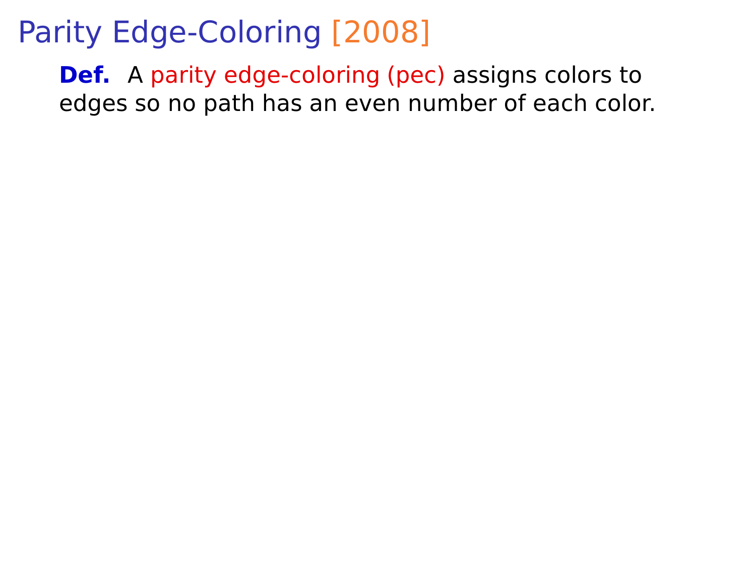# Parity Edge-Coloring [2008]

**Def.** A parity edge-coloring (pec) assigns colors to edges so no path has an even number of each color.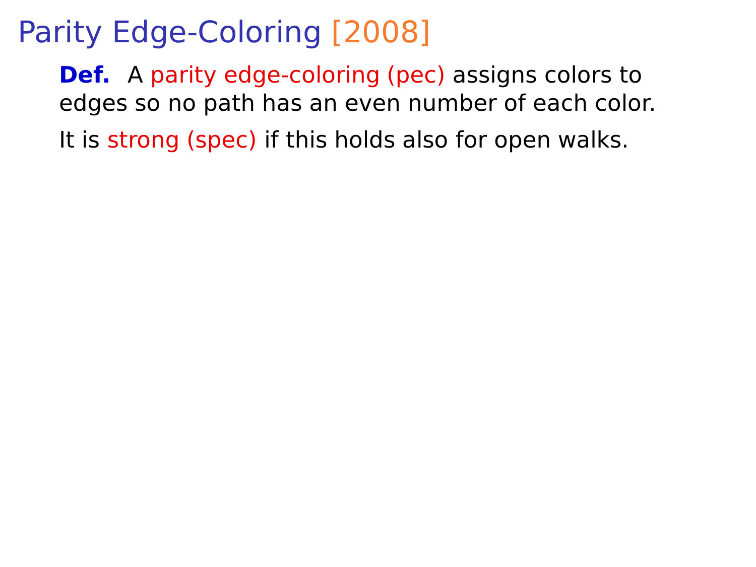# Parity Edge-Coloring [2008]

**Def.** A parity edge-coloring (pec) assigns colors to edges so no path has an even number of each color.

It is strong (spec) if this holds also for open walks.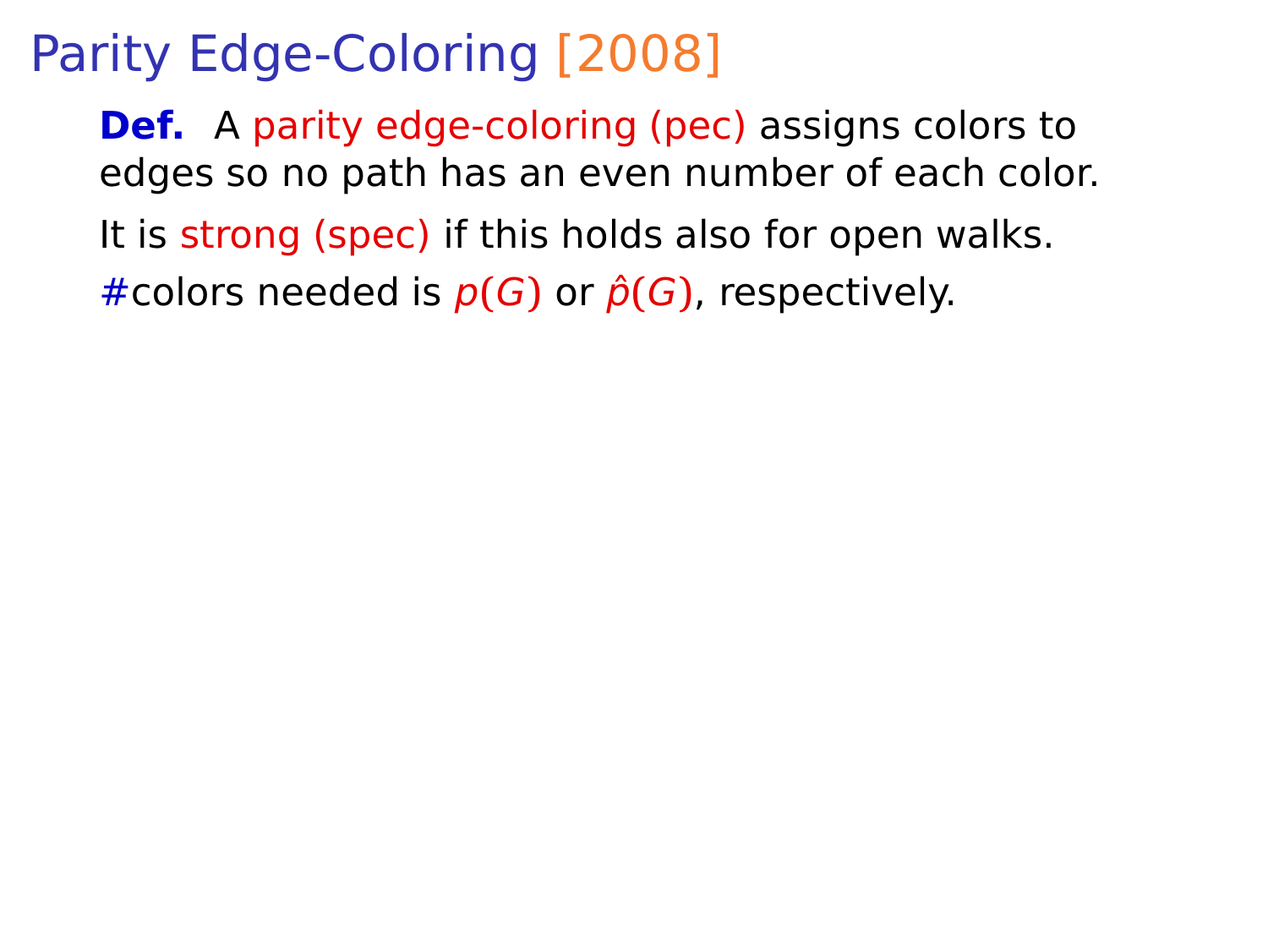# Parity Edge-Coloring [2008]

**Def.** A parity edge-coloring (pec) assigns colors to edges so no path has an even number of each color.

It is strong (spec) if this holds also for open walks.

#colors needed is $p(G)$ or $\hat{p}(G)$, respectively.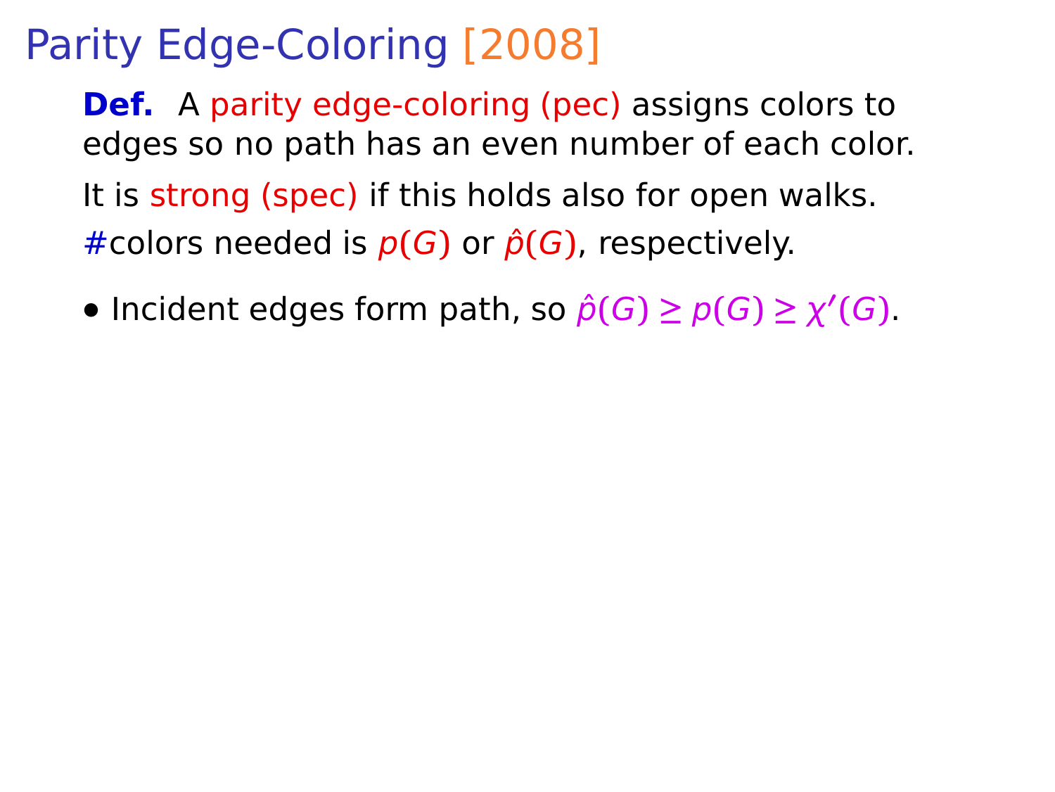# Parity Edge-Coloring [2008]

**Def.** A parity edge-coloring (pec) assigns colors to edges so no path has an even number of each color.

It is strong (spec) if this holds also for open walks.

#colors needed is $p(G)$ or $\hat{p}(G)$, respectively.

- Incident edges form path, so $\hat{p}(G) \geq p(G) \geq \chi'(G)$.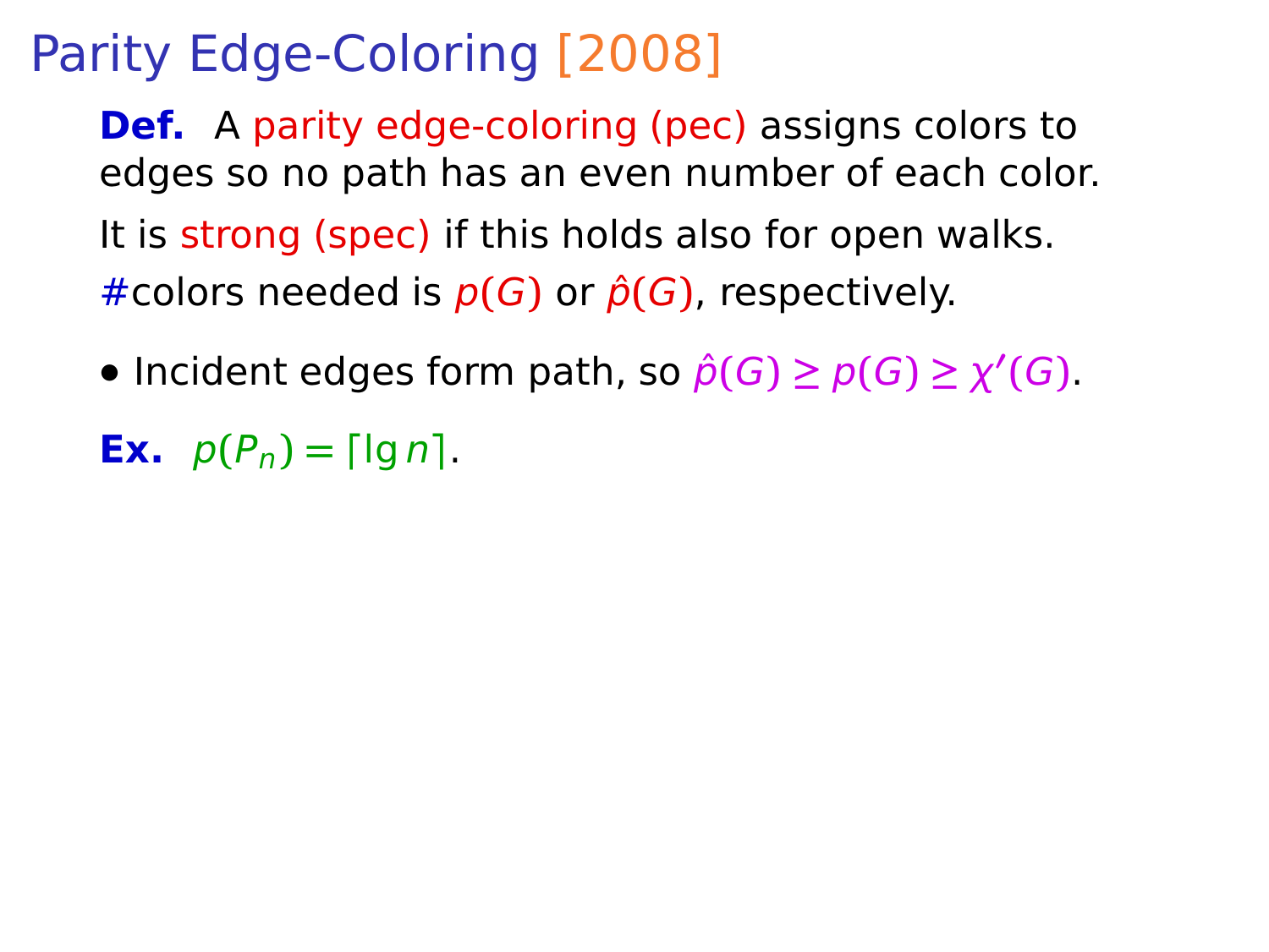# Parity Edge-Coloring [2008]

**Def.** A parity edge-coloring (pec) assigns colors to edges so no path has an even number of each color.

It is strong (spec) if this holds also for open walks.

#colors needed is $p(G)$ or $\hat{p}(G)$, respectively.

- Incident edges form path, so $\hat{p}(G) \geq p(G) \geq \chi'(G)$.

**Ex.** $p(P_n) = \lceil \lg n \rceil$.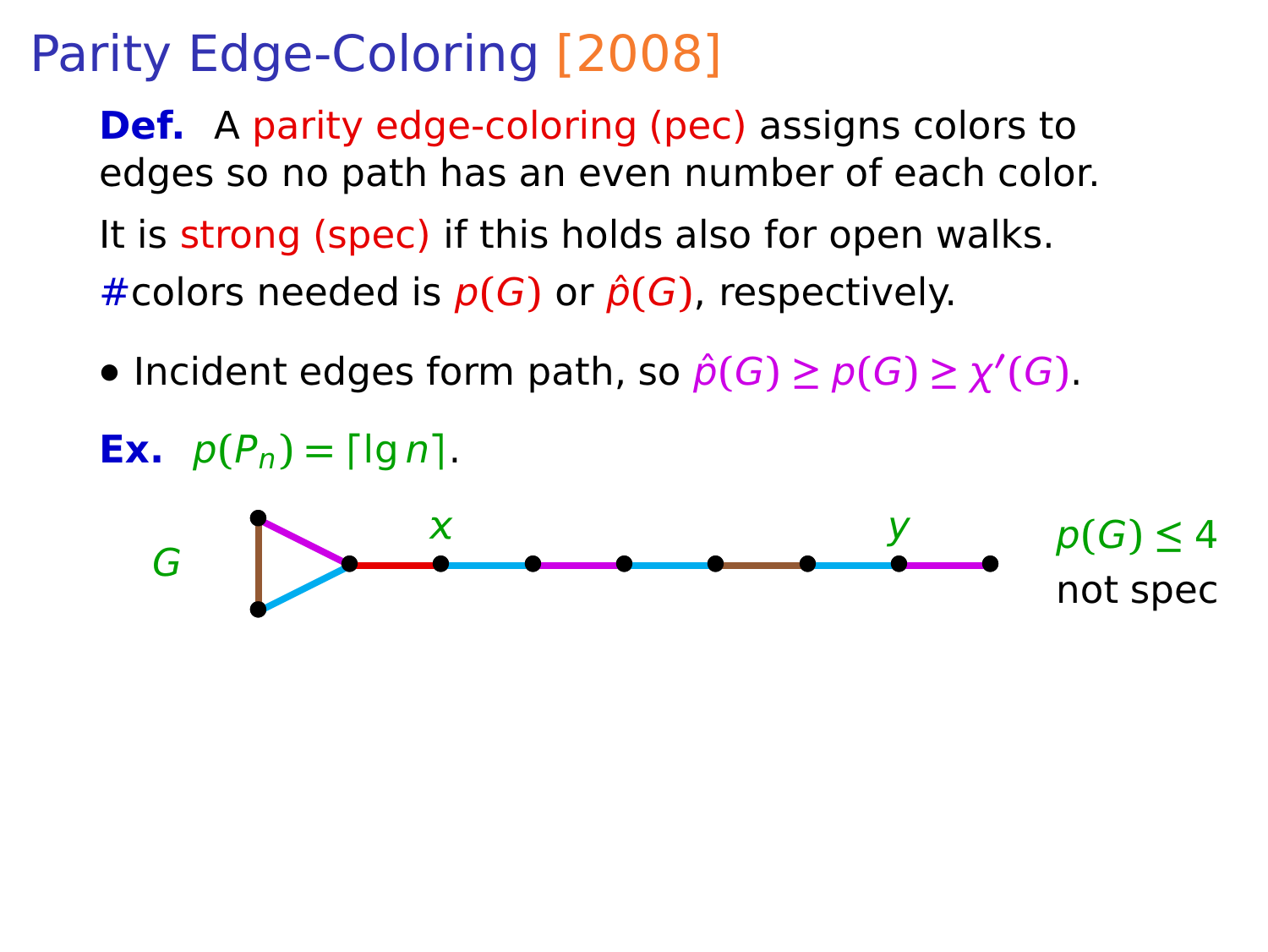# Parity Edge-Coloring [2008]

**Def.** A parity edge-coloring (pec) assigns colors to edges so no path has an even number of each color.

It is strong (spec) if this holds also for open walks.

#colors needed is $p(G)$ or $\hat{p}(G)$, respectively.

- Incident edges form path, so $\hat{p}(G) \geq p(G) \geq \chi'(G)$.

**Ex.** $p(P_n) = \lceil \lg n \rceil$.

$G$ $\quad x \quad y$

$p(G) \leq 4$

not spec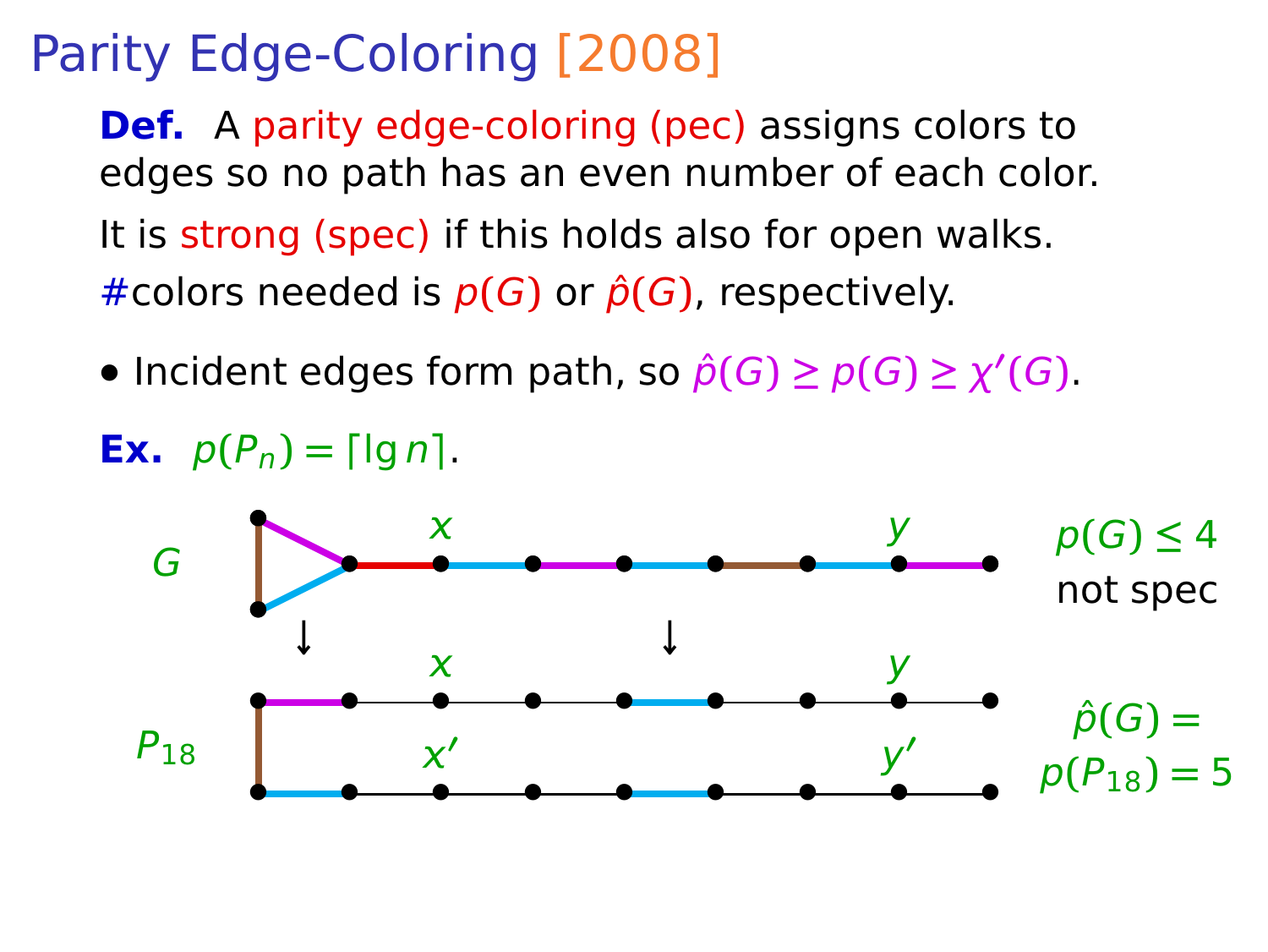# Parity Edge-Coloring [2008]

**Def.** A parity edge-coloring (pec) assigns colors to edges so no path has an even number of each color.

It is strong (spec) if this holds also for open walks.

#colors needed is $p(G)$ or $\hat{p}(G)$, respectively.

- Incident edges form path, so $\hat{p}(G) \geq p(G) \geq \chi'(G)$.

**Ex.** $p(P_n) = \lceil \lg n \rceil$.

$G$ — $x$ — $y$ — $p(G) \leq 4$ not spec

$P_{18}$ — $x$, $y$, $x'$, $y'$ — $\hat{p}(G) = p(P_{18}) = 5$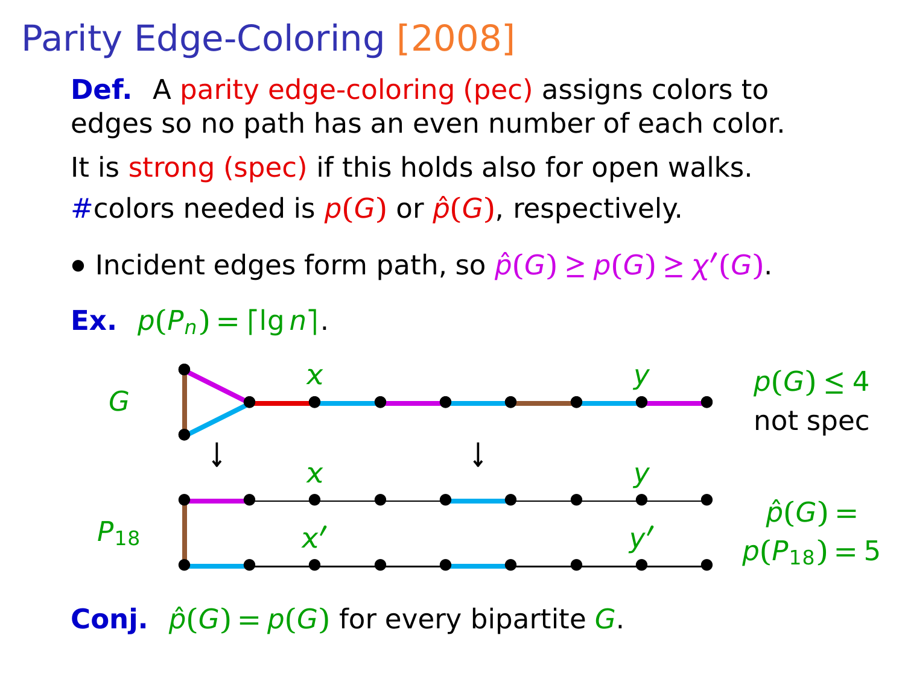# Parity Edge-Coloring [2008]

**Def.** A parity edge-coloring (pec) assigns colors to edges so no path has an even number of each color.

It is strong (spec) if this holds also for open walks.

#colors needed is $p(G)$ or $\hat{p}(G)$, respectively.

- Incident edges form path, so $\hat{p}(G) \geq p(G) \geq \chi'(G)$.

**Ex.** $p(P_n) = \lceil \lg n \rceil$.

$G$ — $x$ — $y$ — $p(G) \leq 4$ not spec

$P_{18}$ — $x$ — $y$ — $x'$ — $y'$ — $\hat{p}(G) = p(P_{18}) = 5$

**Conj.** $\hat{p}(G) = p(G)$ for every bipartite $G$.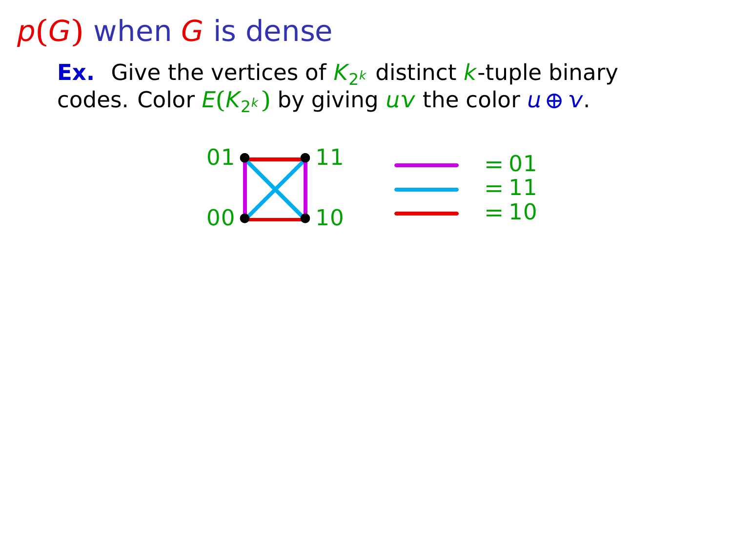# $p(G)$ when $G$ is dense

**Ex.** Give the vertices of $K_{2^k}$ distinct $k$-tuple binary codes. Color $E(K_{2^k})$ by giving $uv$ the color $u \oplus v$.

01 11

00 10

$= 01$

$= 11$

$= 10$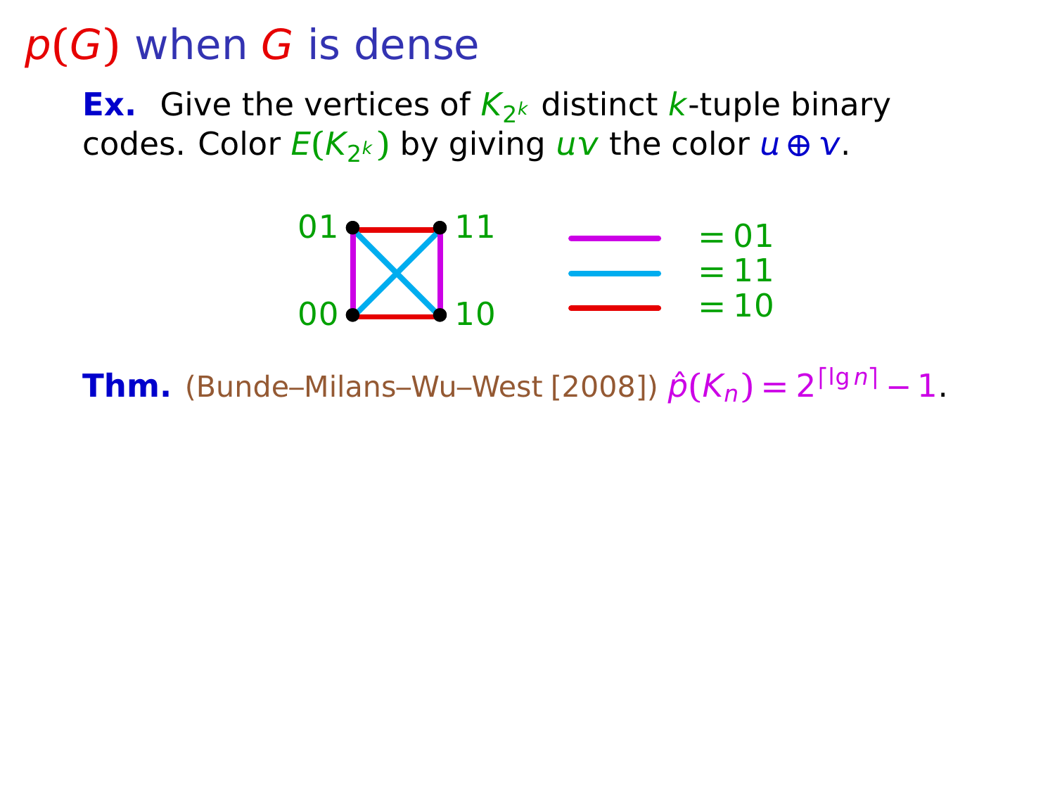# $p(G)$ when $G$ is dense

**Ex.** Give the vertices of $K_{2^k}$ distinct $k$-tuple binary codes. Color $E(K_{2^k})$ by giving $uv$ the color $u \oplus v$.

01 — 11

00 — 10

$= 01$

$= 11$

$= 10$

**Thm.** (Bunde–Milans–Wu–West [2008]) $\hat{p}(K_n) = 2^{\lceil \lg n \rceil} - 1$.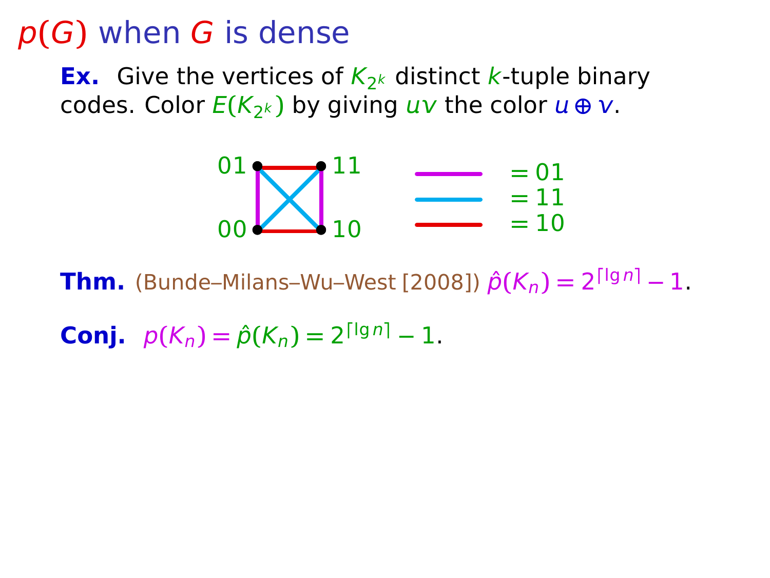# $p(G)$ when $G$ is dense

**Ex.** Give the vertices of $K_{2^k}$ distinct $k$-tuple binary codes. Color $E(K_{2^k})$ by giving $uv$ the color $u \oplus v$.

01 11

00 10

= 01
= 11
= 10

**Thm.** (Bunde–Milans–Wu–West [2008]) $\hat{p}(K_n) = 2^{\lceil \lg n \rceil} - 1$.

**Conj.** $p(K_n) = \hat{p}(K_n) = 2^{\lceil \lg n \rceil} - 1$.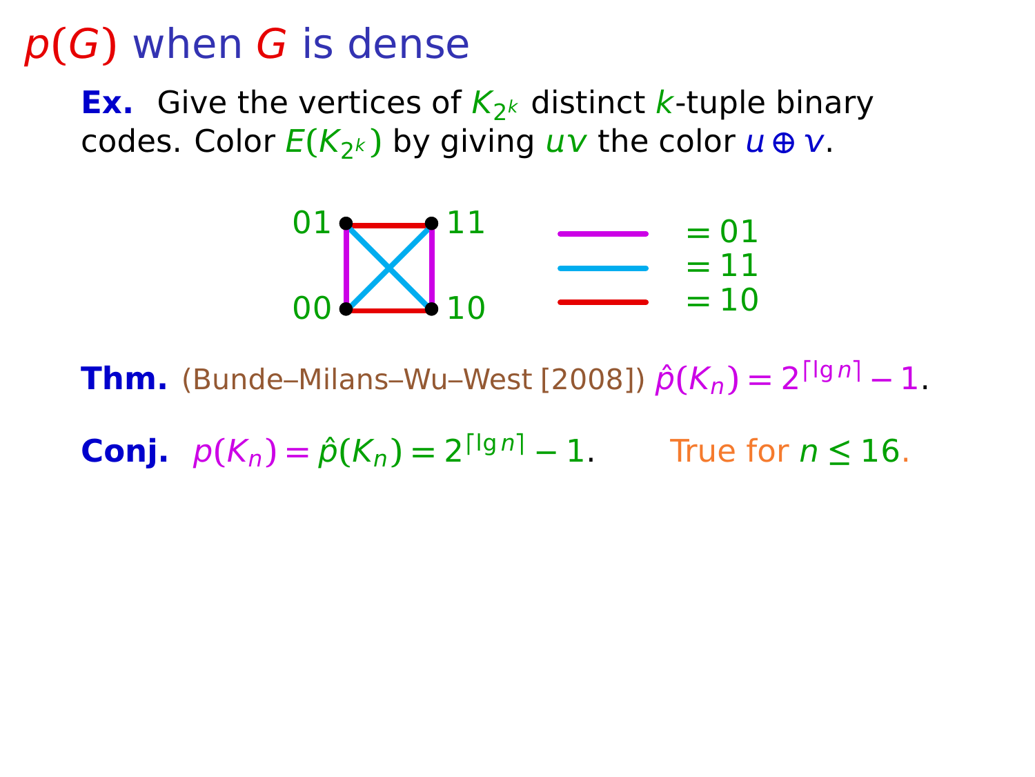# $p(G)$ when $G$ is dense

**Ex.** Give the vertices of $K_{2^k}$ distinct $k$-tuple binary codes. Color $E(K_{2^k})$ by giving $uv$ the color $u \oplus v$.

01 &nbsp; 11 &nbsp;&nbsp;&nbsp;&nbsp; $= 01$

&nbsp;&nbsp;&nbsp;&nbsp;&nbsp;&nbsp;&nbsp;&nbsp;&nbsp;&nbsp;&nbsp;&nbsp;&nbsp;&nbsp;&nbsp;&nbsp;&nbsp; $= 11$

00 &nbsp; 10 &nbsp;&nbsp;&nbsp;&nbsp; $= 10$

**Thm.** (Bunde–Milans–Wu–West [2008]) $\hat{p}(K_n) = 2^{\lceil \lg n \rceil} - 1$.

**Conj.** $p(K_n) = \hat{p}(K_n) = 2^{\lceil \lg n \rceil} - 1$. &nbsp;&nbsp;&nbsp;&nbsp; True for $n \le 16$.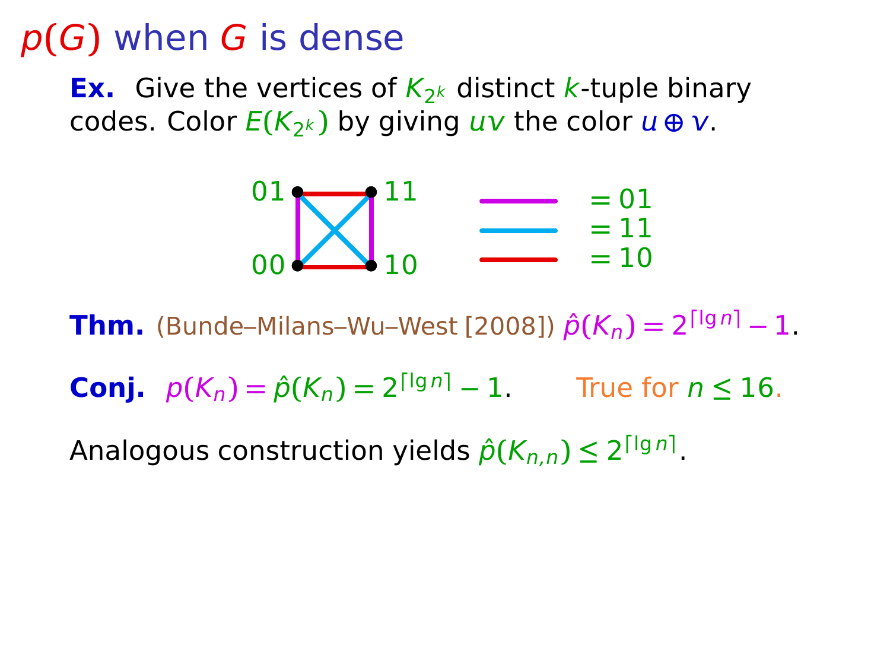# $p(G)$ when $G$ is dense

**Ex.** Give the vertices of $K_{2^k}$ distinct $k$-tuple binary codes. Color $E(K_{2^k})$ by giving $uv$ the color $u \oplus v$.

01 — 11

00 — 10

= 01

= 11

= 10

**Thm.** (Bunde–Milans–Wu–West [2008]) $\hat{p}(K_n) = 2^{\lceil \lg n \rceil} - 1$.

**Conj.** $p(K_n) = \hat{p}(K_n) = 2^{\lceil \lg n \rceil} - 1$. True for $n \leq 16$.

Analogous construction yields $\hat{p}(K_{n,n}) \leq 2^{\lceil \lg n \rceil}$.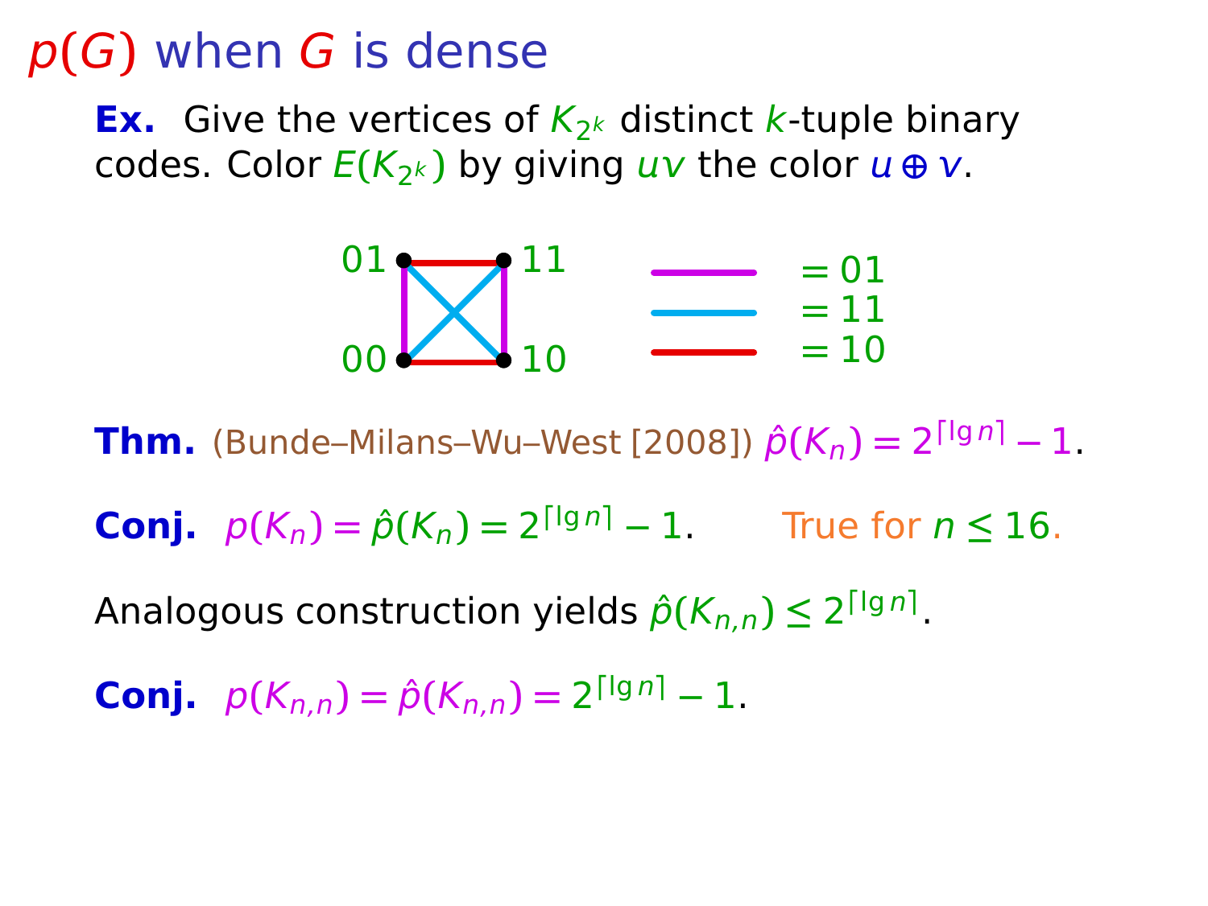# $p(G)$ when $G$ is dense

**Ex.** Give the vertices of $K_{2^k}$ distinct $k$-tuple binary codes. Color $E(K_{2^k})$ by giving $uv$ the color $u \oplus v$.

01 — 11

00 — 10

$= 01$

$= 11$

$= 10$

**Thm.** (Bunde–Milans–Wu–West [2008]) $\hat{p}(K_n) = 2^{\lceil \lg n \rceil} - 1$.

**Conj.** $p(K_n) = \hat{p}(K_n) = 2^{\lceil \lg n \rceil} - 1$. True for $n \le 16$.

Analogous construction yields $\hat{p}(K_{n,n}) \le 2^{\lceil \lg n \rceil}$.

**Conj.** $p(K_{n,n}) = \hat{p}(K_{n,n}) = 2^{\lceil \lg n \rceil} - 1$.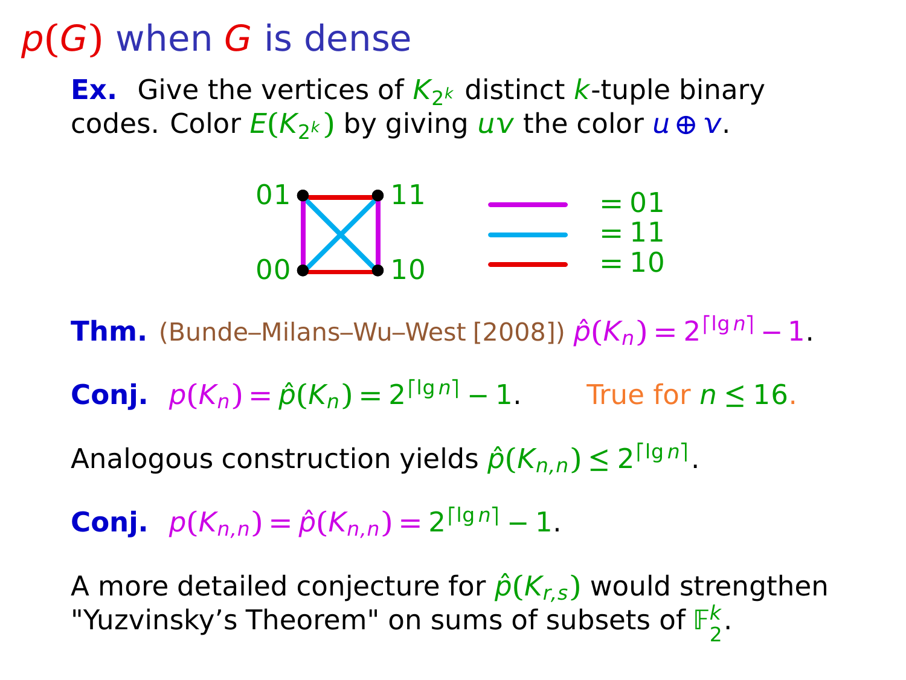# $p(G)$ when $G$ is dense

**Ex.** Give the vertices of $K_{2^k}$ distinct $k$-tuple binary codes. Color $E(K_{2^k})$ by giving $uv$ the color $u \oplus v$.

01 — 11

00 — 10

= 01
= 11
= 10

**Thm.** (Bunde–Milans–Wu–West [2008]) $\hat{p}(K_n) = 2^{\lceil \lg n \rceil} - 1$.

**Conj.** $p(K_n) = \hat{p}(K_n) = 2^{\lceil \lg n \rceil} - 1$. True for $n \le 16$.

Analogous construction yields $\hat{p}(K_{n,n}) \le 2^{\lceil \lg n \rceil}$.

**Conj.** $p(K_{n,n}) = \hat{p}(K_{n,n}) = 2^{\lceil \lg n \rceil} - 1$.

A more detailed conjecture for $\hat{p}(K_{r,s})$ would strengthen "Yuzvinsky's Theorem" on sums of subsets of $\mathbb{F}_2^k$.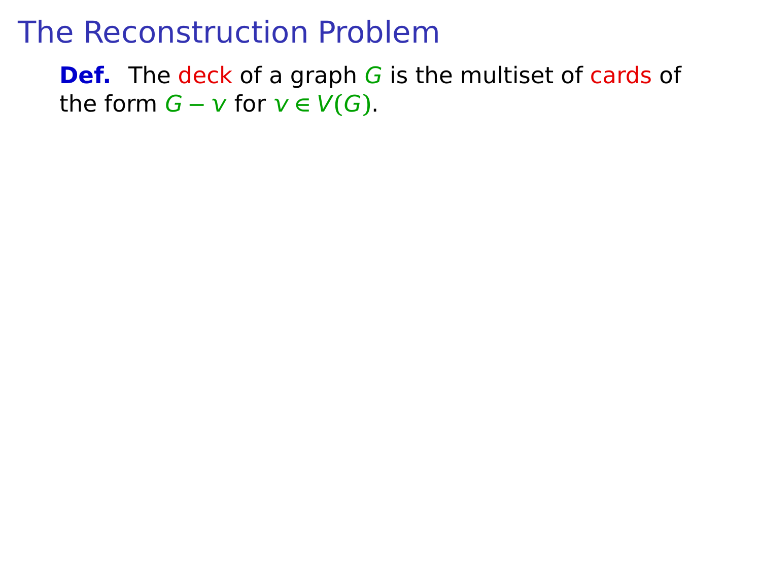# The Reconstruction Problem

**Def.** The deck of a graph $G$ is the multiset of cards of the form $G - v$ for $v \in V(G)$.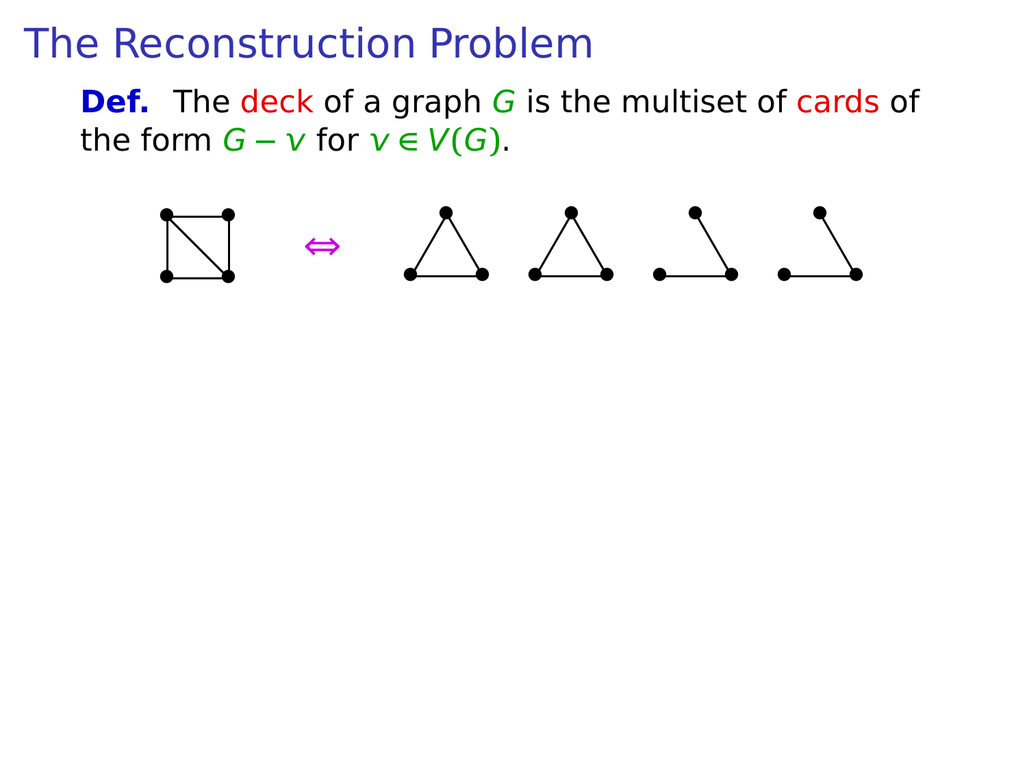# The Reconstruction Problem

**Def.** The deck of a graph $G$ is the multiset of cards of the form $G - v$ for $v \in V(G)$.

$\Leftrightarrow$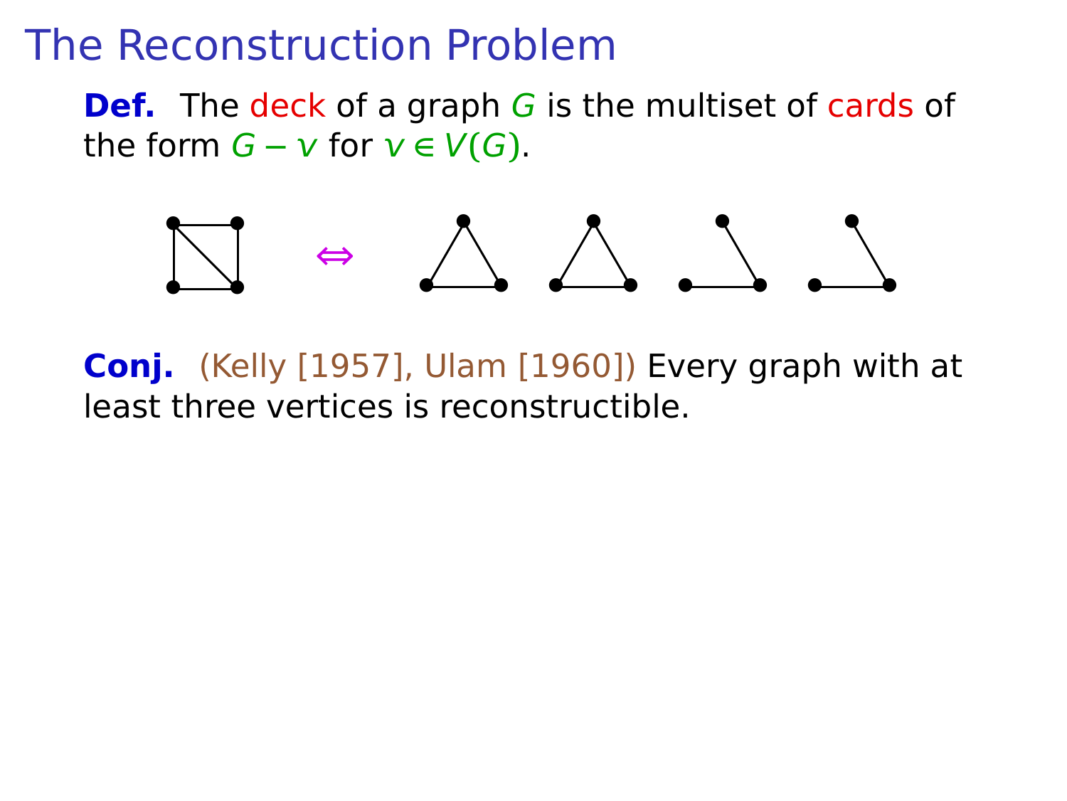# The Reconstruction Problem

**Def.** The deck of a graph $G$ is the multiset of cards of the form $G - v$ for $v \in V(G)$.

**Conj.** (Kelly [1957], Ulam [1960]) Every graph with at least three vertices is reconstructible.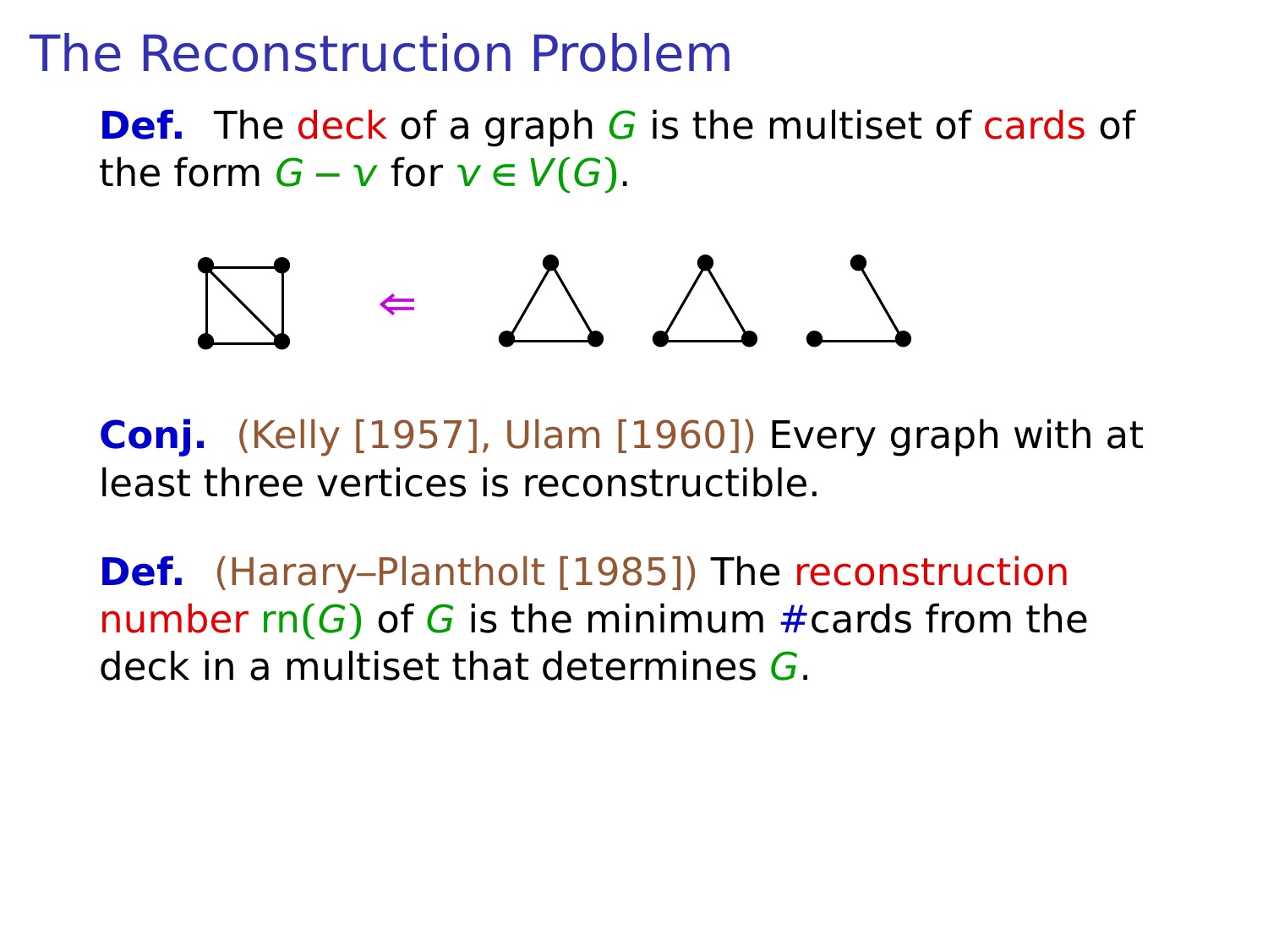# The Reconstruction Problem

**Def.** The deck of a graph $G$ is the multiset of cards of the form $G - v$ for $v \in V(G)$.

**Conj.** (Kelly [1957], Ulam [1960]) Every graph with at least three vertices is reconstructible.

**Def.** (Harary–Plantholt [1985]) The reconstruction number $\text{rn}(G)$ of $G$ is the minimum #cards from the deck in a multiset that determines $G$.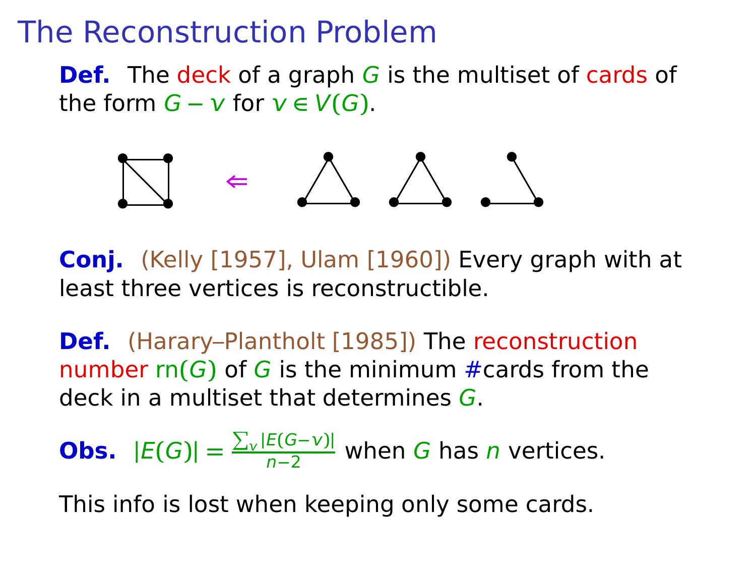# The Reconstruction Problem

**Def.** The deck of a graph $G$ is the multiset of cards of the form $G - v$ for $v \in V(G)$.

$\Leftarrow$

**Conj.** (Kelly [1957], Ulam [1960]) Every graph with at least three vertices is reconstructible.

**Def.** (Harary–Plantholt [1985]) The reconstruction number $\mathrm{rn}(G)$ of $G$ is the minimum #cards from the deck in a multiset that determines $G$.

**Obs.** $|E(G)| = \frac{\sum_v |E(G-v)|}{n-2}$ when $G$ has $n$ vertices.

This info is lost when keeping only some cards.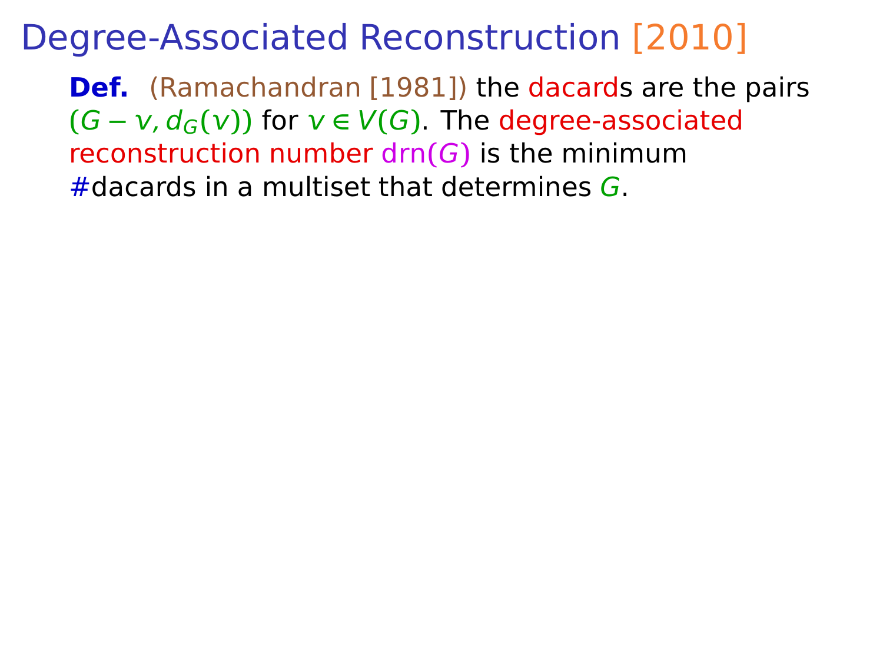# Degree-Associated Reconstruction [2010]

**Def.** (Ramachandran [1981]) the dacards are the pairs $(G - v, d_G(v))$ for $v \in V(G)$. The degree-associated reconstruction number $\mathrm{drn}(G)$ is the minimum #dacards in a multiset that determines $G$.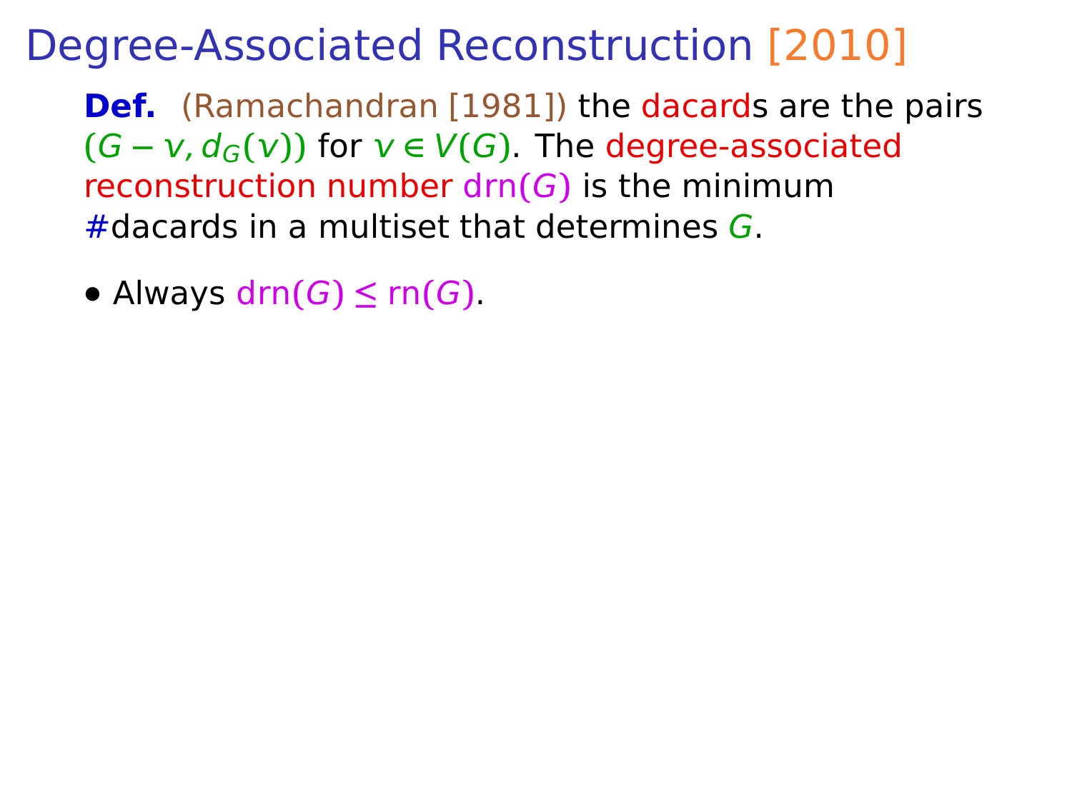# Degree-Associated Reconstruction [2010]

**Def.** (Ramachandran [1981]) the dacards are the pairs $(G - v, d_G(v))$ for $v \in V(G)$. The degree-associated reconstruction number $\mathrm{drn}(G)$ is the minimum #dacards in a multiset that determines $G$.

- Always $\mathrm{drn}(G) \le \mathrm{rn}(G)$.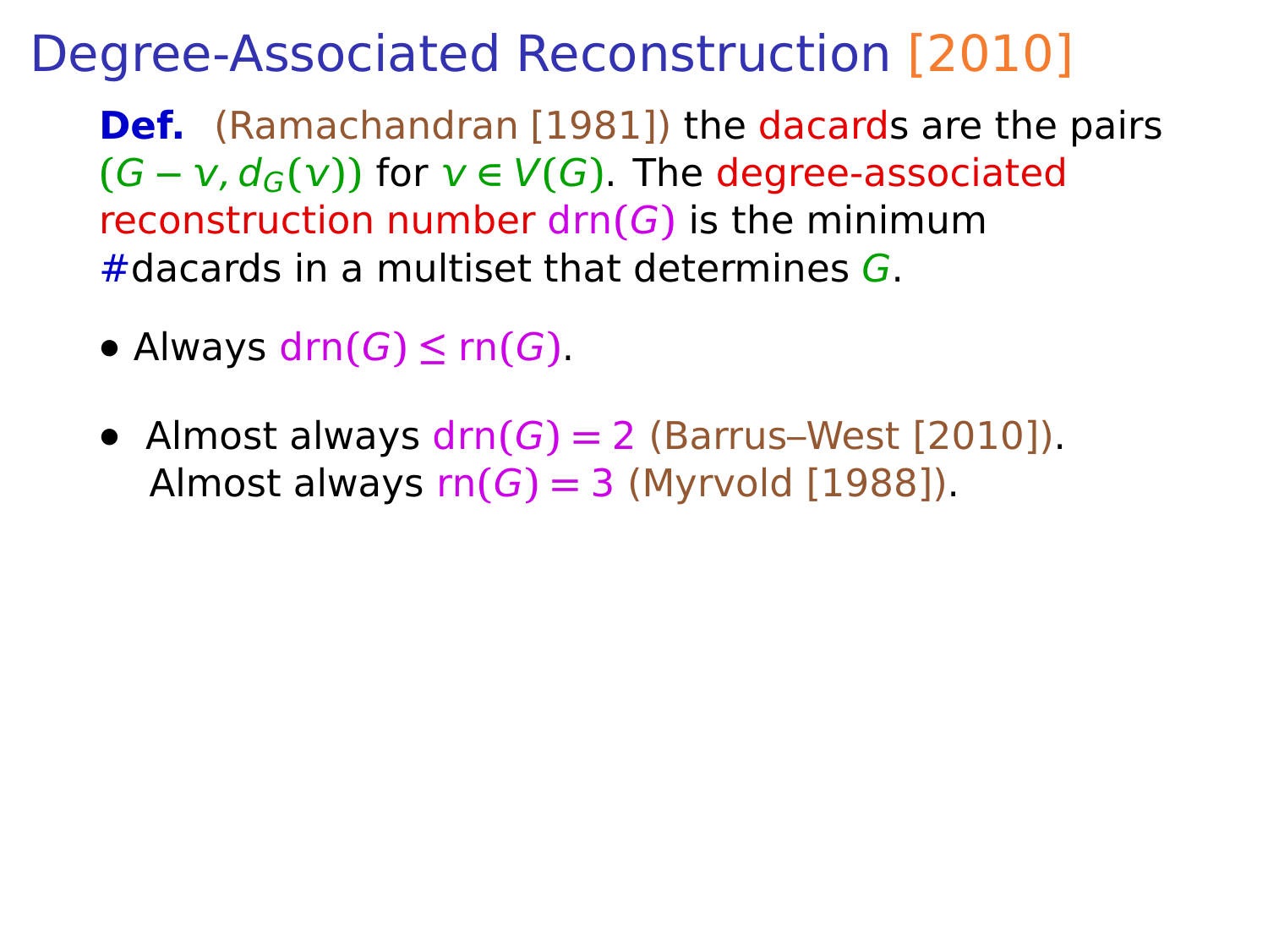# Degree-Associated Reconstruction [2010]

**Def.** (Ramachandran [1981]) the dacards are the pairs $(G - v, d_G(v))$ for $v \in V(G)$. The degree-associated reconstruction number $\mathrm{drn}(G)$ is the minimum #dacards in a multiset that determines $G$.

- Always $\mathrm{drn}(G) \le \mathrm{rn}(G)$.

- Almost always $\mathrm{drn}(G) = 2$ (Barrus–West [2010]).
  Almost always $\mathrm{rn}(G) = 3$ (Myrvold [1988]).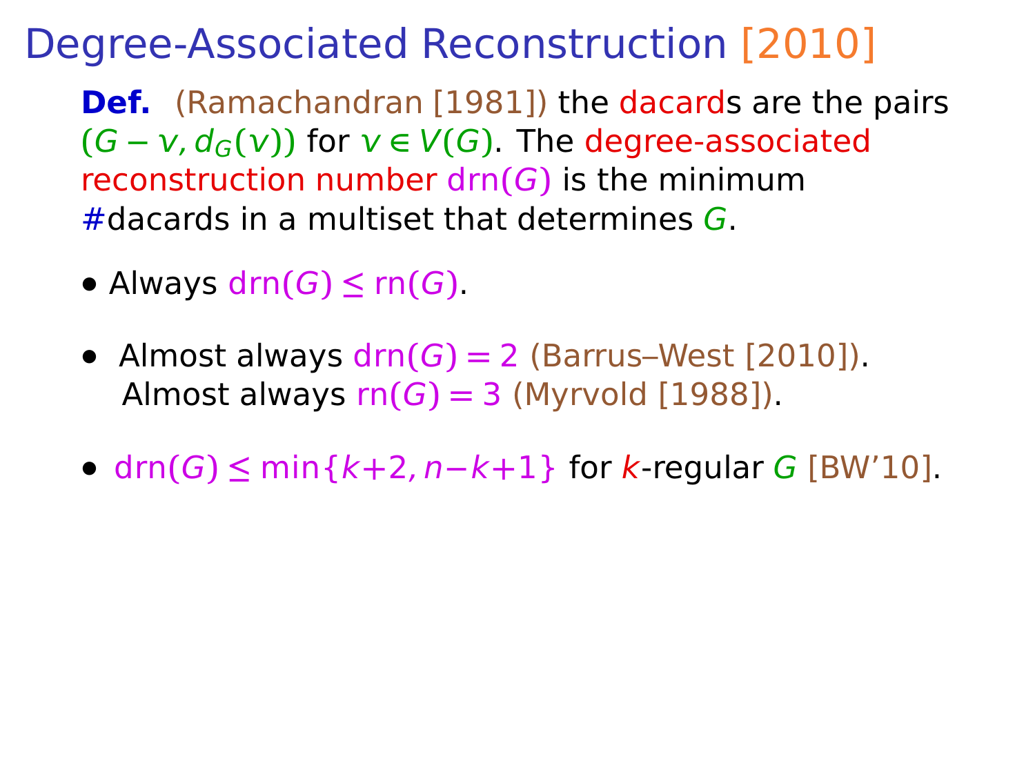# Degree-Associated Reconstruction [2010]

**Def.** (Ramachandran [1981]) the dacards are the pairs $(G - v, d_G(v))$ for $v \in V(G)$. The degree-associated reconstruction number $\mathrm{drn}(G)$ is the minimum #dacards in a multiset that determines $G$.

- Always $\mathrm{drn}(G) \le \mathrm{rn}(G)$.
- Almost always $\mathrm{drn}(G) = 2$ (Barrus–West [2010]).
  Almost always $\mathrm{rn}(G) = 3$ (Myrvold [1988]).
- $\mathrm{drn}(G) \le \min\{k+2, n-k+1\}$ for $k$-regular $G$ [BW'10].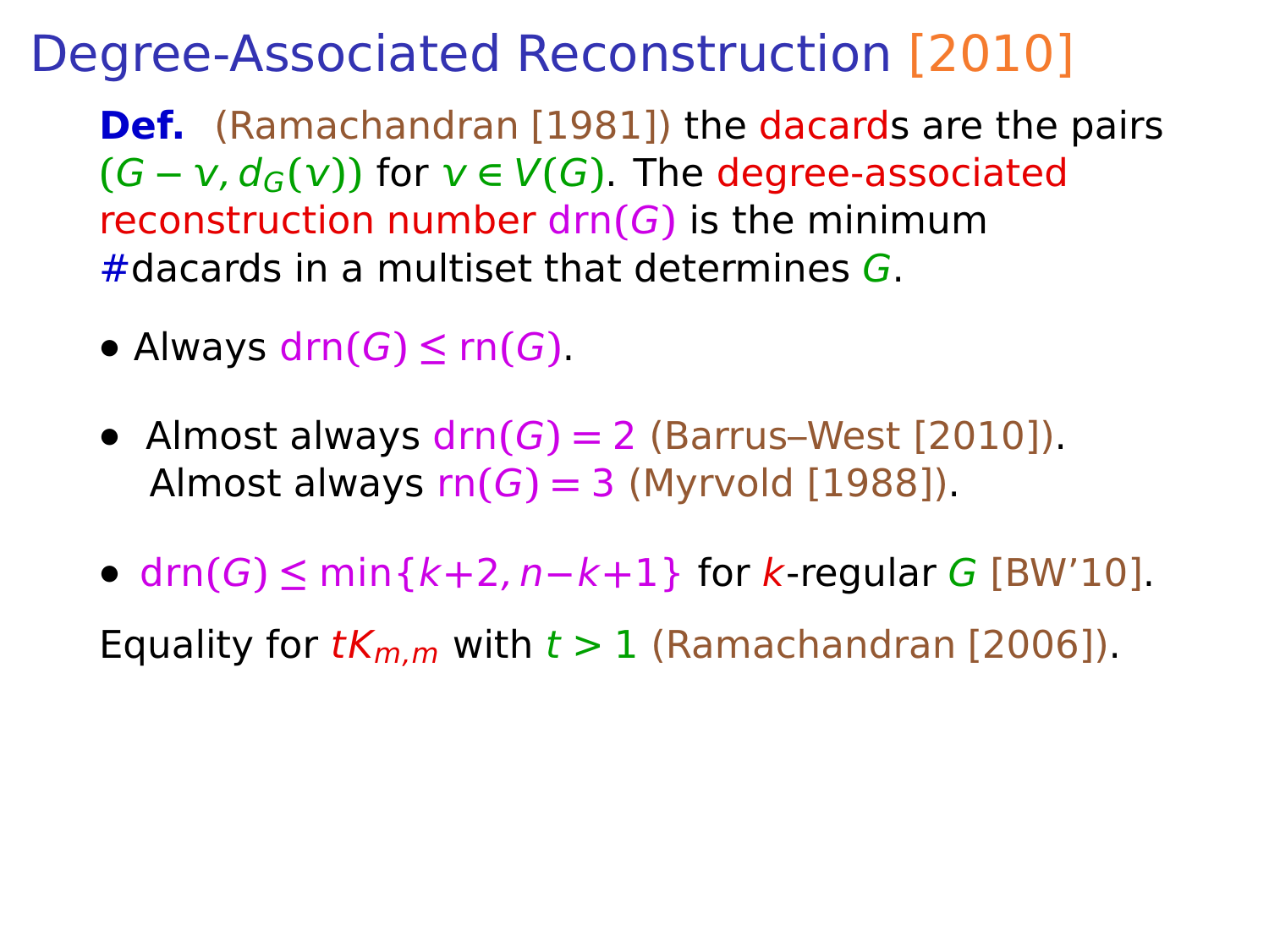# Degree-Associated Reconstruction [2010]

**Def.** (Ramachandran [1981]) the dacards are the pairs $(G - v, d_G(v))$ for $v \in V(G)$. The degree-associated reconstruction number $\mathrm{drn}(G)$ is the minimum #dacards in a multiset that determines $G$.

- Always $\mathrm{drn}(G) \le \mathrm{rn}(G)$.

- Almost always $\mathrm{drn}(G) = 2$ (Barrus–West [2010]).
  Almost always $\mathrm{rn}(G) = 3$ (Myrvold [1988]).

- $\mathrm{drn}(G) \le \min\{k+2, n-k+1\}$ for $k$-regular $G$ [BW'10].

Equality for $tK_{m,m}$ with $t > 1$ (Ramachandran [2006]).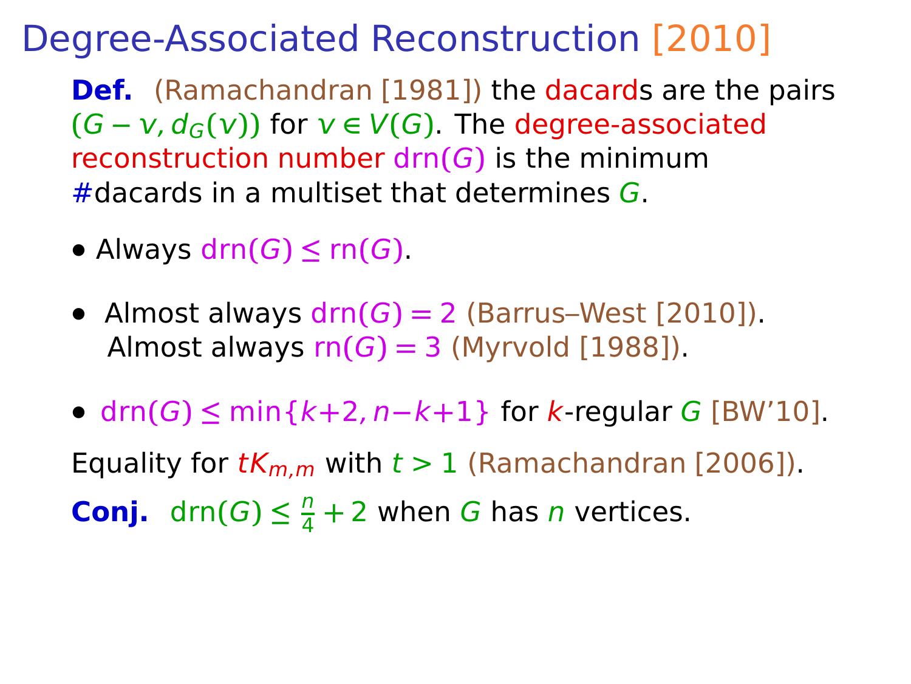# Degree-Associated Reconstruction [2010]

**Def.** (Ramachandran [1981]) the dacards are the pairs $(G-v, d_G(v))$ for $v \in V(G)$. The degree-associated reconstruction number $\mathrm{drn}(G)$ is the minimum #dacards in a multiset that determines $G$.

- Always $\mathrm{drn}(G) \le \mathrm{rn}(G)$.

- Almost always $\mathrm{drn}(G) = 2$ (Barrus–West [2010]).
  Almost always $\mathrm{rn}(G) = 3$ (Myrvold [1988]).

- $\mathrm{drn}(G) \le \min\{k+2, n-k+1\}$ for $k$-regular $G$ [BW'10].

Equality for $tK_{m,m}$ with $t > 1$ (Ramachandran [2006]).

**Conj.** $\mathrm{drn}(G) \le \frac{n}{4} + 2$ when $G$ has $n$ vertices.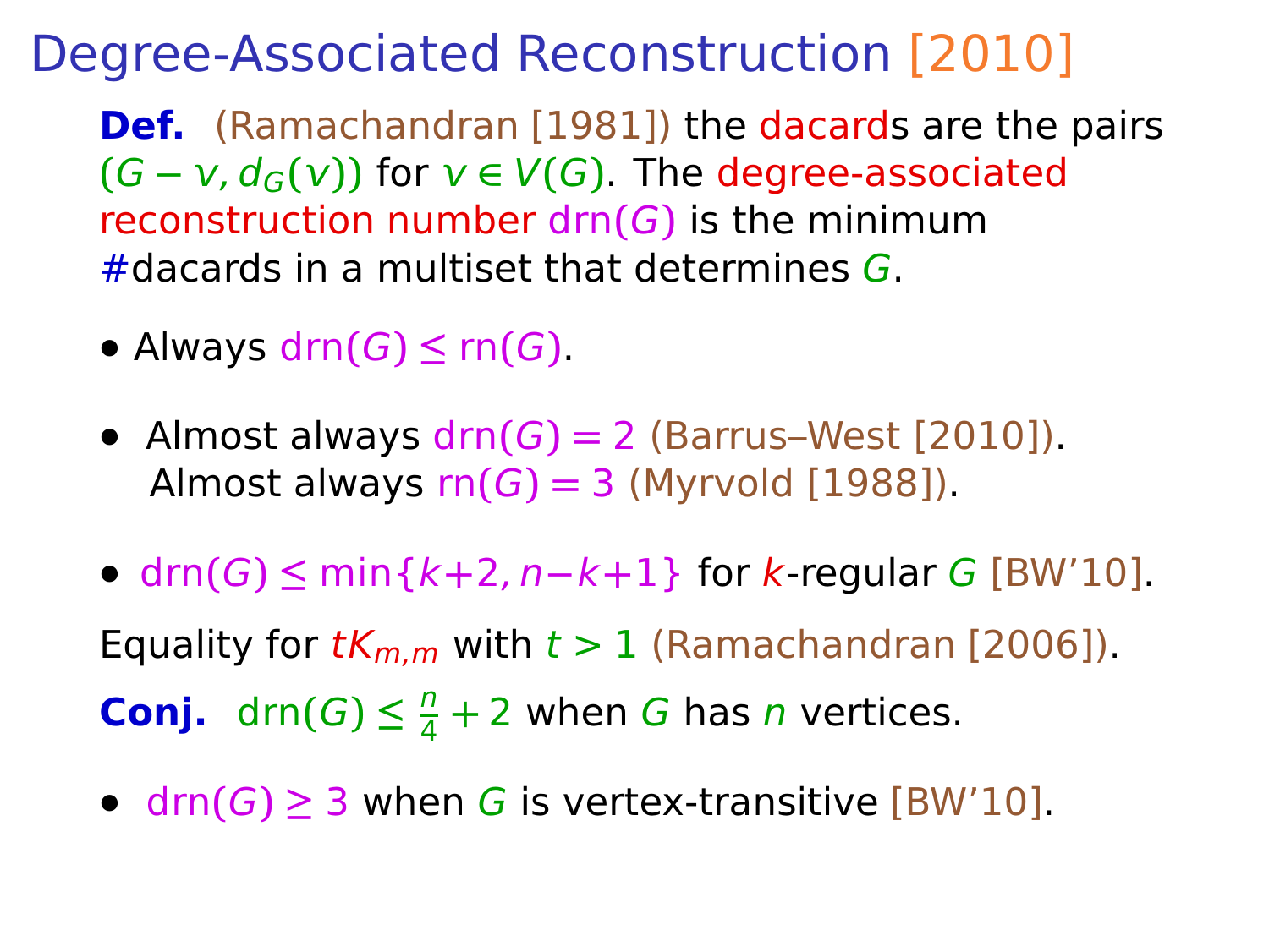# Degree-Associated Reconstruction [2010]

**Def.** (Ramachandran [1981]) the dacards are the pairs $(G - v, d_G(v))$ for $v \in V(G)$. The degree-associated reconstruction number $\mathrm{drn}(G)$ is the minimum #dacards in a multiset that determines $G$.

- Always $\mathrm{drn}(G) \le \mathrm{rn}(G)$.

- Almost always $\mathrm{drn}(G) = 2$ (Barrus–West [2010]).
  Almost always $\mathrm{rn}(G) = 3$ (Myrvold [1988]).

- $\mathrm{drn}(G) \le \min\{k+2, n-k+1\}$ for $k$-regular $G$ [BW'10].

Equality for $tK_{m,m}$ with $t > 1$ (Ramachandran [2006]).

**Conj.** $\mathrm{drn}(G) \le \frac{n}{4} + 2$ when $G$ has $n$ vertices.

- $\mathrm{drn}(G) \ge 3$ when $G$ is vertex-transitive [BW'10].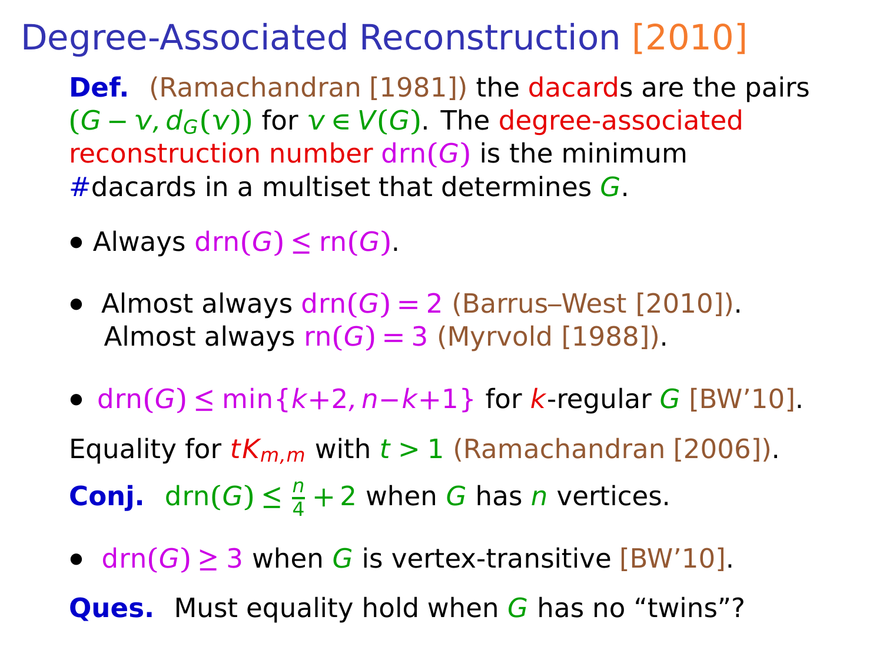# Degree-Associated Reconstruction [2010]

**Def.** (Ramachandran [1981]) the dacards are the pairs $(G - v, d_G(v))$ for $v \in V(G)$. The degree-associated reconstruction number $\text{drn}(G)$ is the minimum #dacards in a multiset that determines $G$.

- Always $\text{drn}(G) \le \text{rn}(G)$.

- Almost always $\text{drn}(G) = 2$ (Barrus–West [2010]).
  Almost always $\text{rn}(G) = 3$ (Myrvold [1988]).

- $\text{drn}(G) \le \min\{k+2, n-k+1\}$ for $k$-regular $G$ [BW'10].

Equality for $tK_{m,m}$ with $t > 1$ (Ramachandran [2006]).

**Conj.** $\text{drn}(G) \le \frac{n}{4} + 2$ when $G$ has $n$ vertices.

- $\text{drn}(G) \ge 3$ when $G$ is vertex-transitive [BW'10].

**Ques.** Must equality hold when $G$ has no "twins"?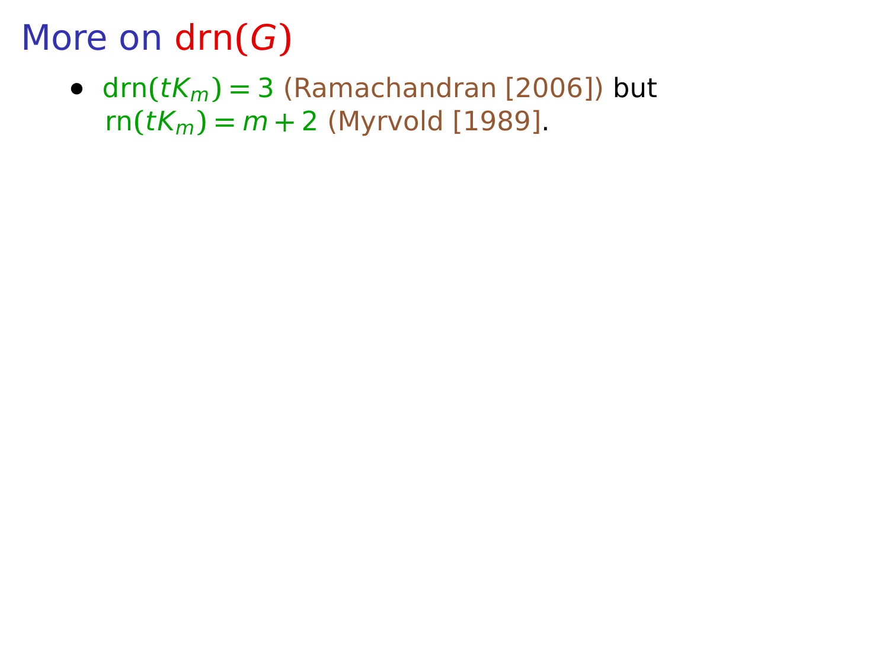# More on drn($G$)

- $\text{drn}(tK_m) = 3$ (Ramachandran [2006]) but $\text{rn}(tK_m) = m + 2$ (Myrvold [1989].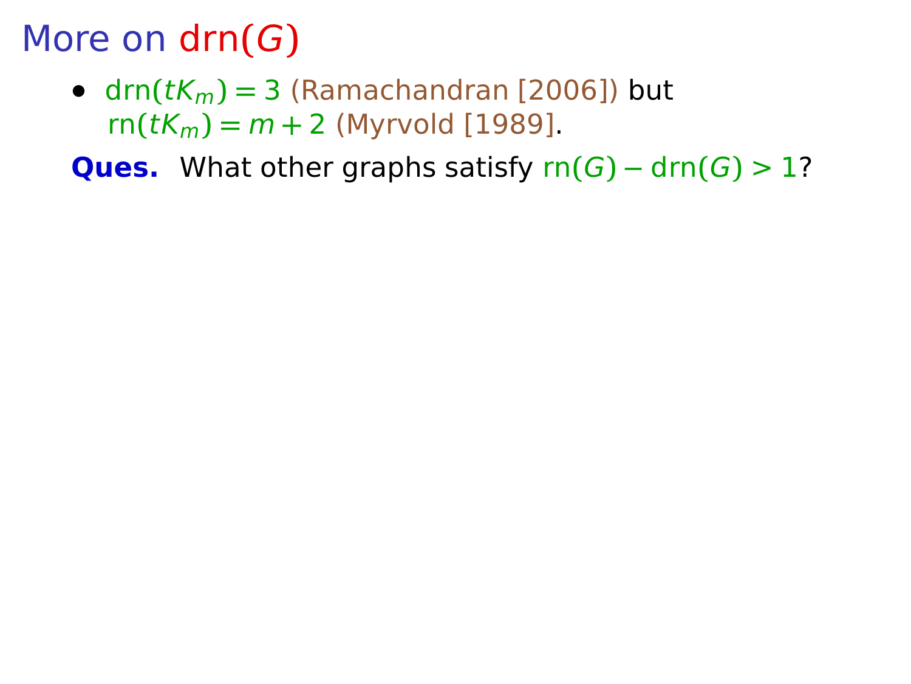# More on drn($G$)

- drn($tK_m$) $= 3$ (Ramachandran [2006]) but rn($tK_m$) $= m + 2$ (Myrvold [1989].

**Ques.** What other graphs satisfy rn($G$) $-$ drn($G$) $> 1$?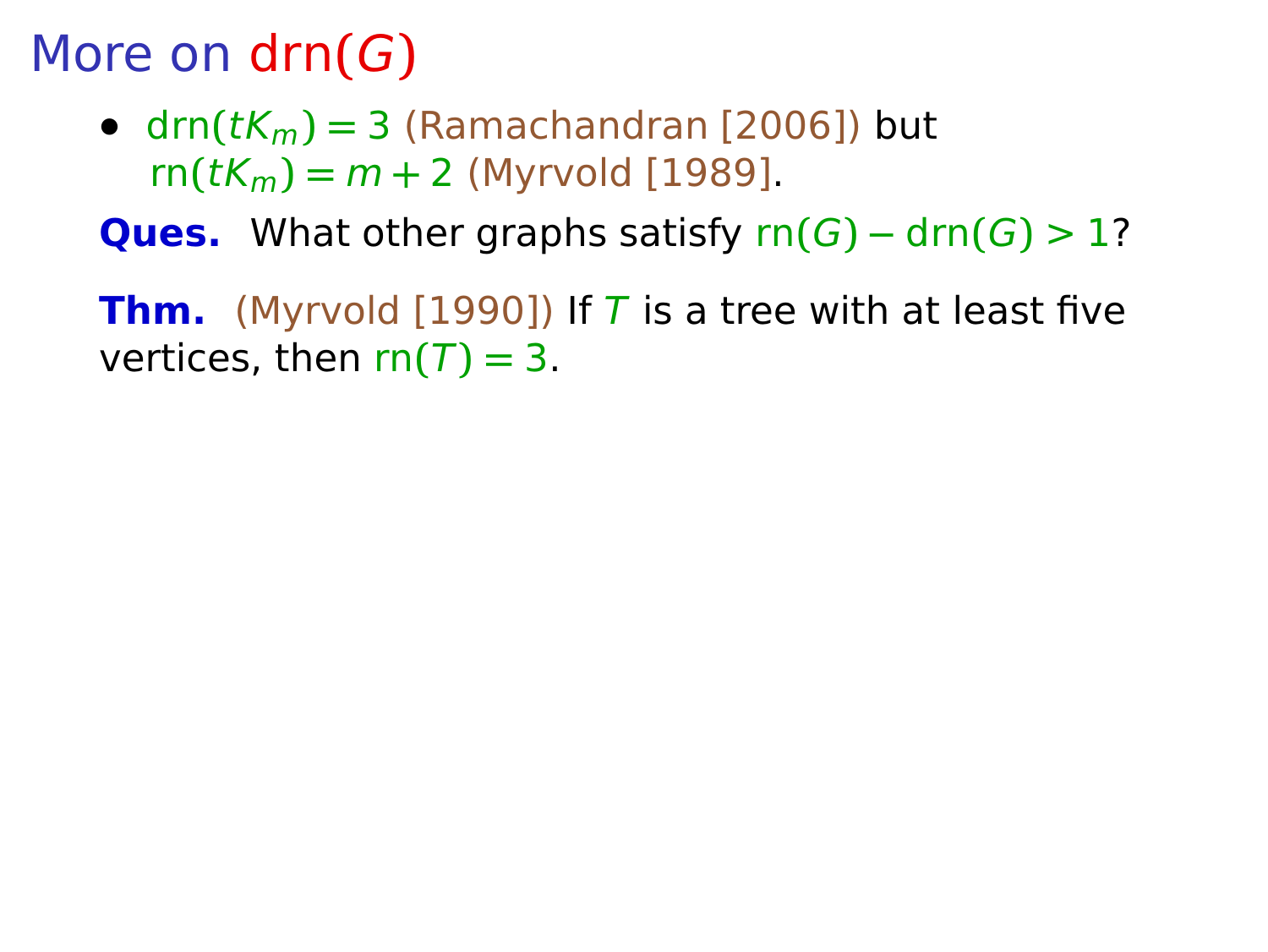# More on $\mathrm{drn}(G)$

- $\mathrm{drn}(tK_m) = 3$ (Ramachandran [2006]) but $\mathrm{rn}(tK_m) = m + 2$ (Myrvold [1989].

**Ques.** What other graphs satisfy $\mathrm{rn}(G) - \mathrm{drn}(G) > 1$?

**Thm.** (Myrvold [1990]) If $T$ is a tree with at least five vertices, then $\mathrm{rn}(T) = 3$.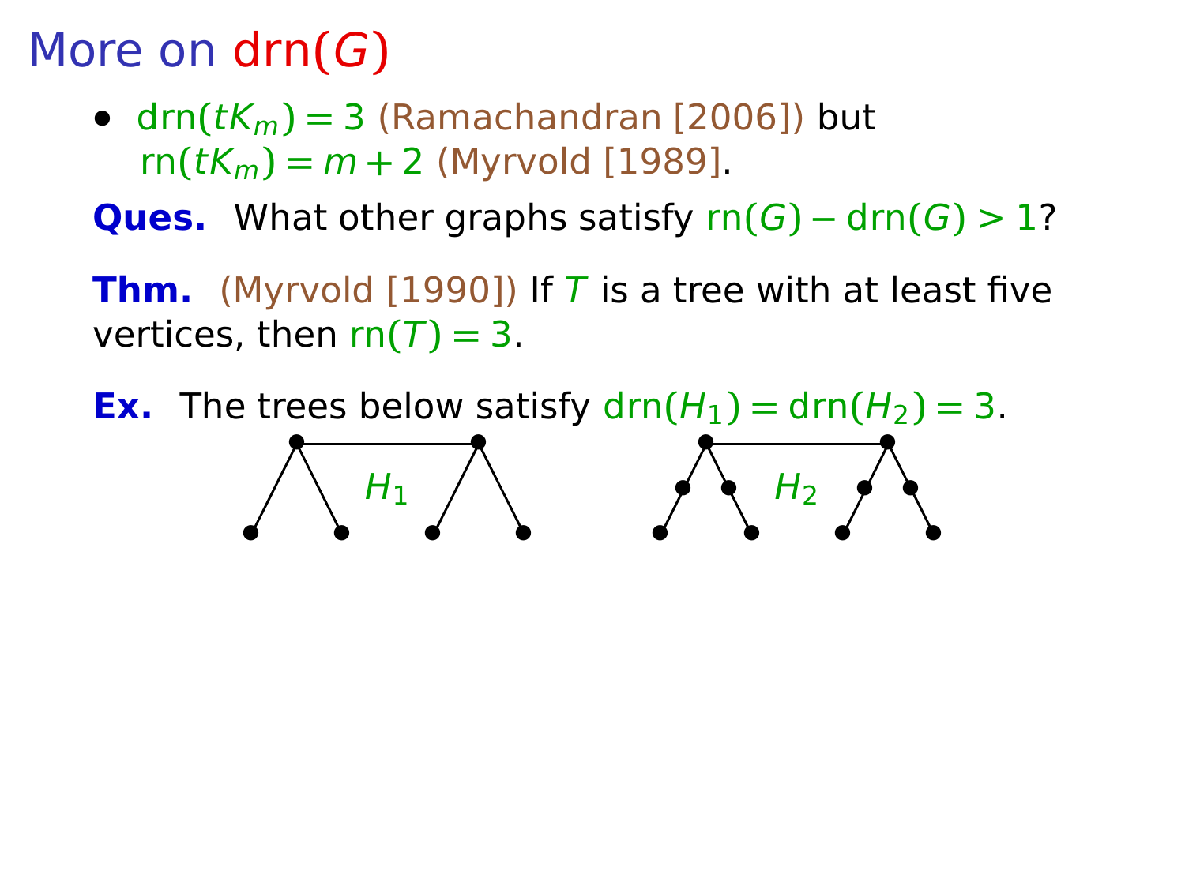# More on $\text{drn}(G)$

- $\text{drn}(tK_m) = 3$ (Ramachandran [2006]) but $\text{rn}(tK_m) = m + 2$ (Myrvold [1989].

**Ques.** What other graphs satisfy $\text{rn}(G) - \text{drn}(G) > 1$?

**Thm.** (Myrvold [1990]) If $T$ is a tree with at least five vertices, then $\text{rn}(T) = 3$.

**Ex.** The trees below satisfy $\text{drn}(H_1) = \text{drn}(H_2) = 3$.

$H_1$ $H_2$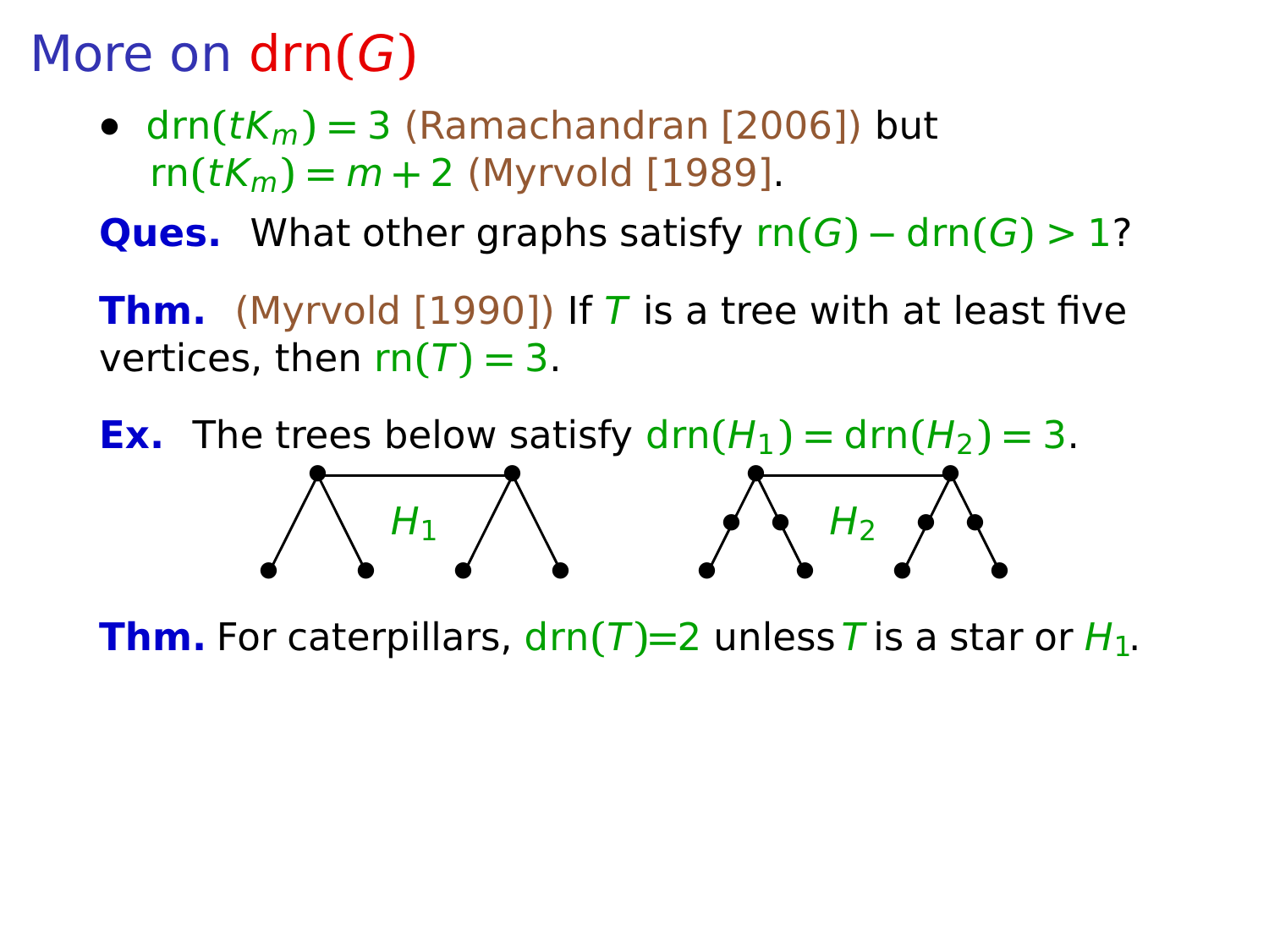# More on drn($G$)

- $\text{drn}(tK_m) = 3$ (Ramachandran [2006]) but $\text{rn}(tK_m) = m + 2$ (Myrvold [1989].

**Ques.** What other graphs satisfy $\text{rn}(G) - \text{drn}(G) > 1$?

**Thm.** (Myrvold [1990]) If $T$ is a tree with at least five vertices, then $\text{rn}(T) = 3$.

**Ex.** The trees below satisfy $\text{drn}(H_1) = \text{drn}(H_2) = 3$.

$H_1$ $H_2$

**Thm.** For caterpillars, $\text{drn}(T)=2$ unless $T$ is a star or $H_1$.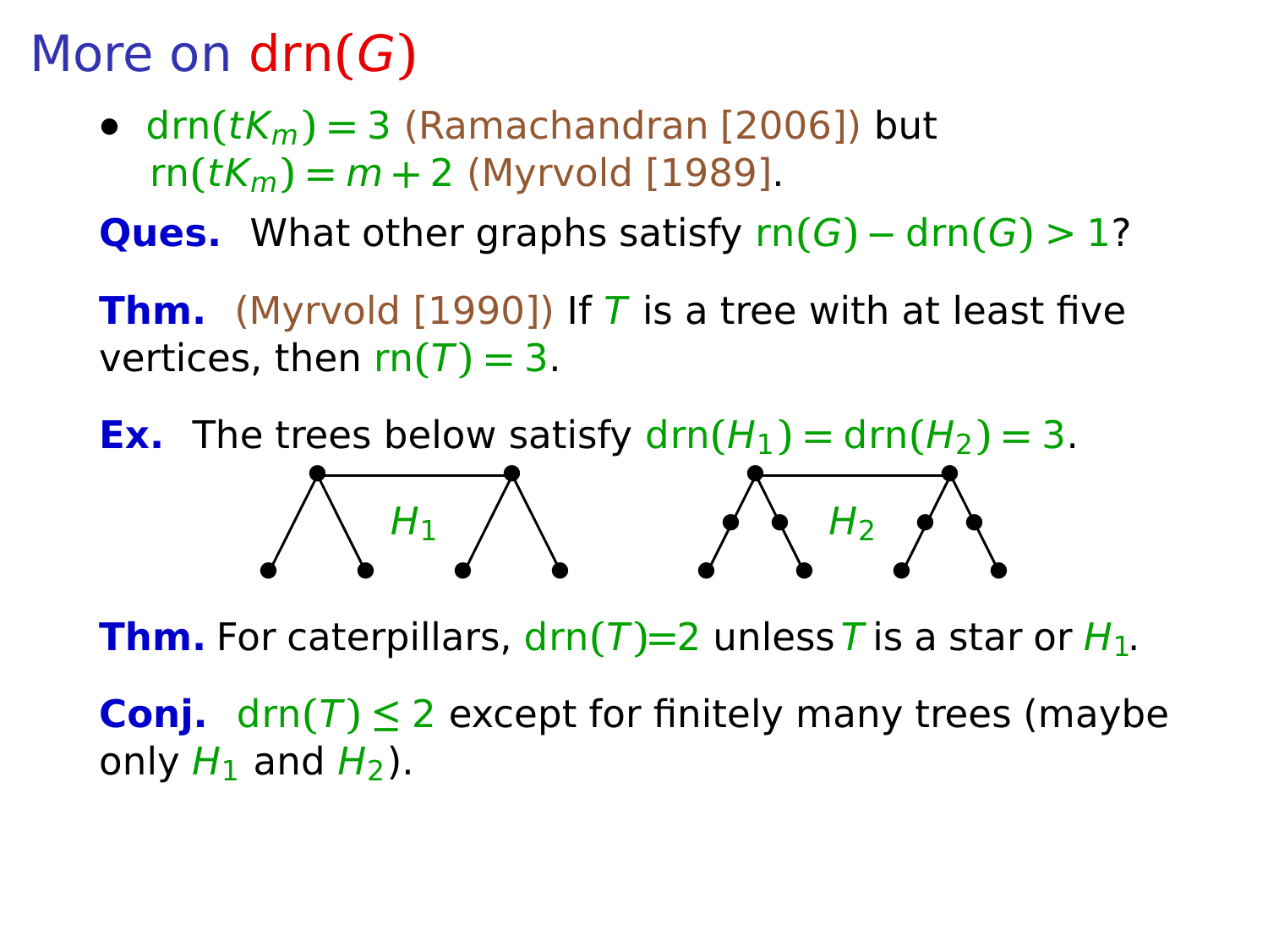# More on $\mathrm{drn}(G)$

- $\mathrm{drn}(tK_m) = 3$ (Ramachandran [2006]) but $\mathrm{rn}(tK_m) = m + 2$ (Myrvold [1989].

**Ques.** What other graphs satisfy $\mathrm{rn}(G) - \mathrm{drn}(G) > 1$?

**Thm.** (Myrvold [1990]) If $T$ is a tree with at least five vertices, then $\mathrm{rn}(T) = 3$.

**Ex.** The trees below satisfy $\mathrm{drn}(H_1) = \mathrm{drn}(H_2) = 3$.

$H_1$ $H_2$

**Thm.** For caterpillars, $\mathrm{drn}(T)$=2 unless $T$ is a star or $H_1$.

**Conj.** $\mathrm{drn}(T) \leq 2$ except for finitely many trees (maybe only $H_1$ and $H_2$).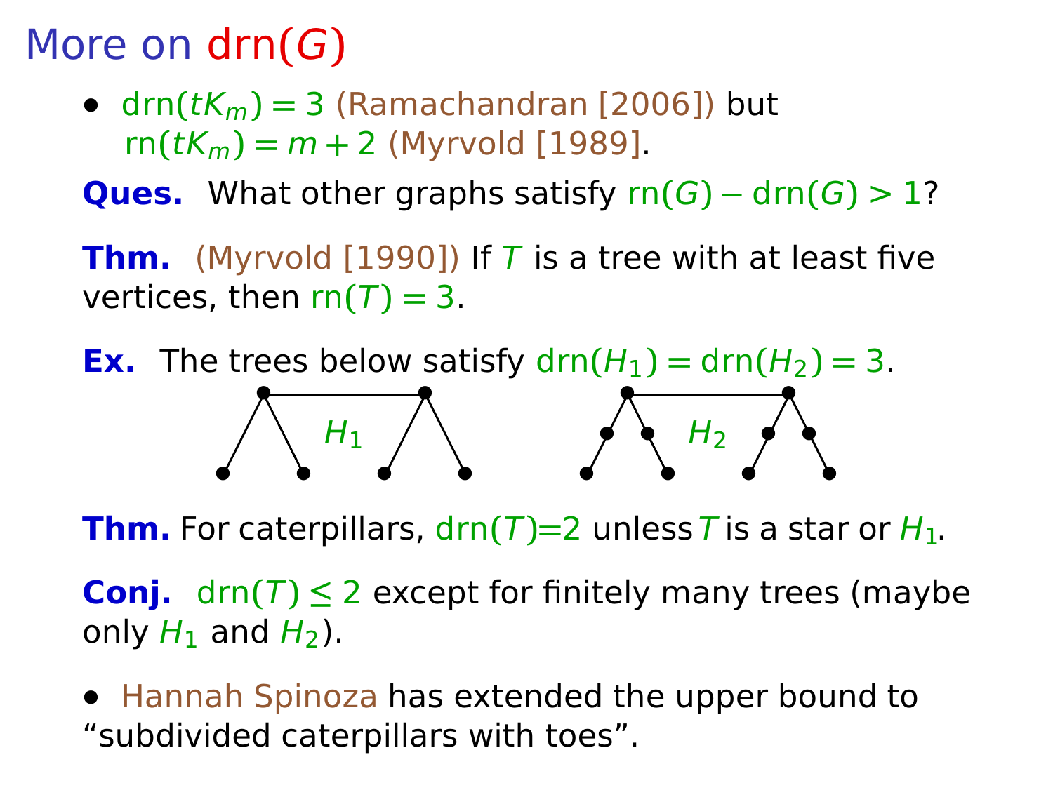# More on drn($G$)

- $\text{drn}(tK_m) = 3$ (Ramachandran [2006]) but $\text{rn}(tK_m) = m + 2$ (Myrvold [1989].

**Ques.** What other graphs satisfy $\text{rn}(G) - \text{drn}(G) > 1$?

**Thm.** (Myrvold [1990]) If $T$ is a tree with at least five vertices, then $\text{rn}(T) = 3$.

**Ex.** The trees below satisfy $\text{drn}(H_1) = \text{drn}(H_2) = 3$.

**Thm.** For caterpillars, $\text{drn}(T)$=2 unless $T$ is a star or $H_1$.

**Conj.** $\text{drn}(T) \leq 2$ except for finitely many trees (maybe only $H_1$ and $H_2$).

- Hannah Spinoza has extended the upper bound to "subdivided caterpillars with toes".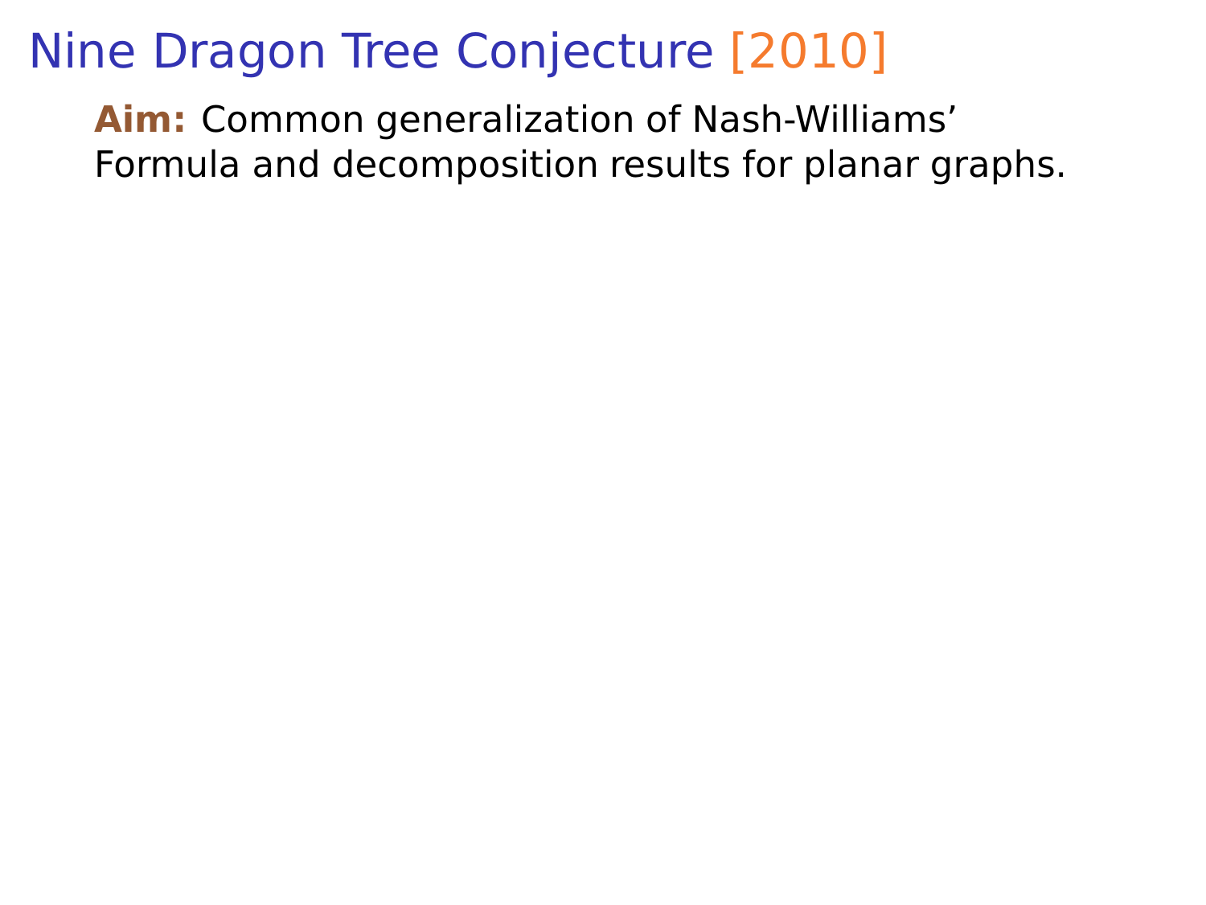# Nine Dragon Tree Conjecture [2010]

**Aim:** Common generalization of Nash-Williams' Formula and decomposition results for planar graphs.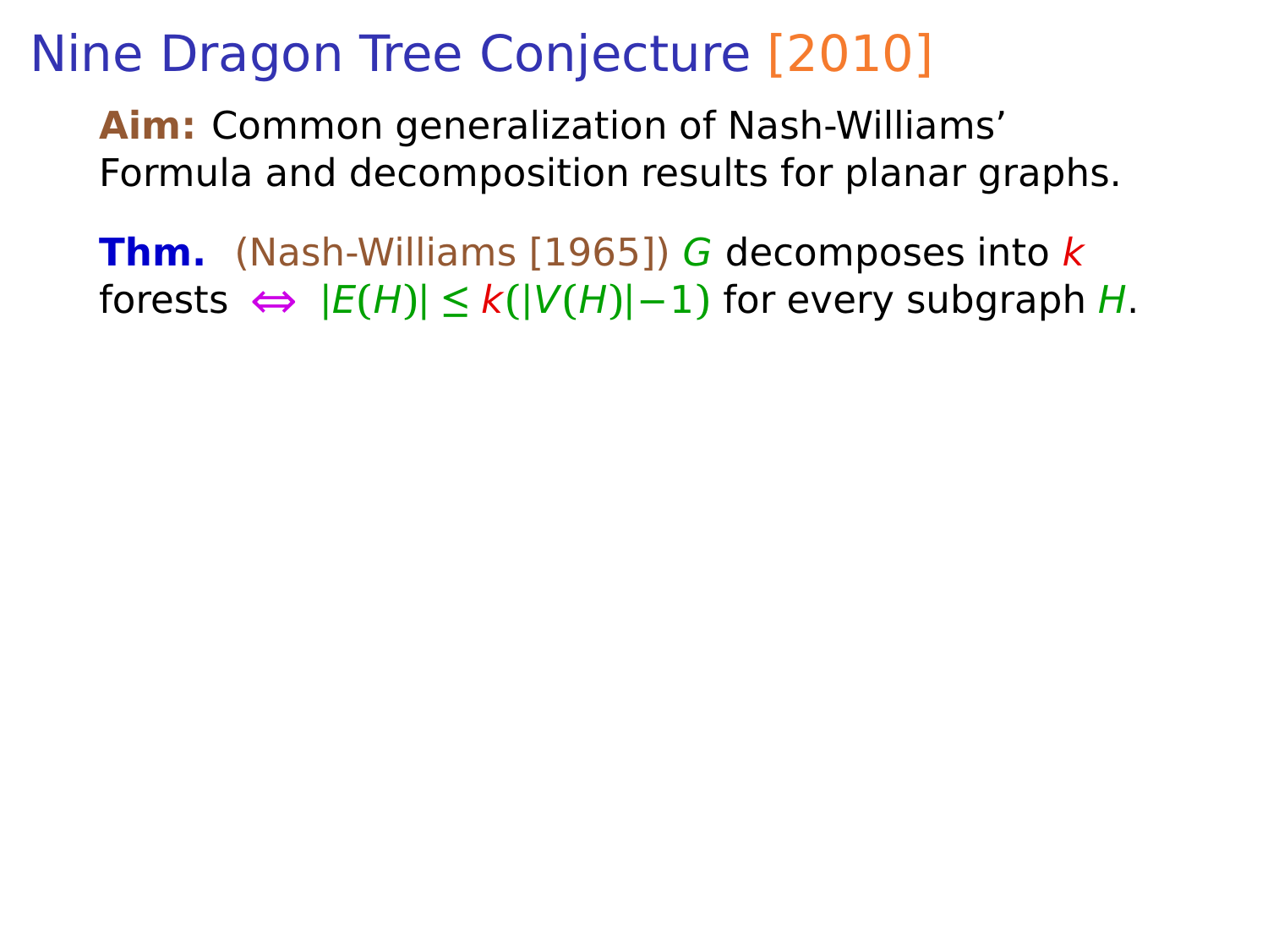# Nine Dragon Tree Conjecture [2010]

**Aim:** Common generalization of Nash-Williams' Formula and decomposition results for planar graphs.

**Thm.** (Nash-Williams [1965]) $G$ decomposes into $k$ forests $\Leftrightarrow$ $|E(H)| \le k(|V(H)|-1)$ for every subgraph $H$.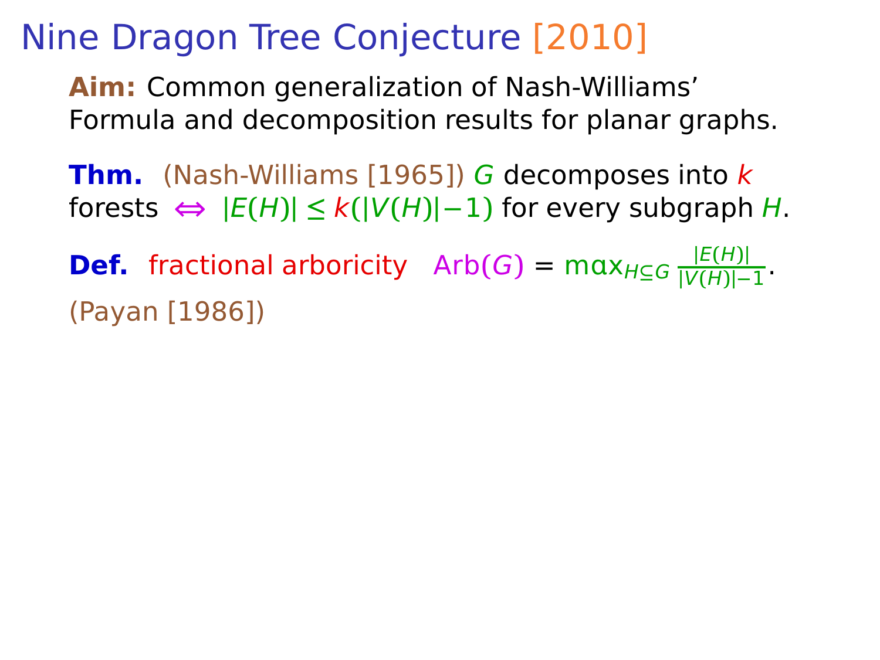# Nine Dragon Tree Conjecture [2010]

**Aim:** Common generalization of Nash-Williams' Formula and decomposition results for planar graphs.

**Thm.** (Nash-Williams [1965]) $G$ decomposes into $k$ forests $\Leftrightarrow$ $|E(H)| \leq k(|V(H)|-1)$ for every subgraph $H$.

**Def.** fractional arboricity $\text{Arb}(G) = \max_{H \subseteq G} \frac{|E(H)|}{|V(H)|-1}$.

(Payan [1986])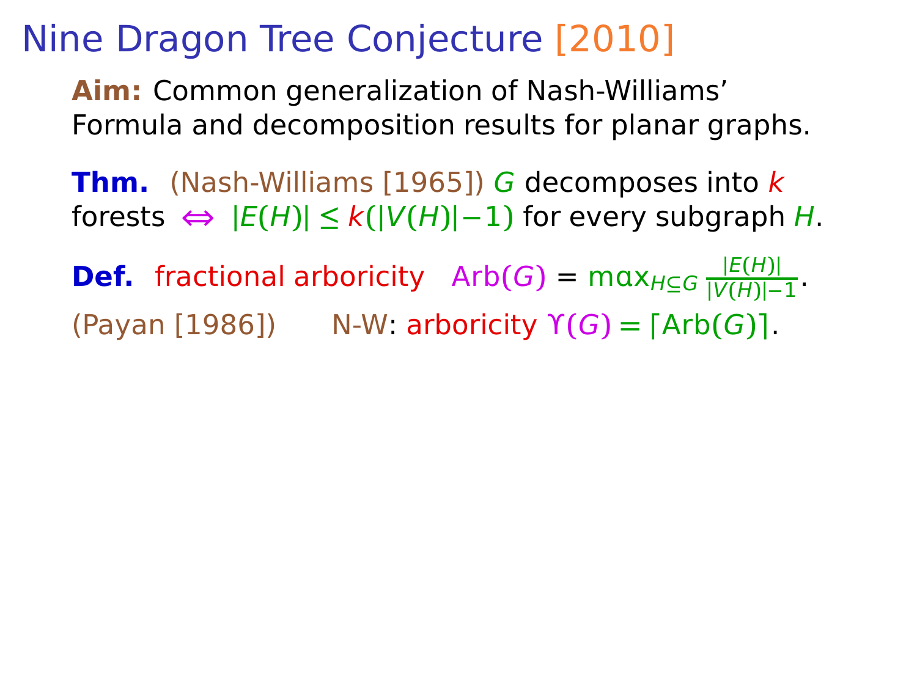# Nine Dragon Tree Conjecture [2010]

**Aim:** Common generalization of Nash-Williams' Formula and decomposition results for planar graphs.

**Thm.** (Nash-Williams [1965]) $G$ decomposes into $k$ forests $\Leftrightarrow$ $|E(H)| \le k(|V(H)|-1)$ for every subgraph $H$.

**Def.** fractional arboricity $\mathrm{Arb}(G) = \max_{H \subseteq G} \frac{|E(H)|}{|V(H)|-1}$.

(Payan [1986]) N-W: arboricity $\Upsilon(G) = \lceil \mathrm{Arb}(G) \rceil$.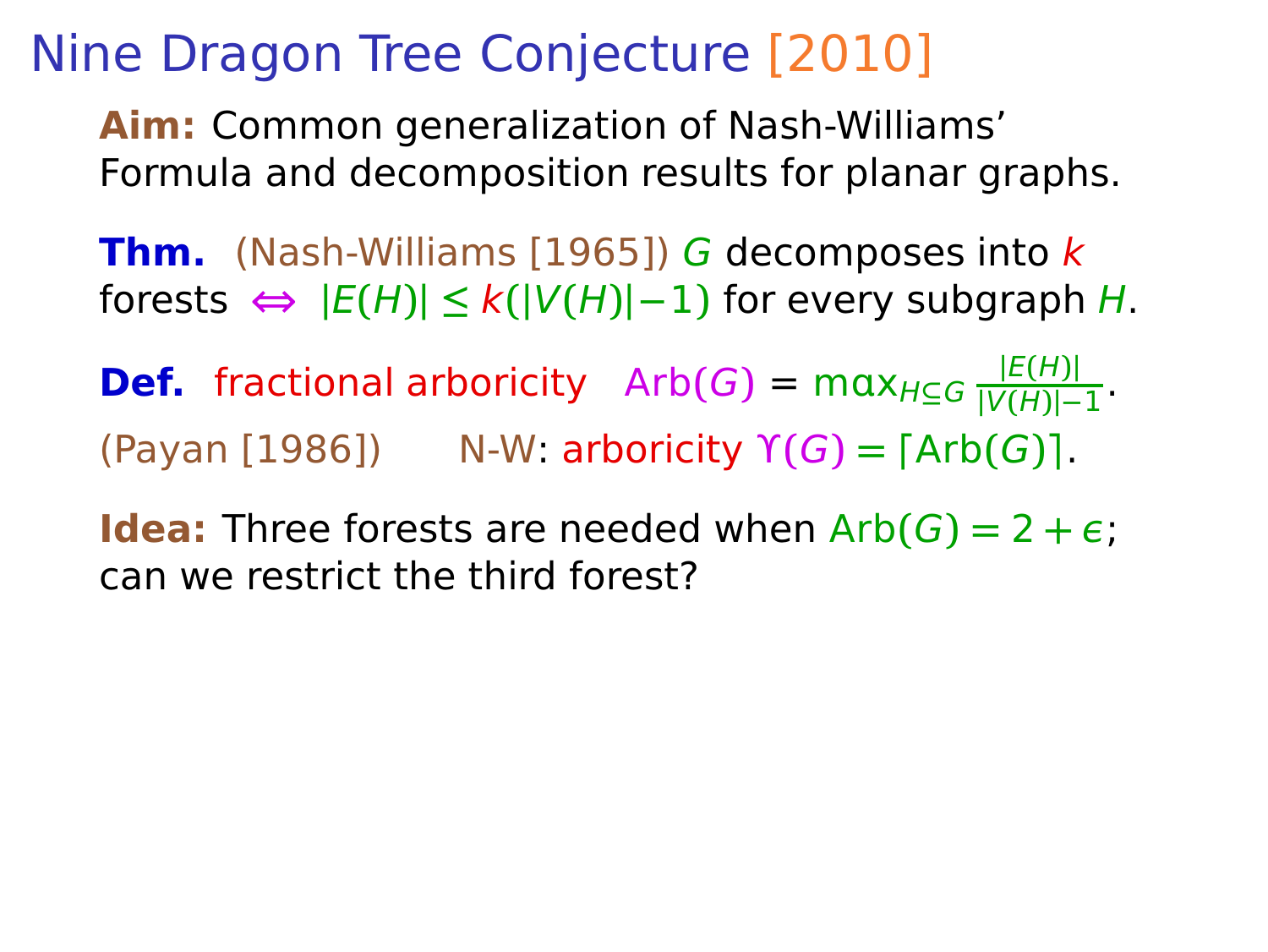# Nine Dragon Tree Conjecture [2010]

**Aim:** Common generalization of Nash-Williams' Formula and decomposition results for planar graphs.

**Thm.** (Nash-Williams [1965]) $G$ decomposes into $k$ forests $\Leftrightarrow$ $|E(H)| \le k(|V(H)|-1)$ for every subgraph $H$.

**Def.** fractional arboricity $\mathrm{Arb}(G) = \max_{H \subseteq G} \frac{|E(H)|}{|V(H)|-1}$.

(Payan [1986]) N-W: arboricity $\Upsilon(G) = \lceil \mathrm{Arb}(G) \rceil$.

**Idea:** Three forests are needed when $\mathrm{Arb}(G) = 2 + \epsilon$; can we restrict the third forest?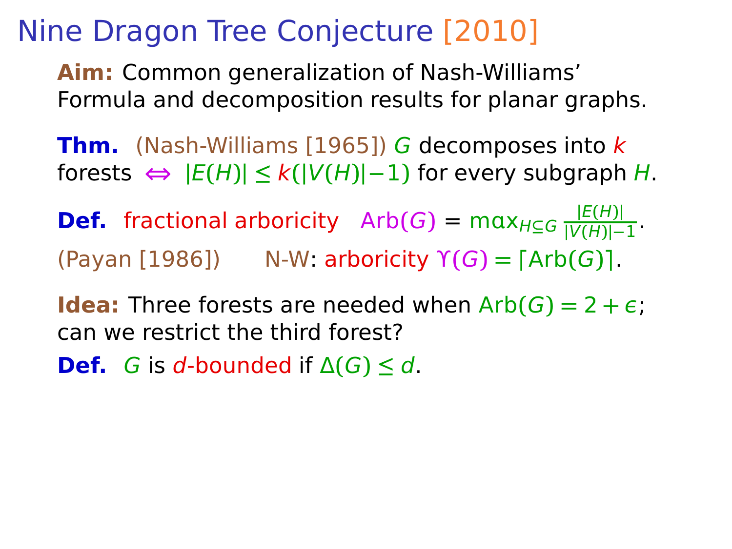# Nine Dragon Tree Conjecture [2010]

**Aim:** Common generalization of Nash-Williams' Formula and decomposition results for planar graphs.

**Thm.** (Nash-Williams [1965]) $G$ decomposes into $k$ forests $\Leftrightarrow$ $|E(H)| \le k(|V(H)|-1)$ for every subgraph $H$.

**Def.** fractional arboricity $\mathrm{Arb}(G) = \max_{H \subseteq G} \frac{|E(H)|}{|V(H)|-1}$.

(Payan [1986]) N-W: arboricity $\Upsilon(G) = \lceil \mathrm{Arb}(G) \rceil$.

**Idea:** Three forests are needed when $\mathrm{Arb}(G) = 2 + \epsilon$; can we restrict the third forest?

**Def.** $G$ is $d$-bounded if $\Delta(G) \le d$.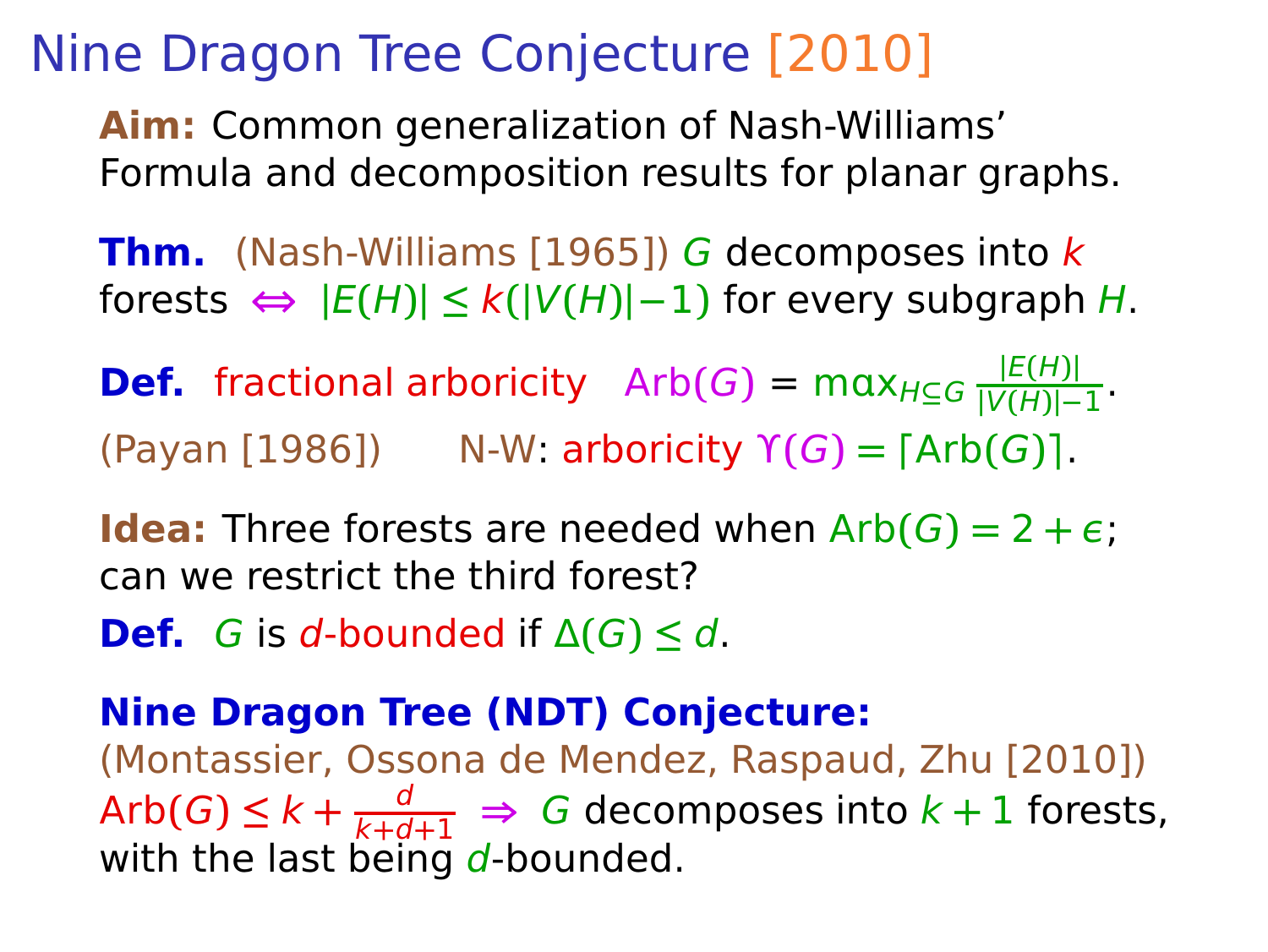# Nine Dragon Tree Conjecture [2010]

**Aim:** Common generalization of Nash-Williams' Formula and decomposition results for planar graphs.

**Thm.** (Nash-Williams [1965]) $G$ decomposes into $k$ forests $\Leftrightarrow$ $|E(H)| \le k(|V(H)|-1)$ for every subgraph $H$.

**Def.** fractional arboricity $\text{Arb}(G) = \max_{H \subseteq G} \frac{|E(H)|}{|V(H)|-1}$.

(Payan [1986]) N-W: arboricity $\Upsilon(G) = \lceil \text{Arb}(G) \rceil$.

**Idea:** Three forests are needed when $\text{Arb}(G) = 2 + \epsilon$; can we restrict the third forest?

**Def.** $G$ is $d$-bounded if $\Delta(G) \le d$.

**Nine Dragon Tree (NDT) Conjecture:**

(Montassier, Ossona de Mendez, Raspaud, Zhu [2010])

$\text{Arb}(G) \le k + \frac{d}{k+d+1}$ $\Rightarrow$ $G$ decomposes into $k+1$ forests, with the last being $d$-bounded.